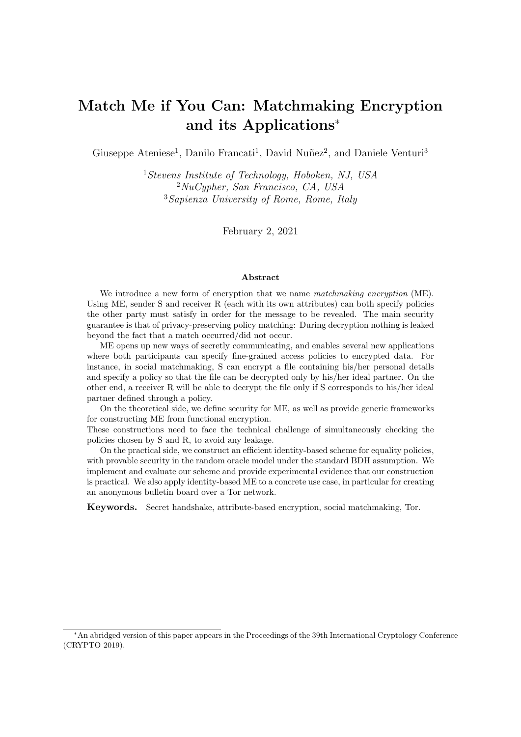# Match Me if You Can: Matchmaking Encryption and its Applications*

Giuseppe Ateniese[1], Danilo Francati[1], David Nuñez[2], and Daniele Venturi[3]

[1] *Stevens Institute of Technology, Hoboken, NJ, USA*
[2] *NuCypher, San Francisco, CA, USA*
[3] *Sapienza University of Rome, Rome, Italy*

February 2, 2021

**Abstract**

We introduce a new form of encryption that we name *matchmaking encryption* (ME). Using ME, sender S and receiver R (each with its own attributes) can both specify policies the other party must satisfy in order for the message to be revealed. The main security guarantee is that of privacy-preserving policy matching: During decryption nothing is leaked beyond the fact that a match occurred/did not occur.

ME opens up new ways of secretly communicating, and enables several new applications where both participants can specify fine-grained access policies to encrypted data. For instance, in social matchmaking, S can encrypt a file containing his/her personal details and specify a policy so that the file can be decrypted only by his/her ideal partner. On the other end, a receiver R will be able to decrypt the file only if S corresponds to his/her ideal partner defined through a policy.

On the theoretical side, we define security for ME, as well as provide generic frameworks for constructing ME from functional encryption.
These constructions need to face the technical challenge of simultaneously checking the policies chosen by S and R, to avoid any leakage.

On the practical side, we construct an efficient identity-based scheme for equality policies, with provable security in the random oracle model under the standard BDH assumption. We implement and evaluate our scheme and provide experimental evidence that our construction is practical. We also apply identity-based ME to a concrete use case, in particular for creating an anonymous bulletin board over a Tor network.

**Keywords.** Secret handshake, attribute-based encryption, social matchmaking, Tor.

*An abridged version of this paper appears in the Proceedings of the 39th International Cryptology Conference (CRYPTO 2019).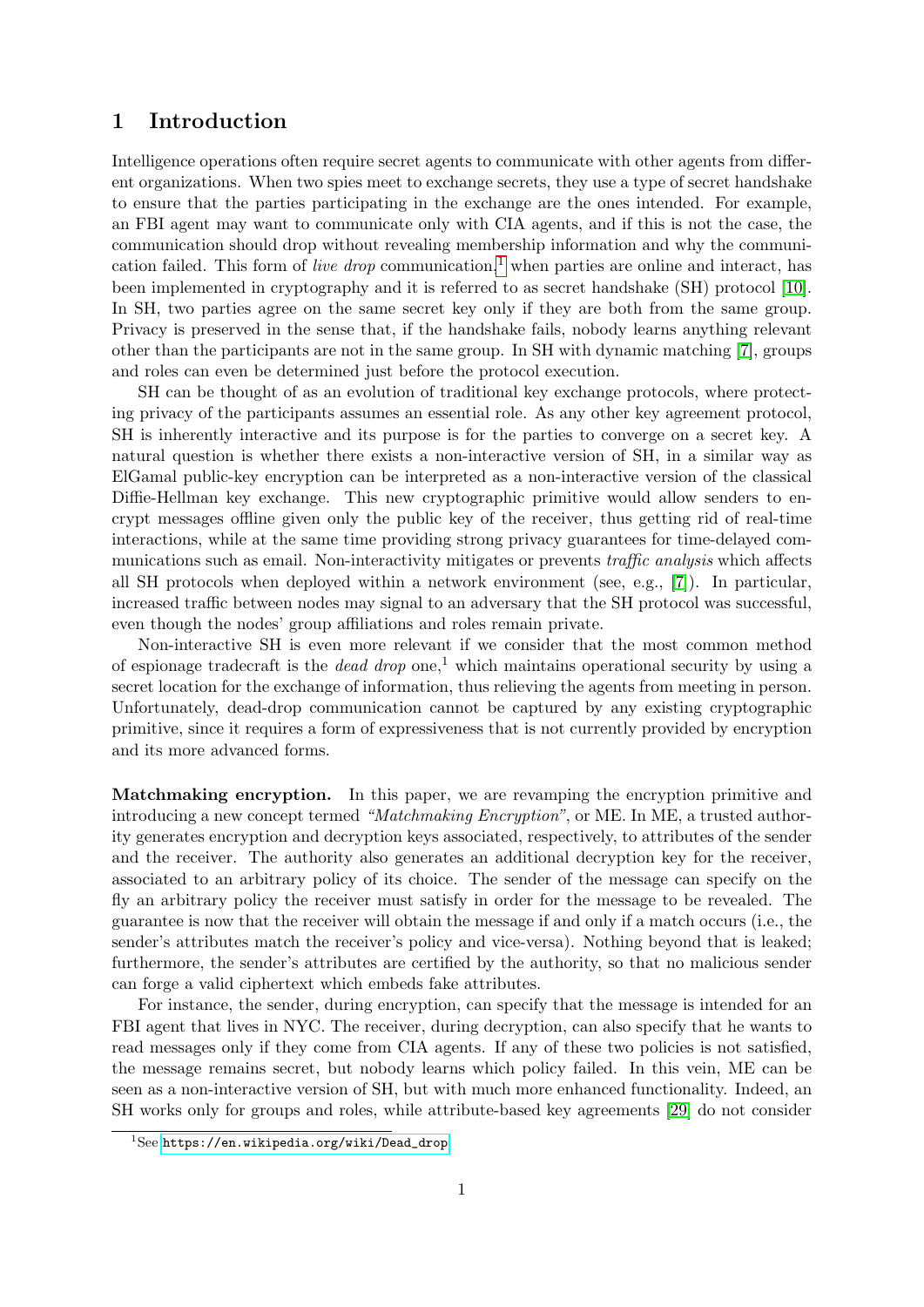# 1 Introduction

Intelligence operations often require secret agents to communicate with other agents from different organizations. When two spies meet to exchange secrets, they use a type of secret handshake to ensure that the parties participating in the exchange are the ones intended. For example, an FBI agent may want to communicate only with CIA agents, and if this is not the case, the communication should drop without revealing membership information and why the communication failed. This form of *live drop* communication,[1] when parties are online and interact, has been implemented in cryptography and it is referred to as secret handshake (SH) protocol [10]. In SH, two parties agree on the same secret key only if they are both from the same group. Privacy is preserved in the sense that, if the handshake fails, nobody learns anything relevant other than the participants are not in the same group. In SH with dynamic matching [7], groups and roles can even be determined just before the protocol execution.

SH can be thought of as an evolution of traditional key exchange protocols, where protecting privacy of the participants assumes an essential role. As any other key agreement protocol, SH is inherently interactive and its purpose is for the parties to converge on a secret key. A natural question is whether there exists a non-interactive version of SH, in a similar way as ElGamal public-key encryption can be interpreted as a non-interactive version of the classical Diffie-Hellman key exchange. This new cryptographic primitive would allow senders to encrypt messages offline given only the public key of the receiver, thus getting rid of real-time interactions, while at the same time providing strong privacy guarantees for time-delayed communications such as email. Non-interactivity mitigates or prevents *traffic analysis* which affects all SH protocols when deployed within a network environment (see, e.g., [7]). In particular, increased traffic between nodes may signal to an adversary that the SH protocol was successful, even though the nodes' group affiliations and roles remain private.

Non-interactive SH is even more relevant if we consider that the most common method of espionage tradecraft is the *dead drop* one,[1] which maintains operational security by using a secret location for the exchange of information, thus relieving the agents from meeting in person. Unfortunately, dead-drop communication cannot be captured by any existing cryptographic primitive, since it requires a form of expressiveness that is not currently provided by encryption and its more advanced forms.

**Matchmaking encryption.** In this paper, we are revamping the encryption primitive and introducing a new concept termed *"Matchmaking Encryption"*, or ME. In ME, a trusted authority generates encryption and decryption keys associated, respectively, to attributes of the sender and the receiver. The authority also generates an additional decryption key for the receiver, associated to an arbitrary policy of its choice. The sender of the message can specify on the fly an arbitrary policy the receiver must satisfy in order for the message to be revealed. The guarantee is now that the receiver will obtain the message if and only if a match occurs (i.e., the sender's attributes match the receiver's policy and vice-versa). Nothing beyond that is leaked; furthermore, the sender's attributes are certified by the authority, so that no malicious sender can forge a valid ciphertext which embeds fake attributes.

For instance, the sender, during encryption, can specify that the message is intended for an FBI agent that lives in NYC. The receiver, during decryption, can also specify that he wants to read messages only if they come from CIA agents. If any of these two policies is not satisfied, the message remains secret, but nobody learns which policy failed. In this vein, ME can be seen as a non-interactive version of SH, but with much more enhanced functionality. Indeed, an SH works only for groups and roles, while attribute-based key agreements [29] do not consider

[1] See https://en.wikipedia.org/wiki/Dead_drop.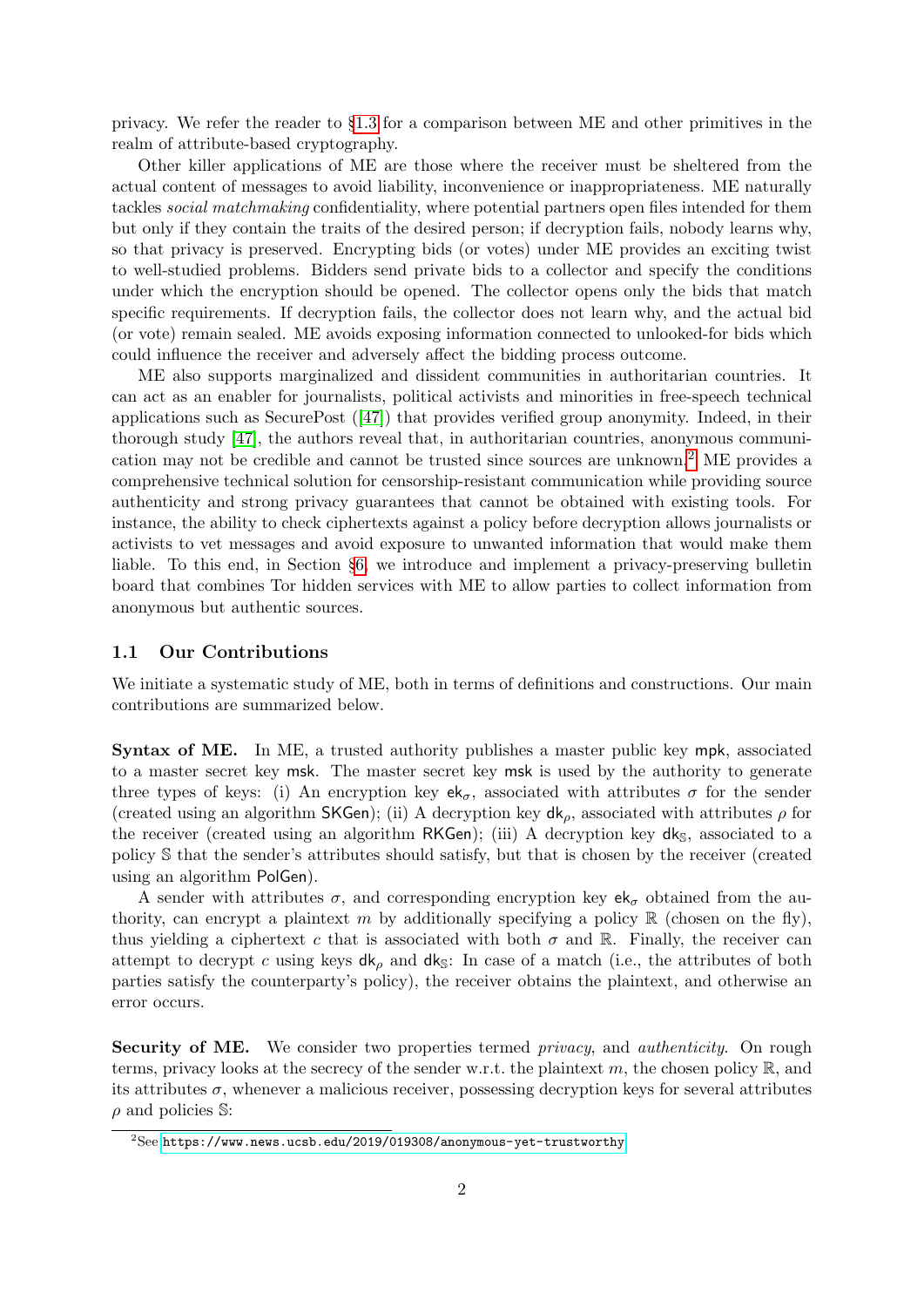privacy. We refer the reader to §1.3 for a comparison between ME and other primitives in the realm of attribute-based cryptography.

Other killer applications of ME are those where the receiver must be sheltered from the actual content of messages to avoid liability, inconvenience or inappropriateness. ME naturally tackles *social matchmaking* confidentiality, where potential partners open files intended for them but only if they contain the traits of the desired person; if decryption fails, nobody learns why, so that privacy is preserved. Encrypting bids (or votes) under ME provides an exciting twist to well-studied problems. Bidders send private bids to a collector and specify the conditions under which the encryption should be opened. The collector opens only the bids that match specific requirements. If decryption fails, the collector does not learn why, and the actual bid (or vote) remain sealed. ME avoids exposing information connected to unlooked-for bids which could influence the receiver and adversely affect the bidding process outcome.

ME also supports marginalized and dissident communities in authoritarian countries. It can act as an enabler for journalists, political activists and minorities in free-speech technical applications such as SecurePost ([47]) that provides verified group anonymity. Indeed, in their thorough study [47], the authors reveal that, in authoritarian countries, anonymous communication may not be credible and cannot be trusted since sources are unknown.[2] ME provides a comprehensive technical solution for censorship-resistant communication while providing source authenticity and strong privacy guarantees that cannot be obtained with existing tools. For instance, the ability to check ciphertexts against a policy before decryption allows journalists or activists to vet messages and avoid exposure to unwanted information that would make them liable. To this end, in Section §6, we introduce and implement a privacy-preserving bulletin board that combines Tor hidden services with ME to allow parties to collect information from anonymous but authentic sources.

## 1.1 Our Contributions

We initiate a systematic study of ME, both in terms of definitions and constructions. Our main contributions are summarized below.

**Syntax of ME.** In ME, a trusted authority publishes a master public key $\mathsf{mpk}$, associated to a master secret key $\mathsf{msk}$. The master secret key $\mathsf{msk}$ is used by the authority to generate three types of keys: (i) An encryption key $\mathsf{ek}_\sigma$, associated with attributes $\sigma$ for the sender (created using an algorithm $\mathsf{SKGen}$); (ii) A decryption key $\mathsf{dk}_\rho$, associated with attributes $\rho$ for the receiver (created using an algorithm $\mathsf{RKGen}$); (iii) A decryption key $\mathsf{dk}_\mathbb{S}$, associated to a policy $\mathbb{S}$ that the sender's attributes should satisfy, but that is chosen by the receiver (created using an algorithm $\mathsf{PolGen}$).

A sender with attributes $\sigma$, and corresponding encryption key $\mathsf{ek}_\sigma$ obtained from the authority, can encrypt a plaintext $m$ by additionally specifying a policy $\mathbb{R}$ (chosen on the fly), thus yielding a ciphertext $c$ that is associated with both $\sigma$ and $\mathbb{R}$. Finally, the receiver can attempt to decrypt $c$ using keys $\mathsf{dk}_\rho$ and $\mathsf{dk}_\mathbb{S}$: In case of a match (i.e., the attributes of both parties satisfy the counterparty's policy), the receiver obtains the plaintext, and otherwise an error occurs.

**Security of ME.** We consider two properties termed *privacy*, and *authenticity*. On rough terms, privacy looks at the secrecy of the sender w.r.t. the plaintext $m$, the chosen policy $\mathbb{R}$, and its attributes $\sigma$, whenever a malicious receiver, possessing decryption keys for several attributes $\rho$ and policies $\mathbb{S}$:

[2]See https://www.news.ucsb.edu/2019/019308/anonymous-yet-trustworthy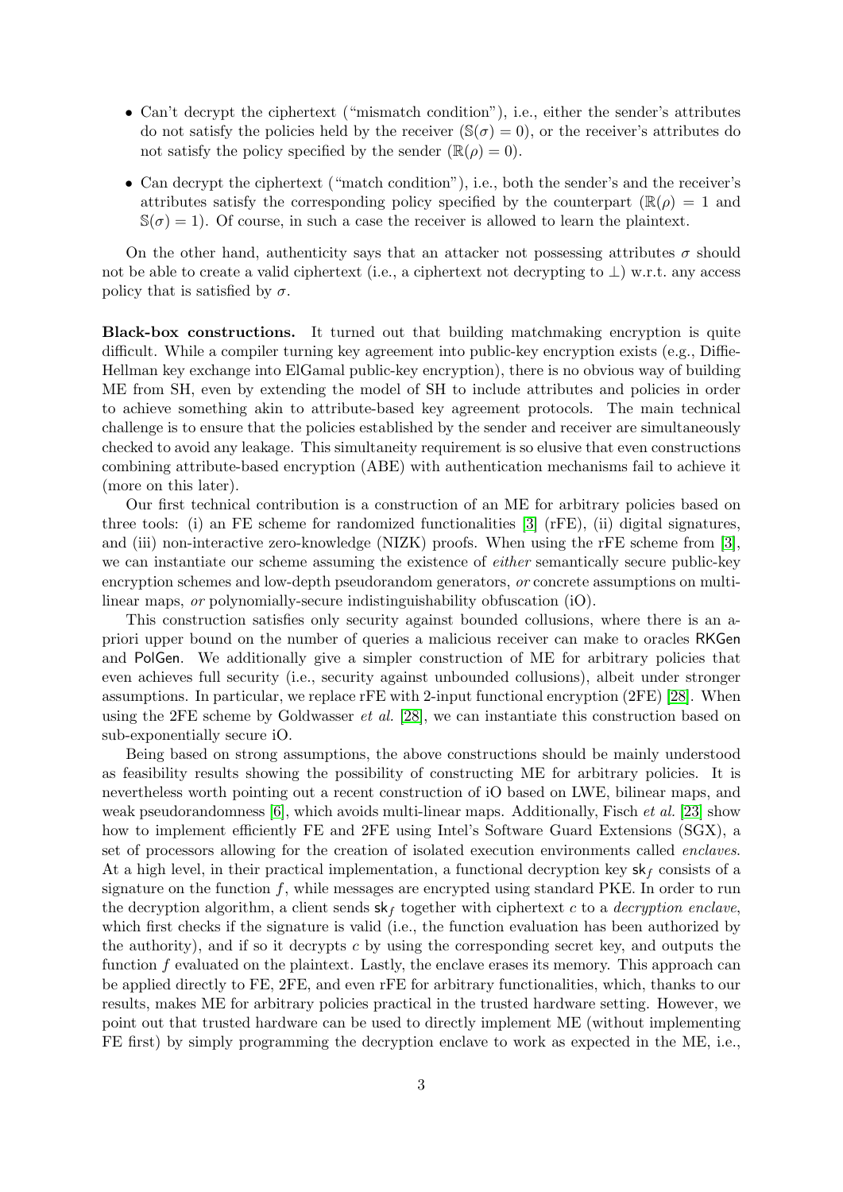- Can't decrypt the ciphertext ("mismatch condition"), i.e., either the sender's attributes do not satisfy the policies held by the receiver ($\mathbb{S}(\sigma) = 0$), or the receiver's attributes do not satisfy the policy specified by the sender ($\mathbb{R}(\rho) = 0$).
- Can decrypt the ciphertext ("match condition"), i.e., both the sender's and the receiver's attributes satisfy the corresponding policy specified by the counterpart ($\mathbb{R}(\rho) = 1$ and $\mathbb{S}(\sigma) = 1$). Of course, in such a case the receiver is allowed to learn the plaintext.

On the other hand, authenticity says that an attacker not possessing attributes $\sigma$ should not be able to create a valid ciphertext (i.e., a ciphertext not decrypting to $\perp$) w.r.t. any access policy that is satisfied by $\sigma$.

**Black-box constructions.** It turned out that building matchmaking encryption is quite difficult. While a compiler turning key agreement into public-key encryption exists (e.g., Diffie-Hellman key exchange into ElGamal public-key encryption), there is no obvious way of building ME from SH, even by extending the model of SH to include attributes and policies in order to achieve something akin to attribute-based key agreement protocols. The main technical challenge is to ensure that the policies established by the sender and receiver are simultaneously checked to avoid any leakage. This simultaneity requirement is so elusive that even constructions combining attribute-based encryption (ABE) with authentication mechanisms fail to achieve it (more on this later).

Our first technical contribution is a construction of an ME for arbitrary policies based on three tools: (i) an FE scheme for randomized functionalities [3] (rFE), (ii) digital signatures, and (iii) non-interactive zero-knowledge (NIZK) proofs. When using the rFE scheme from [3], we can instantiate our scheme assuming the existence of *either* semantically secure public-key encryption schemes and low-depth pseudorandom generators, *or* concrete assumptions on multi-linear maps, *or* polynomially-secure indistinguishability obfuscation (iO).

This construction satisfies only security against bounded collusions, where there is an a-priori upper bound on the number of queries a malicious receiver can make to oracles RKGen and PolGen. We additionally give a simpler construction of ME for arbitrary policies that even achieves full security (i.e., security against unbounded collusions), albeit under stronger assumptions. In particular, we replace rFE with 2-input functional encryption (2FE) [28]. When using the 2FE scheme by Goldwasser *et al.* [28], we can instantiate this construction based on sub-exponentially secure iO.

Being based on strong assumptions, the above constructions should be mainly understood as feasibility results showing the possibility of constructing ME for arbitrary policies. It is nevertheless worth pointing out a recent construction of iO based on LWE, bilinear maps, and weak pseudorandomness [6], which avoids multi-linear maps. Additionally, Fisch *et al.* [23] show how to implement efficiently FE and 2FE using Intel's Software Guard Extensions (SGX), a set of processors allowing for the creation of isolated execution environments called *enclaves*. At a high level, in their practical implementation, a functional decryption key $\mathsf{sk}_f$ consists of a signature on the function $f$, while messages are encrypted using standard PKE. In order to run the decryption algorithm, a client sends $\mathsf{sk}_f$ together with ciphertext $c$ to a *decryption enclave*, which first checks if the signature is valid (i.e., the function evaluation has been authorized by the authority), and if so it decrypts $c$ by using the corresponding secret key, and outputs the function $f$ evaluated on the plaintext. Lastly, the enclave erases its memory. This approach can be applied directly to FE, 2FE, and even rFE for arbitrary functionalities, which, thanks to our results, makes ME for arbitrary policies practical in the trusted hardware setting. However, we point out that trusted hardware can be used to directly implement ME (without implementing FE first) by simply programming the decryption enclave to work as expected in the ME, i.e.,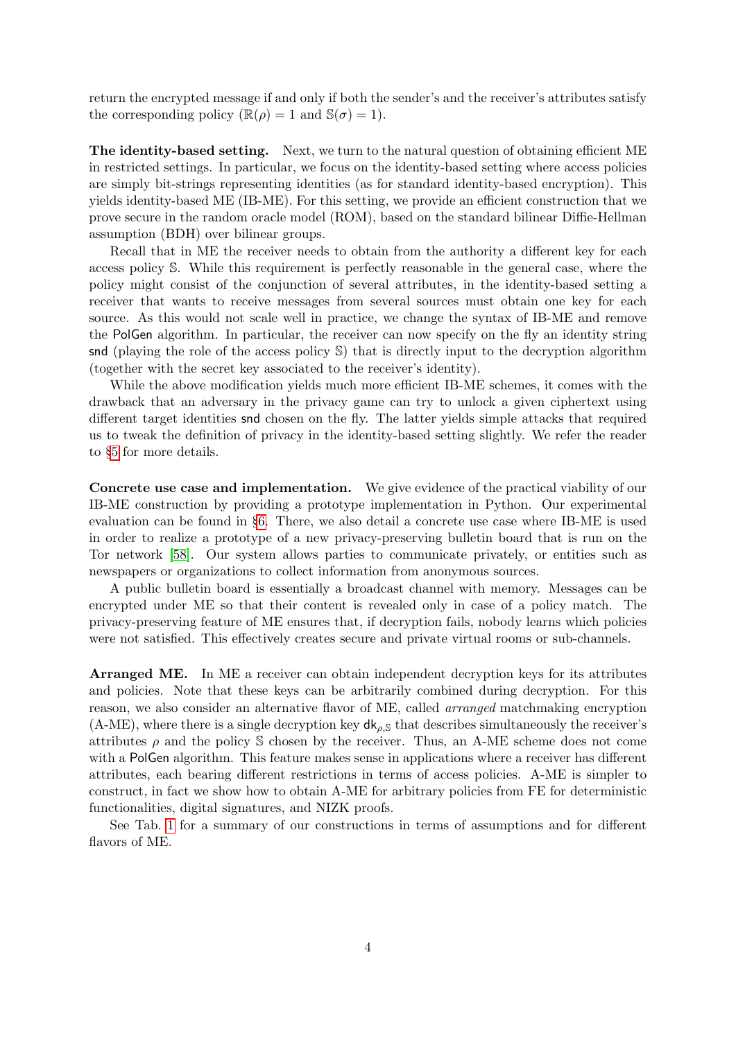return the encrypted message if and only if both the sender's and the receiver's attributes satisfy the corresponding policy ($\mathbb{R}(\rho) = 1$ and $\mathbb{S}(\sigma) = 1$).

**The identity-based setting.** Next, we turn to the natural question of obtaining efficient ME in restricted settings. In particular, we focus on the identity-based setting where access policies are simply bit-strings representing identities (as for standard identity-based encryption). This yields identity-based ME (IB-ME). For this setting, we provide an efficient construction that we prove secure in the random oracle model (ROM), based on the standard bilinear Diffie-Hellman assumption (BDH) over bilinear groups.

Recall that in ME the receiver needs to obtain from the authority a different key for each access policy $\mathbb{S}$. While this requirement is perfectly reasonable in the general case, where the policy might consist of the conjunction of several attributes, in the identity-based setting a receiver that wants to receive messages from several sources must obtain one key for each source. As this would not scale well in practice, we change the syntax of IB-ME and remove the $\mathsf{PolGen}$ algorithm. In particular, the receiver can now specify on the fly an identity string $\mathsf{snd}$ (playing the role of the access policy $\mathbb{S}$) that is directly input to the decryption algorithm (together with the secret key associated to the receiver's identity).

While the above modification yields much more efficient IB-ME schemes, it comes with the drawback that an adversary in the privacy game can try to unlock a given ciphertext using different target identities $\mathsf{snd}$ chosen on the fly. The latter yields simple attacks that required us to tweak the definition of privacy in the identity-based setting slightly. We refer the reader to §5 for more details.

**Concrete use case and implementation.** We give evidence of the practical viability of our IB-ME construction by providing a prototype implementation in Python. Our experimental evaluation can be found in §6. There, we also detail a concrete use case where IB-ME is used in order to realize a prototype of a new privacy-preserving bulletin board that is run on the Tor network [58]. Our system allows parties to communicate privately, or entities such as newspapers or organizations to collect information from anonymous sources.

A public bulletin board is essentially a broadcast channel with memory. Messages can be encrypted under ME so that their content is revealed only in case of a policy match. The privacy-preserving feature of ME ensures that, if decryption fails, nobody learns which policies were not satisfied. This effectively creates secure and private virtual rooms or sub-channels.

**Arranged ME.** In ME a receiver can obtain independent decryption keys for its attributes and policies. Note that these keys can be arbitrarily combined during decryption. For this reason, we also consider an alternative flavor of ME, called *arranged* matchmaking encryption (A-ME), where there is a single decryption key $\mathsf{dk}_{\rho,\mathbb{S}}$ that describes simultaneously the receiver's attributes $\rho$ and the policy $\mathbb{S}$ chosen by the receiver. Thus, an A-ME scheme does not come with a $\mathsf{PolGen}$ algorithm. This feature makes sense in applications where a receiver has different attributes, each bearing different restrictions in terms of access policies. A-ME is simpler to construct, in fact we show how to obtain A-ME for arbitrary policies from FE for deterministic functionalities, digital signatures, and NIZK proofs.

See Tab. 1 for a summary of our constructions in terms of assumptions and for different flavors of ME.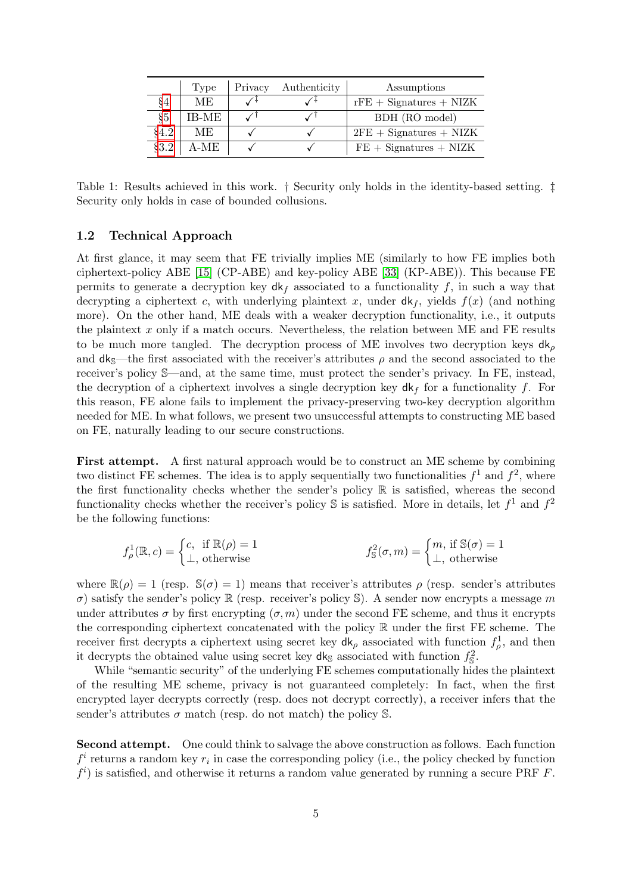|  | Type | Privacy | Authenticity | Assumptions |
|---|---|---|---|---|
| §4 | ME | ✓‡ | ✓‡ | rFE + Signatures + NIZK |
| §5 | IB-ME | ✓† | ✓† | BDH (RO model) |
| §4.2 | ME | ✓ | ✓ | 2FE + Signatures + NIZK |
| §3.2 | A-ME | ✓ | ✓ | FE + Signatures + NIZK |

Table 1: Results achieved in this work. † Security only holds in the identity-based setting. ‡ Security only holds in case of bounded collusions.

### 1.2 Technical Approach

At first glance, it may seem that FE trivially implies ME (similarly to how FE implies both ciphertext-policy ABE [15] (CP-ABE) and key-policy ABE [33] (KP-ABE)). This because FE permits to generate a decryption key $\mathsf{dk}_f$ associated to a functionality $f$, in such a way that decrypting a ciphertext $c$, with underlying plaintext $x$, under $\mathsf{dk}_f$, yields $f(x)$ (and nothing more). On the other hand, ME deals with a weaker decryption functionality, i.e., it outputs the plaintext $x$ only if a match occurs. Nevertheless, the relation between ME and FE results to be much more tangled. The decryption process of ME involves two decryption keys $\mathsf{dk}_\rho$ and $\mathsf{dk}_{\mathbb{S}}$—the first associated with the receiver's attributes $\rho$ and the second associated to the receiver's policy $\mathbb{S}$—and, at the same time, must protect the sender's privacy. In FE, instead, the decryption of a ciphertext involves a single decryption key $\mathsf{dk}_f$ for a functionality $f$. For this reason, FE alone fails to implement the privacy-preserving two-key decryption algorithm needed for ME. In what follows, we present two unsuccessful attempts to constructing ME based on FE, naturally leading to our secure constructions.

**First attempt.** A first natural approach would be to construct an ME scheme by combining two distinct FE schemes. The idea is to apply sequentially two functionalities $f^1$ and $f^2$, where the first functionality checks whether the sender's policy $\mathbb{R}$ is satisfied, whereas the second functionality checks whether the receiver's policy $\mathbb{S}$ is satisfied. More in details, let $f^1$ and $f^2$ be the following functions:

$$f^1_\rho(\mathbb{R}, c) = \begin{cases} c, & \text{if } \mathbb{R}(\rho) = 1 \\ \bot, & \text{otherwise} \end{cases} \qquad\qquad f^2_{\mathbb{S}}(\sigma, m) = \begin{cases} m, & \text{if } \mathbb{S}(\sigma) = 1 \\ \bot, & \text{otherwise} \end{cases}$$

where $\mathbb{R}(\rho) = 1$ (resp. $\mathbb{S}(\sigma) = 1$) means that receiver's attributes $\rho$ (resp. sender's attributes $\sigma$) satisfy the sender's policy $\mathbb{R}$ (resp. receiver's policy $\mathbb{S}$). A sender now encrypts a message $m$ under attributes $\sigma$ by first encrypting $(\sigma, m)$ under the second FE scheme, and thus it encrypts the corresponding ciphertext concatenated with the policy $\mathbb{R}$ under the first FE scheme. The receiver first decrypts a ciphertext using secret key $\mathsf{dk}_\rho$ associated with function $f^1_\rho$, and then it decrypts the obtained value using secret key $\mathsf{dk}_{\mathbb{S}}$ associated with function $f^2_{\mathbb{S}}$.

While "semantic security" of the underlying FE schemes computationally hides the plaintext of the resulting ME scheme, privacy is not guaranteed completely: In fact, when the first encrypted layer decrypts correctly (resp. does not decrypt correctly), a receiver infers that the sender's attributes $\sigma$ match (resp. do not match) the policy $\mathbb{S}$.

**Second attempt.** One could think to salvage the above construction as follows. Each function $f^i$ returns a random key $r_i$ in case the corresponding policy (i.e., the policy checked by function $f^i$) is satisfied, and otherwise it returns a random value generated by running a secure PRF $F$.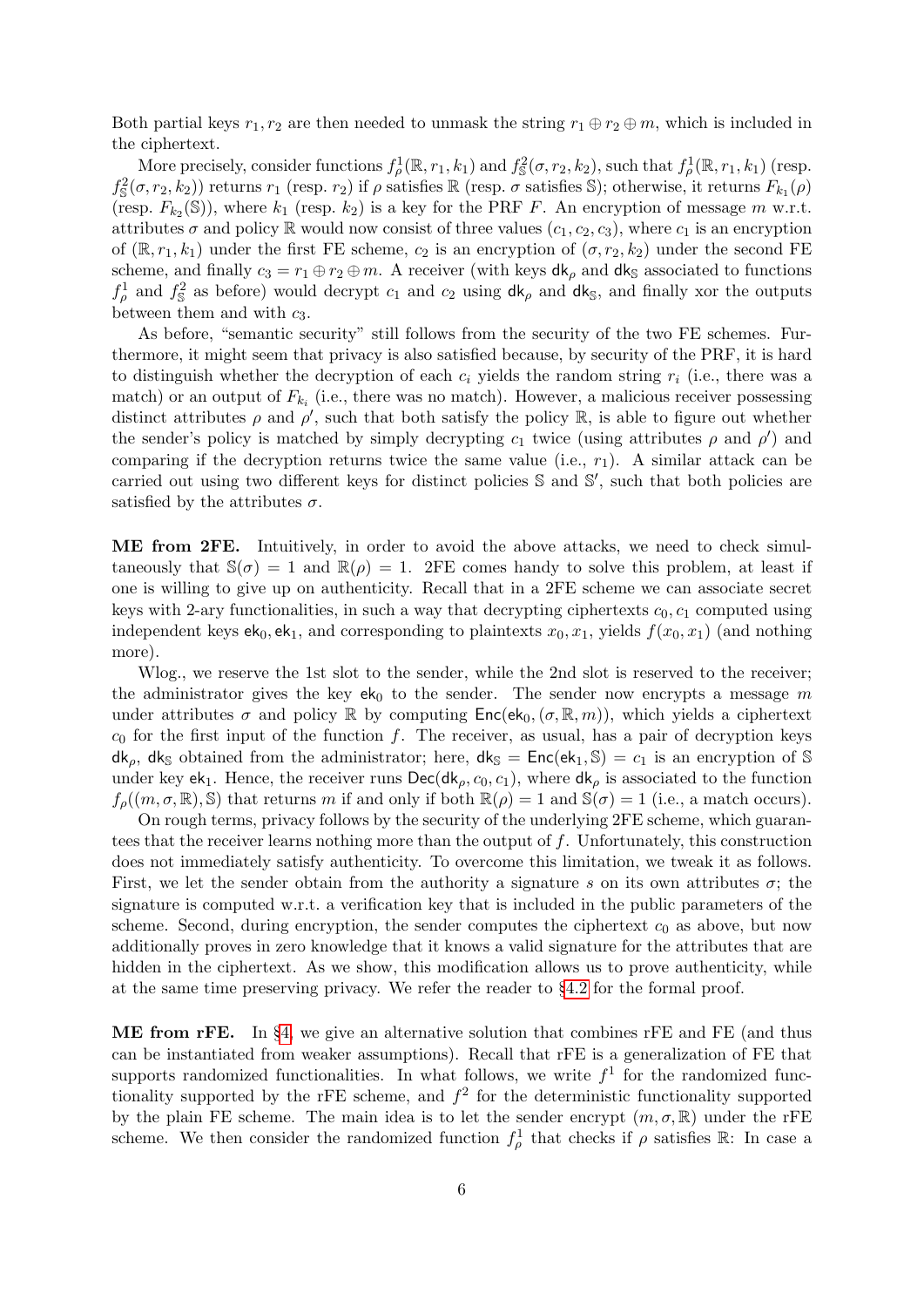Both partial keys $r_1, r_2$ are then needed to unmask the string $r_1 \oplus r_2 \oplus m$, which is included in the ciphertext.

More precisely, consider functions $f^1_\rho(\mathbb{R}, r_1, k_1)$ and $f^2_\mathbb{S}(\sigma, r_2, k_2)$, such that $f^1_\rho(\mathbb{R}, r_1, k_1)$ (resp. $f^2_\mathbb{S}(\sigma, r_2, k_2)$) returns $r_1$ (resp. $r_2$) if $\rho$ satisfies $\mathbb{R}$ (resp. $\sigma$ satisfies $\mathbb{S}$); otherwise, it returns $F_{k_1}(\rho)$ (resp. $F_{k_2}(\mathbb{S})$), where $k_1$ (resp. $k_2$) is a key for the PRF $F$. An encryption of message $m$ w.r.t. attributes $\sigma$ and policy $\mathbb{R}$ would now consist of three values $(c_1, c_2, c_3)$, where $c_1$ is an encryption of $(\mathbb{R}, r_1, k_1)$ under the first FE scheme, $c_2$ is an encryption of $(\sigma, r_2, k_2)$ under the second FE scheme, and finally $c_3 = r_1 \oplus r_2 \oplus m$. A receiver (with keys $\mathsf{dk}_\rho$ and $\mathsf{dk}_\mathbb{S}$ associated to functions $f^1_\rho$ and $f^2_\mathbb{S}$ as before) would decrypt $c_1$ and $c_2$ using $\mathsf{dk}_\rho$ and $\mathsf{dk}_\mathbb{S}$, and finally xor the outputs between them and with $c_3$.

As before, "semantic security" still follows from the security of the two FE schemes. Furthermore, it might seem that privacy is also satisfied because, by security of the PRF, it is hard to distinguish whether the decryption of each $c_i$ yields the random string $r_i$ (i.e., there was a match) or an output of $F_{k_i}$ (i.e., there was no match). However, a malicious receiver possessing distinct attributes $\rho$ and $\rho'$, such that both satisfy the policy $\mathbb{R}$, is able to figure out whether the sender's policy is matched by simply decrypting $c_1$ twice (using attributes $\rho$ and $\rho'$) and comparing if the decryption returns twice the same value (i.e., $r_1$). A similar attack can be carried out using two different keys for distinct policies $\mathbb{S}$ and $\mathbb{S}'$, such that both policies are satisfied by the attributes $\sigma$.

**ME from 2FE.** Intuitively, in order to avoid the above attacks, we need to check simultaneously that $\mathbb{S}(\sigma) = 1$ and $\mathbb{R}(\rho) = 1$. 2FE comes handy to solve this problem, at least if one is willing to give up on authenticity. Recall that in a 2FE scheme we can associate secret keys with 2-ary functionalities, in such a way that decrypting ciphertexts $c_0, c_1$ computed using independent keys $\mathsf{ek}_0, \mathsf{ek}_1$, and corresponding to plaintexts $x_0, x_1$, yields $f(x_0, x_1)$ (and nothing more).

Wlog., we reserve the 1st slot to the sender, while the 2nd slot is reserved to the receiver; the administrator gives the key $\mathsf{ek}_0$ to the sender. The sender now encrypts a message $m$ under attributes $\sigma$ and policy $\mathbb{R}$ by computing $\mathsf{Enc}(\mathsf{ek}_0, (\sigma, \mathbb{R}, m))$, which yields a ciphertext $c_0$ for the first input of the function $f$. The receiver, as usual, has a pair of decryption keys $\mathsf{dk}_\rho$, $\mathsf{dk}_\mathbb{S}$ obtained from the administrator; here, $\mathsf{dk}_\mathbb{S} = \mathsf{Enc}(\mathsf{ek}_1, \mathbb{S}) = c_1$ is an encryption of $\mathbb{S}$ under key $\mathsf{ek}_1$. Hence, the receiver runs $\mathsf{Dec}(\mathsf{dk}_\rho, c_0, c_1)$, where $\mathsf{dk}_\rho$ is associated to the function $f_\rho((m, \sigma, \mathbb{R}), \mathbb{S})$ that returns $m$ if and only if both $\mathbb{R}(\rho) = 1$ and $\mathbb{S}(\sigma) = 1$ (i.e., a match occurs).

On rough terms, privacy follows by the security of the underlying 2FE scheme, which guarantees that the receiver learns nothing more than the output of $f$. Unfortunately, this construction does not immediately satisfy authenticity. To overcome this limitation, we tweak it as follows. First, we let the sender obtain from the authority a signature $s$ on its own attributes $\sigma$; the signature is computed w.r.t. a verification key that is included in the public parameters of the scheme. Second, during encryption, the sender computes the ciphertext $c_0$ as above, but now additionally proves in zero knowledge that it knows a valid signature for the attributes that are hidden in the ciphertext. As we show, this modification allows us to prove authenticity, while at the same time preserving privacy. We refer the reader to §4.2 for the formal proof.

**ME from rFE.** In §4, we give an alternative solution that combines rFE and FE (and thus can be instantiated from weaker assumptions). Recall that rFE is a generalization of FE that supports randomized functionalities. In what follows, we write $f^1$ for the randomized functionality supported by the rFE scheme, and $f^2$ for the deterministic functionality supported by the plain FE scheme. The main idea is to let the sender encrypt $(m, \sigma, \mathbb{R})$ under the rFE scheme. We then consider the randomized function $f^1_\rho$ that checks if $\rho$ satisfies $\mathbb{R}$: In case a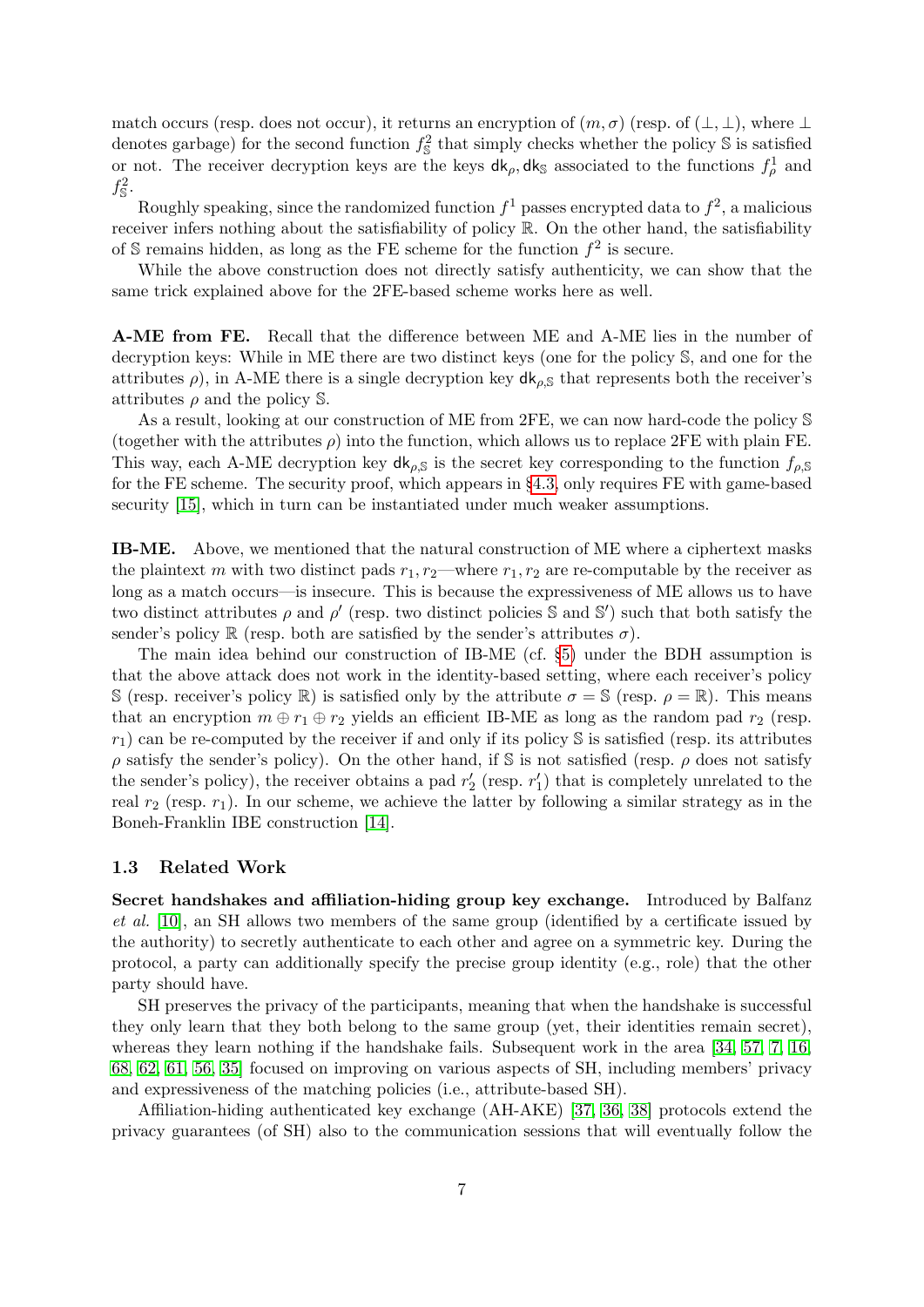match occurs (resp. does not occur), it returns an encryption of $(m, \sigma)$ (resp. of $(\perp, \perp)$, where $\perp$ denotes garbage) for the second function $f^2_{\mathbb{S}}$ that simply checks whether the policy $\mathbb{S}$ is satisfied or not. The receiver decryption keys are the keys $\mathsf{dk}_\rho, \mathsf{dk}_{\mathbb{S}}$ associated to the functions $f^1_\rho$ and $f^2_{\mathbb{S}}$.

Roughly speaking, since the randomized function $f^1$ passes encrypted data to $f^2$, a malicious receiver infers nothing about the satisfiability of policy $\mathbb{R}$. On the other hand, the satisfiability of $\mathbb{S}$ remains hidden, as long as the FE scheme for the function $f^2$ is secure.

While the above construction does not directly satisfy authenticity, we can show that the same trick explained above for the 2FE-based scheme works here as well.

**A-ME from FE.** Recall that the difference between ME and A-ME lies in the number of decryption keys: While in ME there are two distinct keys (one for the policy $\mathbb{S}$, and one for the attributes $\rho$), in A-ME there is a single decryption key $\mathsf{dk}_{\rho,\mathbb{S}}$ that represents both the receiver's attributes $\rho$ and the policy $\mathbb{S}$.

As a result, looking at our construction of ME from 2FE, we can now hard-code the policy $\mathbb{S}$ (together with the attributes $\rho$) into the function, which allows us to replace 2FE with plain FE. This way, each A-ME decryption key $\mathsf{dk}_{\rho,\mathbb{S}}$ is the secret key corresponding to the function $f_{\rho,\mathbb{S}}$ for the FE scheme. The security proof, which appears in §4.3, only requires FE with game-based security [15], which in turn can be instantiated under much weaker assumptions.

**IB-ME.** Above, we mentioned that the natural construction of ME where a ciphertext masks the plaintext $m$ with two distinct pads $r_1, r_2$—where $r_1, r_2$ are re-computable by the receiver as long as a match occurs—is insecure. This is because the expressiveness of ME allows us to have two distinct attributes $\rho$ and $\rho'$ (resp. two distinct policies $\mathbb{S}$ and $\mathbb{S}'$) such that both satisfy the sender's policy $\mathbb{R}$ (resp. both are satisfied by the sender's attributes $\sigma$).

The main idea behind our construction of IB-ME (cf. §5) under the BDH assumption is that the above attack does not work in the identity-based setting, where each receiver's policy $\mathbb{S}$ (resp. receiver's policy $\mathbb{R}$) is satisfied only by the attribute $\sigma = \mathbb{S}$ (resp. $\rho = \mathbb{R}$). This means that an encryption $m \oplus r_1 \oplus r_2$ yields an efficient IB-ME as long as the random pad $r_2$ (resp. $r_1$) can be re-computed by the receiver if and only if its policy $\mathbb{S}$ is satisfied (resp. its attributes $\rho$ satisfy the sender's policy). On the other hand, if $\mathbb{S}$ is not satisfied (resp. $\rho$ does not satisfy the sender's policy), the receiver obtains a pad $r'_2$ (resp. $r'_1$) that is completely unrelated to the real $r_2$ (resp. $r_1$). In our scheme, we achieve the latter by following a similar strategy as in the Boneh-Franklin IBE construction [14].

### 1.3 Related Work

**Secret handshakes and affiliation-hiding group key exchange.** Introduced by Balfanz *et al.* [10], an SH allows two members of the same group (identified by a certificate issued by the authority) to secretly authenticate to each other and agree on a symmetric key. During the protocol, a party can additionally specify the precise group identity (e.g., role) that the other party should have.

SH preserves the privacy of the participants, meaning that when the handshake is successful they only learn that they both belong to the same group (yet, their identities remain secret), whereas they learn nothing if the handshake fails. Subsequent work in the area [34, 57, 7, 16, 68, 62, 61, 56, 35] focused on improving on various aspects of SH, including members' privacy and expressiveness of the matching policies (i.e., attribute-based SH).

Affiliation-hiding authenticated key exchange (AH-AKE) [37, 36, 38] protocols extend the privacy guarantees (of SH) also to the communication sessions that will eventually follow the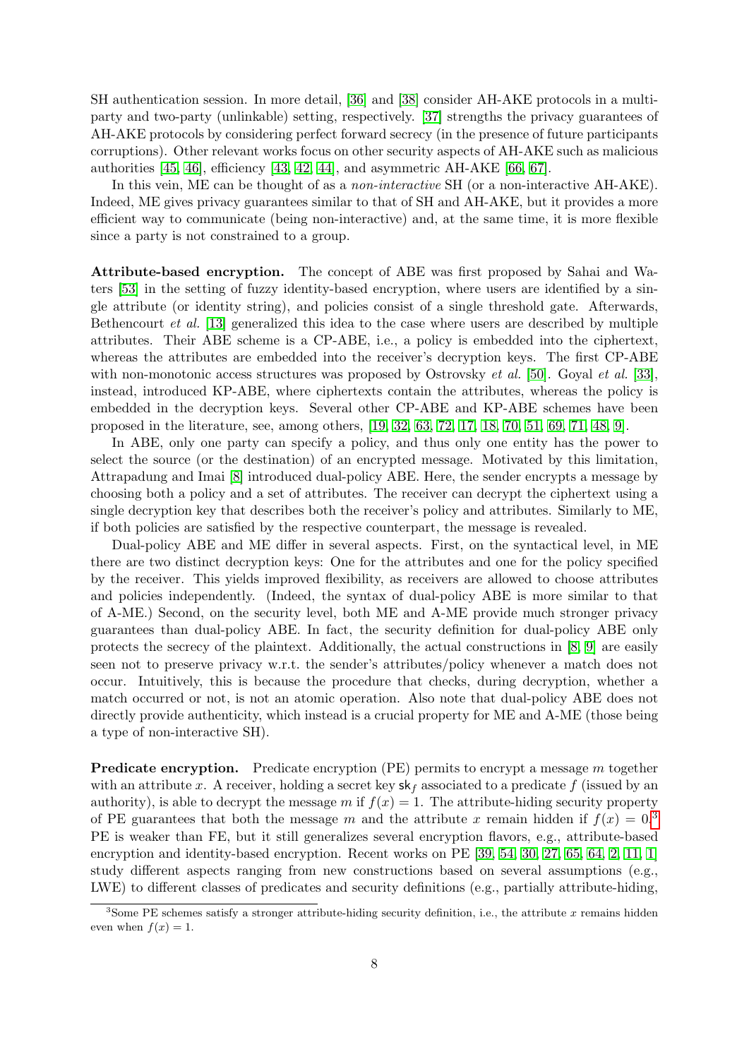SH authentication session. In more detail, [36] and [38] consider AH-AKE protocols in a multi-party and two-party (unlinkable) setting, respectively. [37] strengths the privacy guarantees of AH-AKE protocols by considering perfect forward secrecy (in the presence of future participants corruptions). Other relevant works focus on other security aspects of AH-AKE such as malicious authorities [45, 46], efficiency [43, 42, 44], and asymmetric AH-AKE [66, 67].

In this vein, ME can be thought of as a *non-interactive* SH (or a non-interactive AH-AKE). Indeed, ME gives privacy guarantees similar to that of SH and AH-AKE, but it provides a more efficient way to communicate (being non-interactive) and, at the same time, it is more flexible since a party is not constrained to a group.

**Attribute-based encryption.** The concept of ABE was first proposed by Sahai and Waters [53] in the setting of fuzzy identity-based encryption, where users are identified by a single attribute (or identity string), and policies consist of a single threshold gate. Afterwards, Bethencourt *et al.* [13] generalized this idea to the case where users are described by multiple attributes. Their ABE scheme is a CP-ABE, i.e., a policy is embedded into the ciphertext, whereas the attributes are embedded into the receiver's decryption keys. The first CP-ABE with non-monotonic access structures was proposed by Ostrovsky *et al.* [50]. Goyal *et al.* [33], instead, introduced KP-ABE, where ciphertexts contain the attributes, whereas the policy is embedded in the decryption keys. Several other CP-ABE and KP-ABE schemes have been proposed in the literature, see, among others, [19, 32, 63, 72, 17, 18, 70, 51, 69, 71, 48, 9].

In ABE, only one party can specify a policy, and thus only one entity has the power to select the source (or the destination) of an encrypted message. Motivated by this limitation, Attrapadung and Imai [8] introduced dual-policy ABE. Here, the sender encrypts a message by choosing both a policy and a set of attributes. The receiver can decrypt the ciphertext using a single decryption key that describes both the receiver's policy and attributes. Similarly to ME, if both policies are satisfied by the respective counterpart, the message is revealed.

Dual-policy ABE and ME differ in several aspects. First, on the syntactical level, in ME there are two distinct decryption keys: One for the attributes and one for the policy specified by the receiver. This yields improved flexibility, as receivers are allowed to choose attributes and policies independently. (Indeed, the syntax of dual-policy ABE is more similar to that of A-ME.) Second, on the security level, both ME and A-ME provide much stronger privacy guarantees than dual-policy ABE. In fact, the security definition for dual-policy ABE only protects the secrecy of the plaintext. Additionally, the actual constructions in [8, 9] are easily seen not to preserve privacy w.r.t. the sender's attributes/policy whenever a match does not occur. Intuitively, this is because the procedure that checks, during decryption, whether a match occurred or not, is not an atomic operation. Also note that dual-policy ABE does not directly provide authenticity, which instead is a crucial property for ME and A-ME (those being a type of non-interactive SH).

**Predicate encryption.** Predicate encryption (PE) permits to encrypt a message $m$ together with an attribute $x$. A receiver, holding a secret key $\mathsf{sk}_f$ associated to a predicate $f$ (issued by an authority), is able to decrypt the message $m$ if $f(x) = 1$. The attribute-hiding security property of PE guarantees that both the message $m$ and the attribute $x$ remain hidden if $f(x) = 0$.[3] PE is weaker than FE, but it still generalizes several encryption flavors, e.g., attribute-based encryption and identity-based encryption. Recent works on PE [39, 54, 30, 27, 65, 64, 2, 11, 1] study different aspects ranging from new constructions based on several assumptions (e.g., LWE) to different classes of predicates and security definitions (e.g., partially attribute-hiding,

[3] Some PE schemes satisfy a stronger attribute-hiding security definition, i.e., the attribute $x$ remains hidden even when $f(x) = 1$.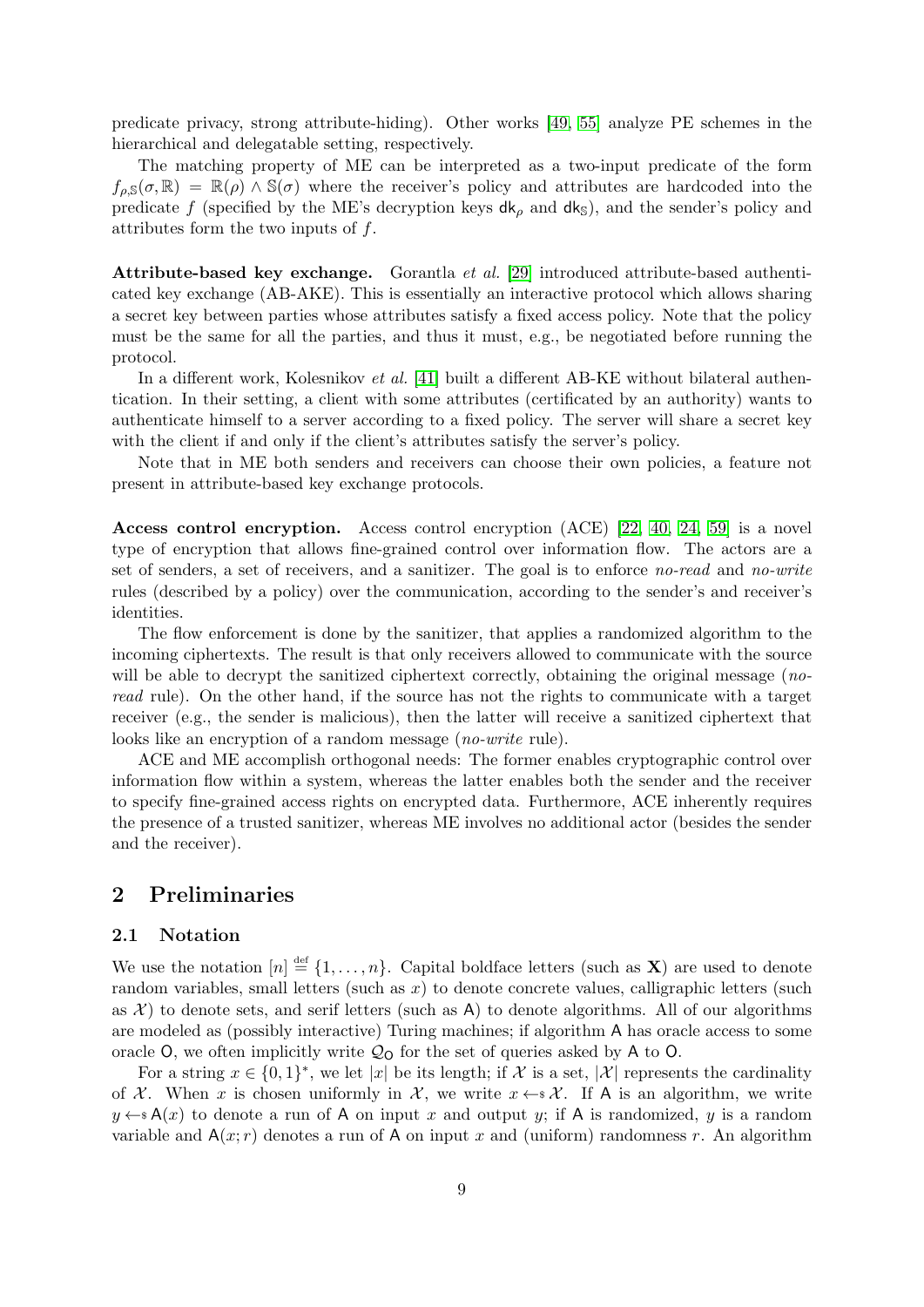predicate privacy, strong attribute-hiding). Other works [49, 55] analyze PE schemes in the hierarchical and delegatable setting, respectively.

The matching property of ME can be interpreted as a two-input predicate of the form $f_{\rho,\mathbb{S}}(\sigma,\mathbb{R}) = \mathbb{R}(\rho) \wedge \mathbb{S}(\sigma)$ where the receiver's policy and attributes are hardcoded into the predicate $f$ (specified by the ME's decryption keys $\mathsf{dk}_\rho$ and $\mathsf{dk}_\mathbb{S}$), and the sender's policy and attributes form the two inputs of $f$.

**Attribute-based key exchange.** Gorantla *et al.* [29] introduced attribute-based authenticated key exchange (AB-AKE). This is essentially an interactive protocol which allows sharing a secret key between parties whose attributes satisfy a fixed access policy. Note that the policy must be the same for all the parties, and thus it must, e.g., be negotiated before running the protocol.

In a different work, Kolesnikov *et al.* [41] built a different AB-KE without bilateral authentication. In their setting, a client with some attributes (certificated by an authority) wants to authenticate himself to a server according to a fixed policy. The server will share a secret key with the client if and only if the client's attributes satisfy the server's policy.

Note that in ME both senders and receivers can choose their own policies, a feature not present in attribute-based key exchange protocols.

**Access control encryption.** Access control encryption (ACE) [22, 40, 24, 59] is a novel type of encryption that allows fine-grained control over information flow. The actors are a set of senders, a set of receivers, and a sanitizer. The goal is to enforce *no-read* and *no-write* rules (described by a policy) over the communication, according to the sender's and receiver's identities.

The flow enforcement is done by the sanitizer, that applies a randomized algorithm to the incoming ciphertexts. The result is that only receivers allowed to communicate with the source will be able to decrypt the sanitized ciphertext correctly, obtaining the original message (*no-read* rule). On the other hand, if the source has not the rights to communicate with a target receiver (e.g., the sender is malicious), then the latter will receive a sanitized ciphertext that looks like an encryption of a random message (*no-write* rule).

ACE and ME accomplish orthogonal needs: The former enables cryptographic control over information flow within a system, whereas the latter enables both the sender and the receiver to specify fine-grained access rights on encrypted data. Furthermore, ACE inherently requires the presence of a trusted sanitizer, whereas ME involves no additional actor (besides the sender and the receiver).

## 2 Preliminaries

### 2.1 Notation

We use the notation $[n] \stackrel{\text{def}}{=} \{1, \ldots, n\}$. Capital boldface letters (such as $\mathbf{X}$) are used to denote random variables, small letters (such as $x$) to denote concrete values, calligraphic letters (such as $\mathcal{X}$) to denote sets, and serif letters (such as $\mathsf{A}$) to denote algorithms. All of our algorithms are modeled as (possibly interactive) Turing machines; if algorithm $\mathsf{A}$ has oracle access to some oracle $\mathsf{O}$, we often implicitly write $\mathcal{Q}_\mathsf{O}$ for the set of queries asked by $\mathsf{A}$ to $\mathsf{O}$.

For a string $x \in \{0,1\}^*$, we let $|x|$ be its length; if $\mathcal{X}$ is a set, $|\mathcal{X}|$ represents the cardinality of $\mathcal{X}$. When $x$ is chosen uniformly in $\mathcal{X}$, we write $x \leftarrow\!\!\$\, \mathcal{X}$. If $\mathsf{A}$ is an algorithm, we write $y \leftarrow\!\!\$\, \mathsf{A}(x)$ to denote a run of $\mathsf{A}$ on input $x$ and output $y$; if $\mathsf{A}$ is randomized, $y$ is a random variable and $\mathsf{A}(x;r)$ denotes a run of $\mathsf{A}$ on input $x$ and (uniform) randomness $r$. An algorithm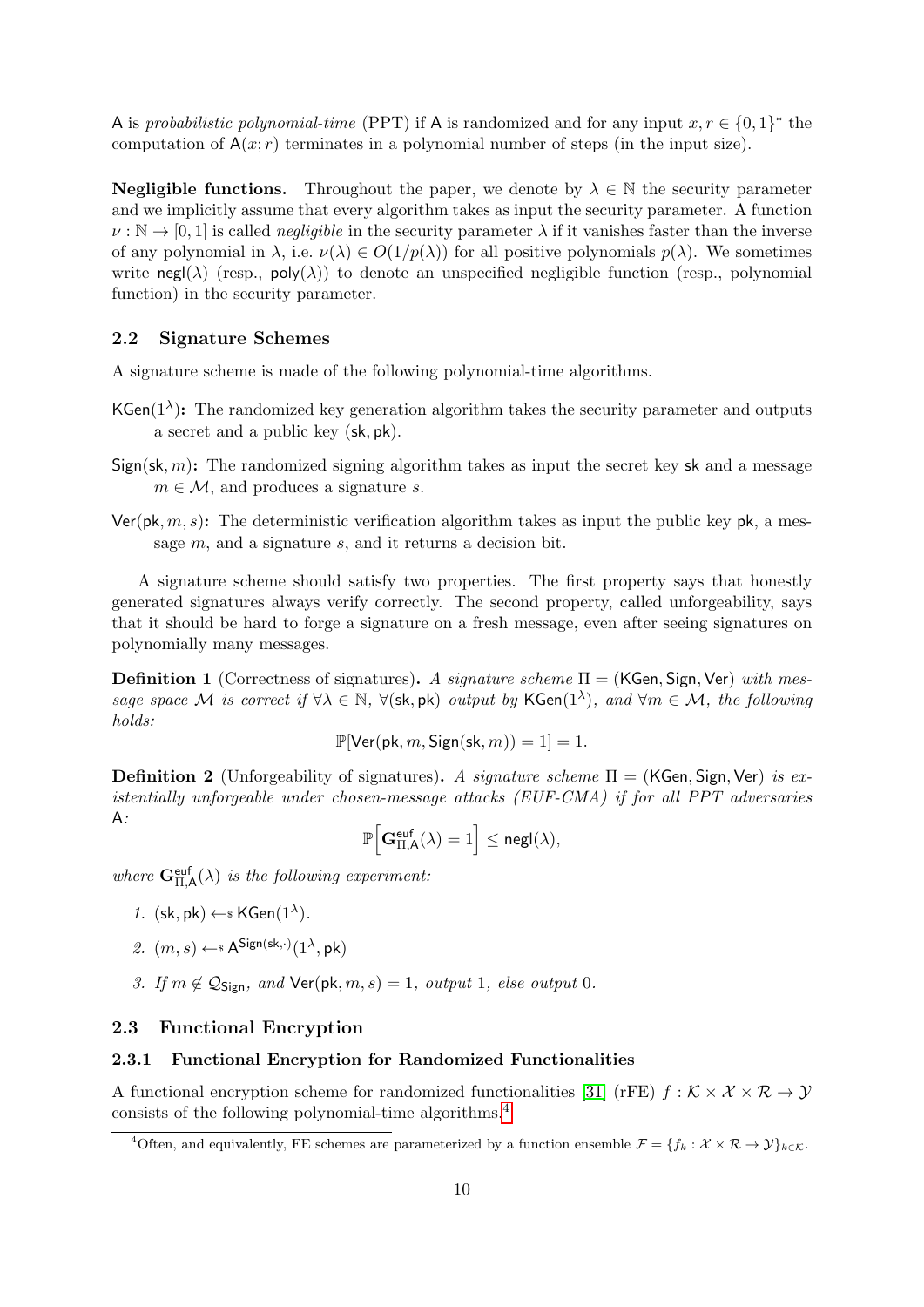A is *probabilistic polynomial-time* (PPT) if A is randomized and for any input $x, r \in \{0,1\}^*$ the computation of $\mathsf{A}(x;r)$ terminates in a polynomial number of steps (in the input size).

**Negligible functions.** Throughout the paper, we denote by $\lambda \in \mathbb{N}$ the security parameter and we implicitly assume that every algorithm takes as input the security parameter. A function $\nu : \mathbb{N} \to [0,1]$ is called *negligible* in the security parameter $\lambda$ if it vanishes faster than the inverse of any polynomial in $\lambda$, i.e. $\nu(\lambda) \in O(1/p(\lambda))$ for all positive polynomials $p(\lambda)$. We sometimes write $\mathsf{negl}(\lambda)$ (resp., $\mathsf{poly}(\lambda)$) to denote an unspecified negligible function (resp., polynomial function) in the security parameter.

### 2.2 Signature Schemes

A signature scheme is made of the following polynomial-time algorithms.

$\mathsf{KGen}(1^\lambda)$**:** The randomized key generation algorithm takes the security parameter and outputs a secret and a public key $(\mathsf{sk}, \mathsf{pk})$.

$\mathsf{Sign}(\mathsf{sk}, m)$**:** The randomized signing algorithm takes as input the secret key $\mathsf{sk}$ and a message $m \in \mathcal{M}$, and produces a signature $s$.

$\mathsf{Ver}(\mathsf{pk}, m, s)$**:** The deterministic verification algorithm takes as input the public key $\mathsf{pk}$, a message $m$, and a signature $s$, and it returns a decision bit.

A signature scheme should satisfy two properties. The first property says that honestly generated signatures always verify correctly. The second property, called unforgeability, says that it should be hard to forge a signature on a fresh message, even after seeing signatures on polynomially many messages.

**Definition 1** (Correctness of signatures)**.** *A signature scheme $\Pi = (\mathsf{KGen}, \mathsf{Sign}, \mathsf{Ver})$ with message space $\mathcal{M}$ is correct if $\forall \lambda \in \mathbb{N}$, $\forall (\mathsf{sk}, \mathsf{pk})$ output by $\mathsf{KGen}(1^\lambda)$, and $\forall m \in \mathcal{M}$, the following holds:*

$$\mathbb{P}[\mathsf{Ver}(\mathsf{pk}, m, \mathsf{Sign}(\mathsf{sk}, m)) = 1] = 1.$$

**Definition 2** (Unforgeability of signatures)**.** *A signature scheme $\Pi = (\mathsf{KGen}, \mathsf{Sign}, \mathsf{Ver})$ is existentially unforgeable under chosen-message attacks (EUF-CMA) if for all PPT adversaries* A*:*

$$\mathbb{P}\Big[\mathbf{G}^{\mathsf{euf}}_{\Pi,\mathsf{A}}(\lambda) = 1\Big] \leq \mathsf{negl}(\lambda),$$

*where $\mathbf{G}^{\mathsf{euf}}_{\Pi,\mathsf{A}}(\lambda)$ is the following experiment:*

1. $(\mathsf{sk}, \mathsf{pk}) \leftarrow\!\!\$\ \mathsf{KGen}(1^\lambda)$.
2. $(m, s) \leftarrow\!\!\$\ \mathsf{A}^{\mathsf{Sign}(\mathsf{sk}, \cdot)}(1^\lambda, \mathsf{pk})$
3. *If $m \notin \mathcal{Q}_{\mathsf{Sign}}$, and $\mathsf{Ver}(\mathsf{pk}, m, s) = 1$, output 1, else output 0.*

### 2.3 Functional Encryption

#### 2.3.1 Functional Encryption for Randomized Functionalities

A functional encryption scheme for randomized functionalities [31] (rFE) $f : \mathcal{K} \times \mathcal{X} \times \mathcal{R} \to \mathcal{Y}$ consists of the following polynomial-time algorithms.[4]

[4] Often, and equivalently, FE schemes are parameterized by a function ensemble $\mathcal{F} = \{f_k : \mathcal{X} \times \mathcal{R} \to \mathcal{Y}\}_{k \in \mathcal{K}}$.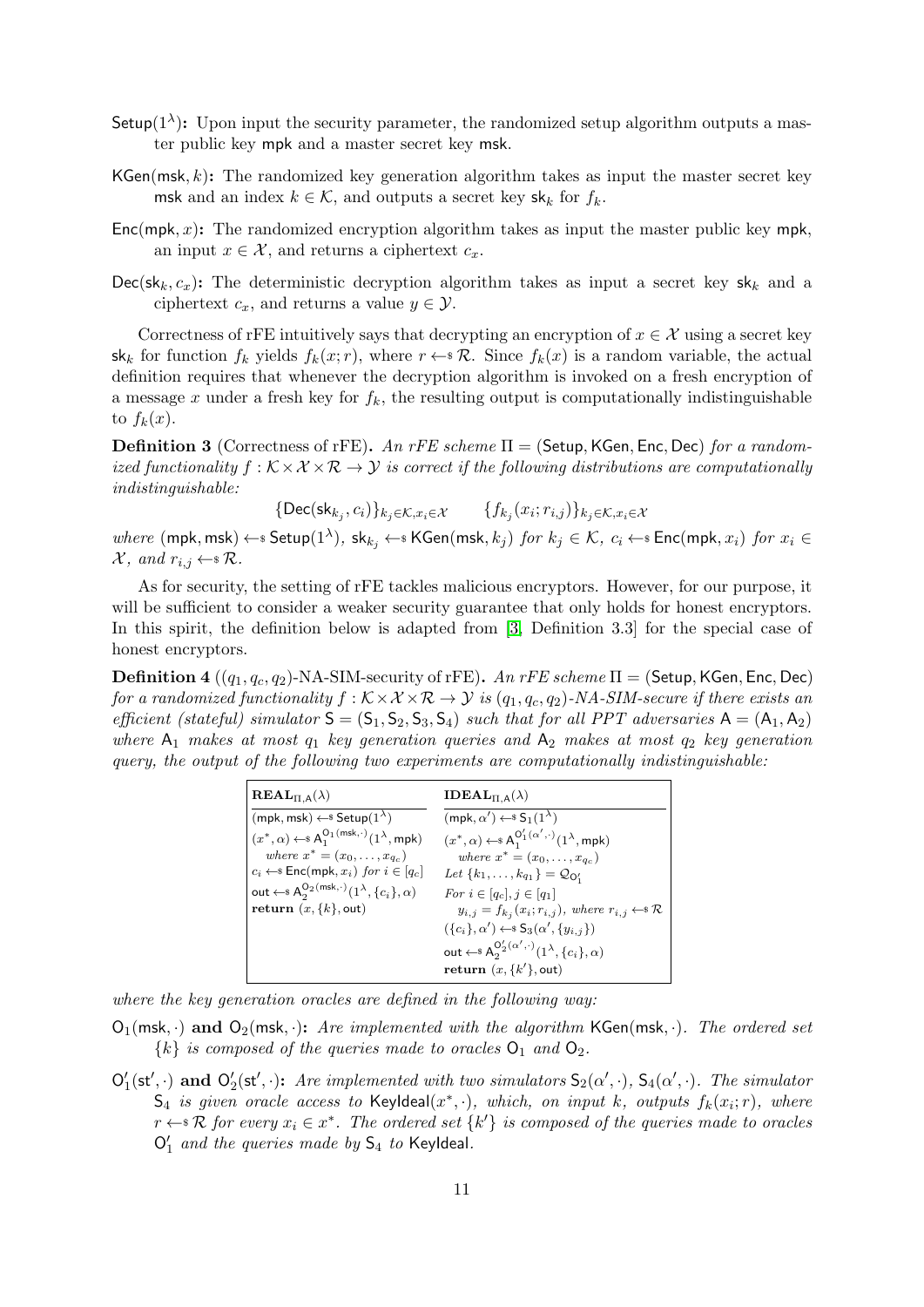$\mathsf{Setup}(1^\lambda)$**:** Upon input the security parameter, the randomized setup algorithm outputs a master public key $\mathsf{mpk}$ and a master secret key $\mathsf{msk}$.

$\mathsf{KGen}(\mathsf{msk}, k)$**:** The randomized key generation algorithm takes as input the master secret key $\mathsf{msk}$ and an index $k \in \mathcal{K}$, and outputs a secret key $\mathsf{sk}_k$ for $f_k$.

$\mathsf{Enc}(\mathsf{mpk}, x)$**:** The randomized encryption algorithm takes as input the master public key $\mathsf{mpk}$, an input $x \in \mathcal{X}$, and returns a ciphertext $c_x$.

$\mathsf{Dec}(\mathsf{sk}_k, c_x)$**:** The deterministic decryption algorithm takes as input a secret key $\mathsf{sk}_k$ and a ciphertext $c_x$, and returns a value $y \in \mathcal{Y}$.

Correctness of rFE intuitively says that decrypting an encryption of $x \in \mathcal{X}$ using a secret key $\mathsf{sk}_k$ for function $f_k$ yields $f_k(x; r)$, where $r \leftarrow\!\$\, \mathcal{R}$. Since $f_k(x)$ is a random variable, the actual definition requires that whenever the decryption algorithm is invoked on a fresh encryption of a message $x$ under a fresh key for $f_k$, the resulting output is computationally indistinguishable to $f_k(x)$.

**Definition 3** (Correctness of rFE)**.** *An rFE scheme $\Pi = (\mathsf{Setup}, \mathsf{KGen}, \mathsf{Enc}, \mathsf{Dec})$ for a randomized functionality $f : \mathcal{K} \times \mathcal{X} \times \mathcal{R} \to \mathcal{Y}$ is correct if the following distributions are computationally indistinguishable:*

$$\{\mathsf{Dec}(\mathsf{sk}_{k_j}, c_i)\}_{k_j \in \mathcal{K}, x_i \in \mathcal{X}} \qquad \{f_{k_j}(x_i; r_{i,j})\}_{k_j \in \mathcal{K}, x_i \in \mathcal{X}}$$

*where* $(\mathsf{mpk}, \mathsf{msk}) \leftarrow\!\$\, \mathsf{Setup}(1^\lambda)$*,* $\mathsf{sk}_{k_j} \leftarrow\!\$\, \mathsf{KGen}(\mathsf{msk}, k_j)$ *for* $k_j \in \mathcal{K}$*,* $c_i \leftarrow\!\$\, \mathsf{Enc}(\mathsf{mpk}, x_i)$ *for* $x_i \in \mathcal{X}$*, and* $r_{i,j} \leftarrow\!\$\, \mathcal{R}$*.*

As for security, the setting of rFE tackles malicious encryptors. However, for our purpose, it will be sufficient to consider a weaker security guarantee that only holds for honest encryptors. In this spirit, the definition below is adapted from [3, Definition 3.3] for the special case of honest encryptors.

**Definition 4** ($(q_1, q_c, q_2)$-NA-SIM-security of rFE)**.** *An rFE scheme $\Pi = (\mathsf{Setup}, \mathsf{KGen}, \mathsf{Enc}, \mathsf{Dec})$ for a randomized functionality $f : \mathcal{K} \times \mathcal{X} \times \mathcal{R} \to \mathcal{Y}$ is $(q_1, q_c, q_2)$-NA-SIM-secure if there exists an efficient (stateful) simulator $\mathsf{S} = (\mathsf{S}_1, \mathsf{S}_2, \mathsf{S}_3, \mathsf{S}_4)$ such that for all PPT adversaries $\mathsf{A} = (\mathsf{A}_1, \mathsf{A}_2)$ where $\mathsf{A}_1$ makes at most $q_1$ key generation queries and $\mathsf{A}_2$ makes at most $q_2$ key generation query, the output of the following two experiments are computationally indistinguishable:*

| $\mathbf{REAL}_{\Pi,\mathsf{A}}(\lambda)$ | $\mathbf{IDEAL}_{\Pi,\mathsf{A}}(\lambda)$ |
|---|---|
| $(\mathsf{mpk}, \mathsf{msk}) \leftarrow\!\$\, \mathsf{Setup}(1^\lambda)$ | $(\mathsf{mpk}, \alpha') \leftarrow\!\$\, \mathsf{S}_1(1^\lambda)$ |
| $(x^*, \alpha) \leftarrow\!\$\, \mathsf{A}_1^{\mathsf{O}_1(\mathsf{msk},\cdot)}(1^\lambda, \mathsf{mpk})$ | $(x^*, \alpha) \leftarrow\!\$\, \mathsf{A}_1^{\mathsf{O}'_1(\alpha',\cdot)}(1^\lambda, \mathsf{mpk})$ |
| *where* $x^* = (x_0, \ldots, x_{q_c})$ | *where* $x^* = (x_0, \ldots, x_{q_c})$ |
| $c_i \leftarrow\!\$\, \mathsf{Enc}(\mathsf{mpk}, x_i)$ *for* $i \in [q_c]$ | *Let* $\{k_1, \ldots, k_{q_1}\} = \mathcal{Q}_{\mathsf{O}'_1}$ |
| $\mathsf{out} \leftarrow\!\$\, \mathsf{A}_2^{\mathsf{O}_2(\mathsf{msk},\cdot)}(1^\lambda, \{c_i\}, \alpha)$ | *For* $i \in [q_c], j \in [q_1]$ |
| **return** $(x, \{k\}, \mathsf{out})$ | $y_{i,j} = f_{k_j}(x_i; r_{i,j})$*, where* $r_{i,j} \leftarrow\!\$\, \mathcal{R}$ |
| | $(\{c_i\}, \alpha') \leftarrow\!\$\, \mathsf{S}_3(\alpha', \{y_{i,j}\})$ |
| | $\mathsf{out} \leftarrow\!\$\, \mathsf{A}_2^{\mathsf{O}'_2(\alpha',\cdot)}(1^\lambda, \{c_i\}, \alpha)$ |
| | **return** $(x, \{k'\}, \mathsf{out})$ |

*where the key generation oracles are defined in the following way:*

$\mathsf{O}_1(\mathsf{msk}, \cdot)$ **and** $\mathsf{O}_2(\mathsf{msk}, \cdot)$**:** *Are implemented with the algorithm* $\mathsf{KGen}(\mathsf{msk}, \cdot)$*. The ordered set* $\{k\}$ *is composed of the queries made to oracles* $\mathsf{O}_1$ *and* $\mathsf{O}_2$*.*

$\mathsf{O}'_1(\mathsf{st}', \cdot)$ **and** $\mathsf{O}'_2(\mathsf{st}', \cdot)$**:** *Are implemented with two simulators* $\mathsf{S}_2(\alpha', \cdot)$*,* $\mathsf{S}_4(\alpha', \cdot)$*. The simulator* $\mathsf{S}_4$ *is given oracle access to* $\mathsf{KeyIdeal}(x^*, \cdot)$*, which, on input* $k$*, outputs* $f_k(x_i; r)$*, where* $r \leftarrow\!\$\, \mathcal{R}$ *for every* $x_i \in x^*$*. The ordered set* $\{k'\}$ *is composed of the queries made to oracles* $\mathsf{O}'_1$ *and the queries made by* $\mathsf{S}_4$ *to* $\mathsf{KeyIdeal}$*.*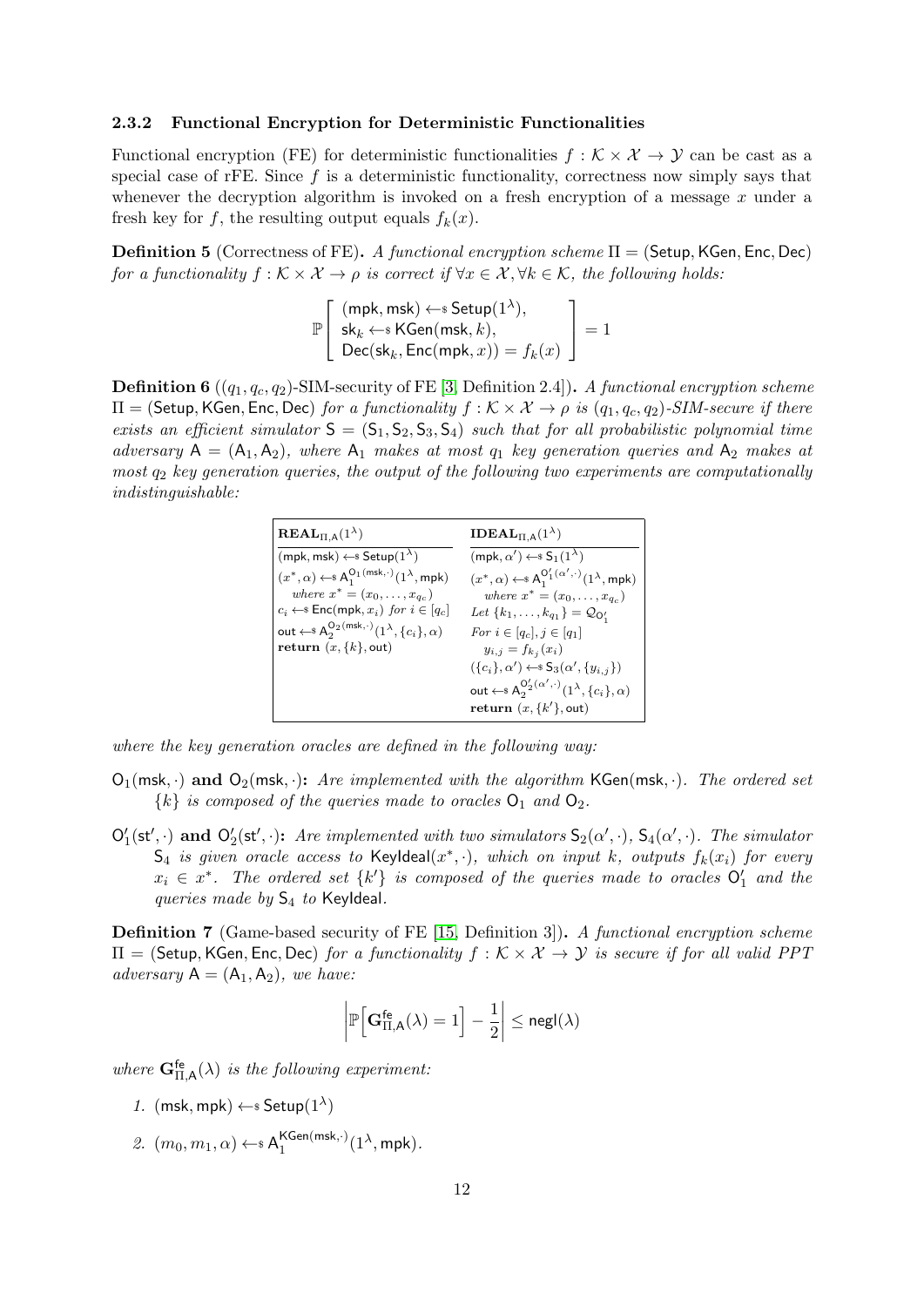### 2.3.2 Functional Encryption for Deterministic Functionalities

Functional encryption (FE) for deterministic functionalities $f : \mathcal{K} \times \mathcal{X} \to \mathcal{Y}$ can be cast as a special case of rFE. Since $f$ is a deterministic functionality, correctness now simply says that whenever the decryption algorithm is invoked on a fresh encryption of a message $x$ under a fresh key for $f$, the resulting output equals $f_k(x)$.

**Definition 5** (Correctness of FE)**.** *A functional encryption scheme* $\Pi = (\mathsf{Setup}, \mathsf{KGen}, \mathsf{Enc}, \mathsf{Dec})$ *for a functionality* $f : \mathcal{K} \times \mathcal{X} \to \rho$ *is correct if* $\forall x \in \mathcal{X}, \forall k \in \mathcal{K}$*, the following holds:*

$$\mathbb{P}\left[\begin{array}{l}(\mathsf{mpk}, \mathsf{msk}) \leftarrow\!\!\$\ \mathsf{Setup}(1^\lambda),\\ \mathsf{sk}_k \leftarrow\!\!\$\ \mathsf{KGen}(\mathsf{msk}, k),\\ \mathsf{Dec}(\mathsf{sk}_k, \mathsf{Enc}(\mathsf{mpk}, x)) = f_k(x)\end{array}\right] = 1$$

**Definition 6** ($(q_1, q_c, q_2)$-SIM-security of FE [3, Definition 2.4])**.** *A functional encryption scheme* $\Pi = (\mathsf{Setup}, \mathsf{KGen}, \mathsf{Enc}, \mathsf{Dec})$ *for a functionality* $f : \mathcal{K} \times \mathcal{X} \to \rho$ *is* $(q_1, q_c, q_2)$*-SIM-secure if there exists an efficient simulator* $\mathsf{S} = (\mathsf{S}_1, \mathsf{S}_2, \mathsf{S}_3, \mathsf{S}_4)$ *such that for all probabilistic polynomial time adversary* $\mathsf{A} = (\mathsf{A}_1, \mathsf{A}_2)$*, where* $\mathsf{A}_1$ *makes at most* $q_1$ *key generation queries and* $\mathsf{A}_2$ *makes at most* $q_2$ *key generation queries, the output of the following two experiments are computationally indistinguishable:*

| $\mathbf{REAL}_{\Pi,\mathsf{A}}(1^\lambda)$ | $\mathbf{IDEAL}_{\Pi,\mathsf{A}}(1^\lambda)$ |
|---|---|
| $(\mathsf{mpk}, \mathsf{msk}) \leftarrow\!\!\$\ \mathsf{Setup}(1^\lambda)$ | $(\mathsf{mpk}, \alpha') \leftarrow\!\!\$\ \mathsf{S}_1(1^\lambda)$ |
| $(x^*, \alpha) \leftarrow\!\!\$\ \mathsf{A}_1^{\mathsf{O}_1(\mathsf{msk},\cdot)}(1^\lambda, \mathsf{mpk})$ | $(x^*, \alpha) \leftarrow\!\!\$\ \mathsf{A}_1^{\mathsf{O}'_1(\alpha',\cdot)}(1^\lambda, \mathsf{mpk})$ |
| *where* $x^* = (x_0, \ldots, x_{q_c})$ | *where* $x^* = (x_0, \ldots, x_{q_c})$ |
| $c_i \leftarrow\!\!\$\ \mathsf{Enc}(\mathsf{mpk}, x_i)$ *for* $i \in [q_c]$ | *Let* $\{k_1, \ldots, k_{q_1}\} = \mathcal{Q}_{\mathsf{O}'_1}$ |
| $\mathsf{out} \leftarrow\!\!\$\ \mathsf{A}_2^{\mathsf{O}_2(\mathsf{msk},\cdot)}(1^\lambda, \{c_i\}, \alpha)$ | *For* $i \in [q_c], j \in [q_1]$ |
| **return** $(x, \{k\}, \mathsf{out})$ | $y_{i,j} = f_{k_j}(x_i)$ |
| | $(\{c_i\}, \alpha') \leftarrow\!\!\$\ \mathsf{S}_3(\alpha', \{y_{i,j}\})$ |
| | $\mathsf{out} \leftarrow\!\!\$\ \mathsf{A}_2^{\mathsf{O}'_2(\alpha',\cdot)}(1^\lambda, \{c_i\}, \alpha)$ |
| | **return** $(x, \{k'\}, \mathsf{out})$ |

*where the key generation oracles are defined in the following way:*

- $\mathsf{O}_1(\mathsf{msk}, \cdot)$ **and** $\mathsf{O}_2(\mathsf{msk}, \cdot)$**:** *Are implemented with the algorithm* $\mathsf{KGen}(\mathsf{msk}, \cdot)$*. The ordered set* $\{k\}$ *is composed of the queries made to oracles* $\mathsf{O}_1$ *and* $\mathsf{O}_2$*.*
- $\mathsf{O}'_1(\mathsf{st}', \cdot)$ **and** $\mathsf{O}'_2(\mathsf{st}', \cdot)$**:** *Are implemented with two simulators* $\mathsf{S}_2(\alpha', \cdot)$, $\mathsf{S}_4(\alpha', \cdot)$*. The simulator* $\mathsf{S}_4$ *is given oracle access to* $\mathsf{KeyIdeal}(x^*, \cdot)$*, which on input* $k$*, outputs* $f_k(x_i)$ *for every* $x_i \in x^*$*. The ordered set* $\{k'\}$ *is composed of the queries made to oracles* $\mathsf{O}'_1$ *and the queries made by* $\mathsf{S}_4$ *to* $\mathsf{KeyIdeal}$*.*

**Definition 7** (Game-based security of FE [15, Definition 3])**.** *A functional encryption scheme* $\Pi = (\mathsf{Setup}, \mathsf{KGen}, \mathsf{Enc}, \mathsf{Dec})$ *for a functionality* $f : \mathcal{K} \times \mathcal{X} \to \mathcal{Y}$ *is secure if for all valid PPT adversary* $\mathsf{A} = (\mathsf{A}_1, \mathsf{A}_2)$*, we have:*

$$\left|\mathbb{P}\Big[\mathbf{G}^{\mathsf{fe}}_{\Pi,\mathsf{A}}(\lambda) = 1\Big] - \frac{1}{2}\right| \leq \mathsf{negl}(\lambda)$$

*where* $\mathbf{G}^{\mathsf{fe}}_{\Pi,\mathsf{A}}(\lambda)$ *is the following experiment:*

1. $(\mathsf{msk}, \mathsf{mpk}) \leftarrow\!\!\$\ \mathsf{Setup}(1^\lambda)$
2. $(m_0, m_1, \alpha) \leftarrow\!\!\$\ \mathsf{A}_1^{\mathsf{KGen}(\mathsf{msk},\cdot)}(1^\lambda, \mathsf{mpk})$.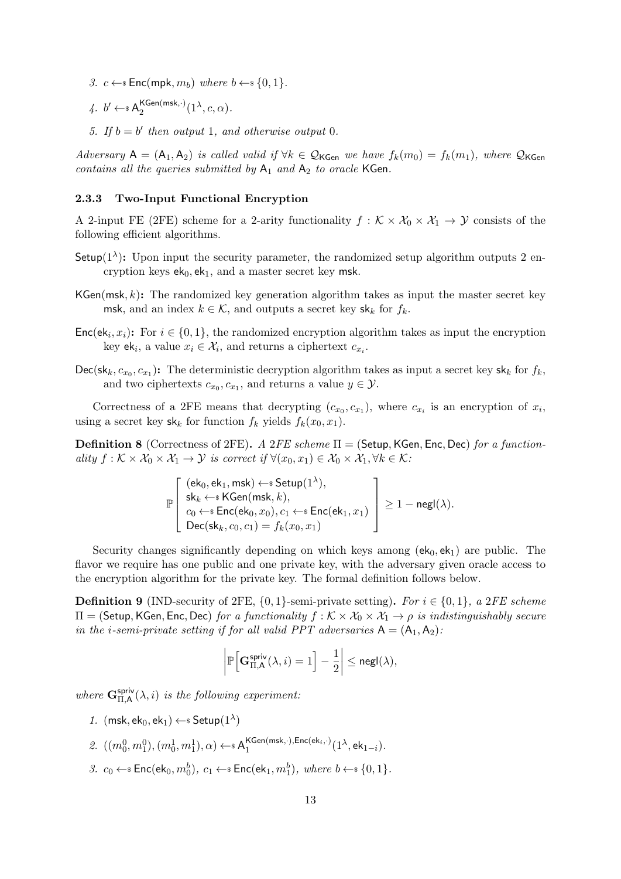3. $c \leftarrow\$ \mathsf{Enc}(\mathsf{mpk}, m_b)$ *where* $b \leftarrow\$ \{0,1\}$.

4. $b' \leftarrow\$ \mathsf{A}_2^{\mathsf{KGen}(\mathsf{msk},\cdot)}(1^\lambda, c, \alpha)$.

5. *If* $b = b'$ *then output* 1*, and otherwise output* 0*.*

*Adversary* $\mathsf{A} = (\mathsf{A}_1, \mathsf{A}_2)$ *is called valid if* $\forall k \in \mathcal{Q}_{\mathsf{KGen}}$ *we have* $f_k(m_0) = f_k(m_1)$*, where* $\mathcal{Q}_{\mathsf{KGen}}$ *contains all the queries submitted by* $\mathsf{A}_1$ *and* $\mathsf{A}_2$ *to oracle* $\mathsf{KGen}$*.*

#### 2.3.3 Two-Input Functional Encryption

A 2-input FE (2FE) scheme for a 2-arity functionality $f : \mathcal{K} \times \mathcal{X}_0 \times \mathcal{X}_1 \to \mathcal{Y}$ consists of the following efficient algorithms.

**$\mathsf{Setup}(1^\lambda)$:** Upon input the security parameter, the randomized setup algorithm outputs 2 encryption keys $\mathsf{ek}_0, \mathsf{ek}_1$, and a master secret key $\mathsf{msk}$.

**$\mathsf{KGen}(\mathsf{msk}, k)$:** The randomized key generation algorithm takes as input the master secret key $\mathsf{msk}$, and an index $k \in \mathcal{K}$, and outputs a secret key $\mathsf{sk}_k$ for $f_k$.

**$\mathsf{Enc}(\mathsf{ek}_i, x_i)$:** For $i \in \{0,1\}$, the randomized encryption algorithm takes as input the encryption key $\mathsf{ek}_i$, a value $x_i \in \mathcal{X}_i$, and returns a ciphertext $c_{x_i}$.

**$\mathsf{Dec}(\mathsf{sk}_k, c_{x_0}, c_{x_1})$:** The deterministic decryption algorithm takes as input a secret key $\mathsf{sk}_k$ for $f_k$, and two ciphertexts $c_{x_0}, c_{x_1}$, and returns a value $y \in \mathcal{Y}$.

Correctness of a 2FE means that decrypting $(c_{x_0}, c_{x_1})$, where $c_{x_i}$ is an encryption of $x_i$, using a secret key $\mathsf{sk}_k$ for function $f_k$ yields $f_k(x_0, x_1)$.

**Definition 8** (Correctness of 2FE)**.** *A 2FE scheme* $\Pi = (\mathsf{Setup}, \mathsf{KGen}, \mathsf{Enc}, \mathsf{Dec})$ *for a functionality* $f : \mathcal{K} \times \mathcal{X}_0 \times \mathcal{X}_1 \to \mathcal{Y}$ *is correct if* $\forall (x_0, x_1) \in \mathcal{X}_0 \times \mathcal{X}_1, \forall k \in \mathcal{K}$*:*

$$\mathbb{P}\left[\begin{array}{l}(\mathsf{ek}_0, \mathsf{ek}_1, \mathsf{msk}) \leftarrow\$ \mathsf{Setup}(1^\lambda),\\ \mathsf{sk}_k \leftarrow\$ \mathsf{KGen}(\mathsf{msk}, k),\\ c_0 \leftarrow\$ \mathsf{Enc}(\mathsf{ek}_0, x_0), c_1 \leftarrow\$ \mathsf{Enc}(\mathsf{ek}_1, x_1)\\ \mathsf{Dec}(\mathsf{sk}_k, c_0, c_1) = f_k(x_0, x_1)\end{array}\right] \geq 1 - \mathsf{negl}(\lambda).$$

Security changes significantly depending on which keys among $(\mathsf{ek}_0, \mathsf{ek}_1)$ are public. The flavor we require has one public and one private key, with the adversary given oracle access to the encryption algorithm for the private key. The formal definition follows below.

**Definition 9** (IND-security of 2FE, $\{0,1\}$-semi-private setting)**.** *For* $i \in \{0,1\}$*, a 2FE scheme* $\Pi = (\mathsf{Setup}, \mathsf{KGen}, \mathsf{Enc}, \mathsf{Dec})$ *for a functionality* $f : \mathcal{K} \times \mathcal{X}_0 \times \mathcal{X}_1 \to \rho$ *is indistinguishably secure in the* $i$*-semi-private setting if for all valid PPT adversaries* $\mathsf{A} = (\mathsf{A}_1, \mathsf{A}_2)$*:*

$$\left|\mathbb{P}\Big[\mathbf{G}^{\mathsf{spriv}}_{\Pi,\mathsf{A}}(\lambda, i) = 1\Big] - \frac{1}{2}\right| \leq \mathsf{negl}(\lambda),$$

*where* $\mathbf{G}^{\mathsf{spriv}}_{\Pi,\mathsf{A}}(\lambda, i)$ *is the following experiment:*

1. $(\mathsf{msk}, \mathsf{ek}_0, \mathsf{ek}_1) \leftarrow\$ \mathsf{Setup}(1^\lambda)$

2. $((m_0^0, m_1^0), (m_0^1, m_1^1), \alpha) \leftarrow\$ \mathsf{A}_1^{\mathsf{KGen}(\mathsf{msk},\cdot),\mathsf{Enc}(\mathsf{ek}_i,\cdot)}(1^\lambda, \mathsf{ek}_{1-i})$.

3. $c_0 \leftarrow\$ \mathsf{Enc}(\mathsf{ek}_0, m_0^b)$*,* $c_1 \leftarrow\$ \mathsf{Enc}(\mathsf{ek}_1, m_1^b)$*, where* $b \leftarrow\$ \{0,1\}$*.*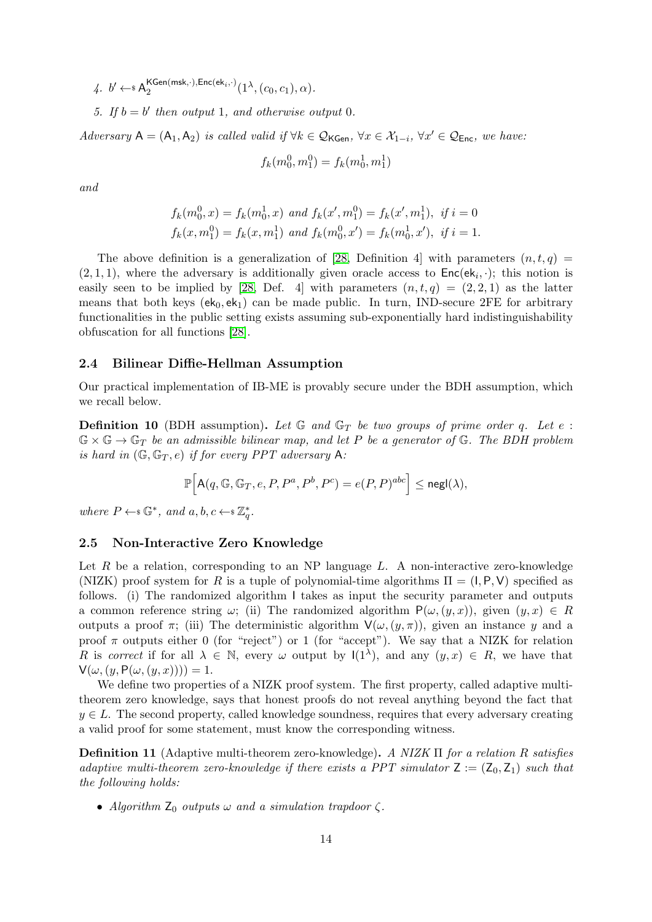4. $b' \leftarrow\!\!\$\ \mathsf{A}_2^{\mathsf{KGen}(\mathsf{msk},\cdot),\mathsf{Enc}(\mathsf{ek}_i,\cdot)}(1^\lambda, (c_0, c_1), \alpha)$.

5. If $b = b'$ then output 1, and otherwise output 0.

*Adversary* $\mathsf{A} = (\mathsf{A}_1, \mathsf{A}_2)$ *is called valid if* $\forall k \in \mathcal{Q}_{\mathsf{KGen}}$, $\forall x \in \mathcal{X}_{1-i}$, $\forall x' \in \mathcal{Q}_{\mathsf{Enc}}$, *we have:*

$$f_k(m_0^0, m_1^0) = f_k(m_0^1, m_1^1)$$

*and*

$$f_k(m_0^0, x) = f_k(m_0^1, x) \text{ and } f_k(x', m_1^0) = f_k(x', m_1^1), \text{ if } i = 0$$
$$f_k(x, m_1^0) = f_k(x, m_1^1) \text{ and } f_k(m_0^0, x') = f_k(m_0^1, x'), \text{ if } i = 1.$$

The above definition is a generalization of [28, Definition 4] with parameters $(n, t, q) = (2, 1, 1)$, where the adversary is additionally given oracle access to $\mathsf{Enc}(\mathsf{ek}_i, \cdot)$; this notion is easily seen to be implied by [28, Def. 4] with parameters $(n, t, q) = (2, 2, 1)$ as the latter means that both keys $(\mathsf{ek}_0, \mathsf{ek}_1)$ can be made public. In turn, IND-secure 2FE for arbitrary functionalities in the public setting exists assuming sub-exponentially hard indistinguishability obfuscation for all functions [28].

### 2.4 Bilinear Diffie-Hellman Assumption

Our practical implementation of IB-ME is provably secure under the BDH assumption, which we recall below.

**Definition 10** (BDH assumption)**.** *Let* $\mathbb{G}$ *and* $\mathbb{G}_T$ *be two groups of prime order* $q$*. Let* $e : \mathbb{G} \times \mathbb{G} \to \mathbb{G}_T$ *be an admissible bilinear map, and let* $P$ *be a generator of* $\mathbb{G}$*. The BDH problem is hard in* $(\mathbb{G}, \mathbb{G}_T, e)$ *if for every PPT adversary* $\mathsf{A}$*:*

$$\mathbb{P}\Big[\mathsf{A}(q, \mathbb{G}, \mathbb{G}_T, e, P, P^a, P^b, P^c) = e(P, P)^{abc}\Big] \leq \mathsf{negl}(\lambda),$$

*where* $P \leftarrow\!\!\$\ \mathbb{G}^*$*, and* $a, b, c \leftarrow\!\!\$\ \mathbb{Z}_q^*$*.*

### 2.5 Non-Interactive Zero Knowledge

Let $R$ be a relation, corresponding to an NP language $L$. A non-interactive zero-knowledge (NIZK) proof system for $R$ is a tuple of polynomial-time algorithms $\Pi = (\mathsf{I}, \mathsf{P}, \mathsf{V})$ specified as follows. (i) The randomized algorithm $\mathsf{I}$ takes as input the security parameter and outputs a common reference string $\omega$; (ii) The randomized algorithm $\mathsf{P}(\omega, (y, x))$, given $(y, x) \in R$ outputs a proof $\pi$; (iii) The deterministic algorithm $\mathsf{V}(\omega, (y, \pi))$, given an instance $y$ and a proof $\pi$ outputs either 0 (for "reject") or 1 (for "accept"). We say that a NIZK for relation $R$ is *correct* if for all $\lambda \in \mathbb{N}$, every $\omega$ output by $\mathsf{I}(1^\lambda)$, and any $(y, x) \in R$, we have that $\mathsf{V}(\omega, (y, \mathsf{P}(\omega, (y, x)))) = 1$.

We define two properties of a NIZK proof system. The first property, called adaptive multi-theorem zero knowledge, says that honest proofs do not reveal anything beyond the fact that $y \in L$. The second property, called knowledge soundness, requires that every adversary creating a valid proof for some statement, must know the corresponding witness.

**Definition 11** (Adaptive multi-theorem zero-knowledge)**.** *A NIZK* $\Pi$ *for a relation* $R$ *satisfies adaptive multi-theorem zero-knowledge if there exists a PPT simulator* $\mathsf{Z} := (\mathsf{Z}_0, \mathsf{Z}_1)$ *such that the following holds:*

- *Algorithm* $\mathsf{Z}_0$ *outputs* $\omega$ *and a simulation trapdoor* $\zeta$*.*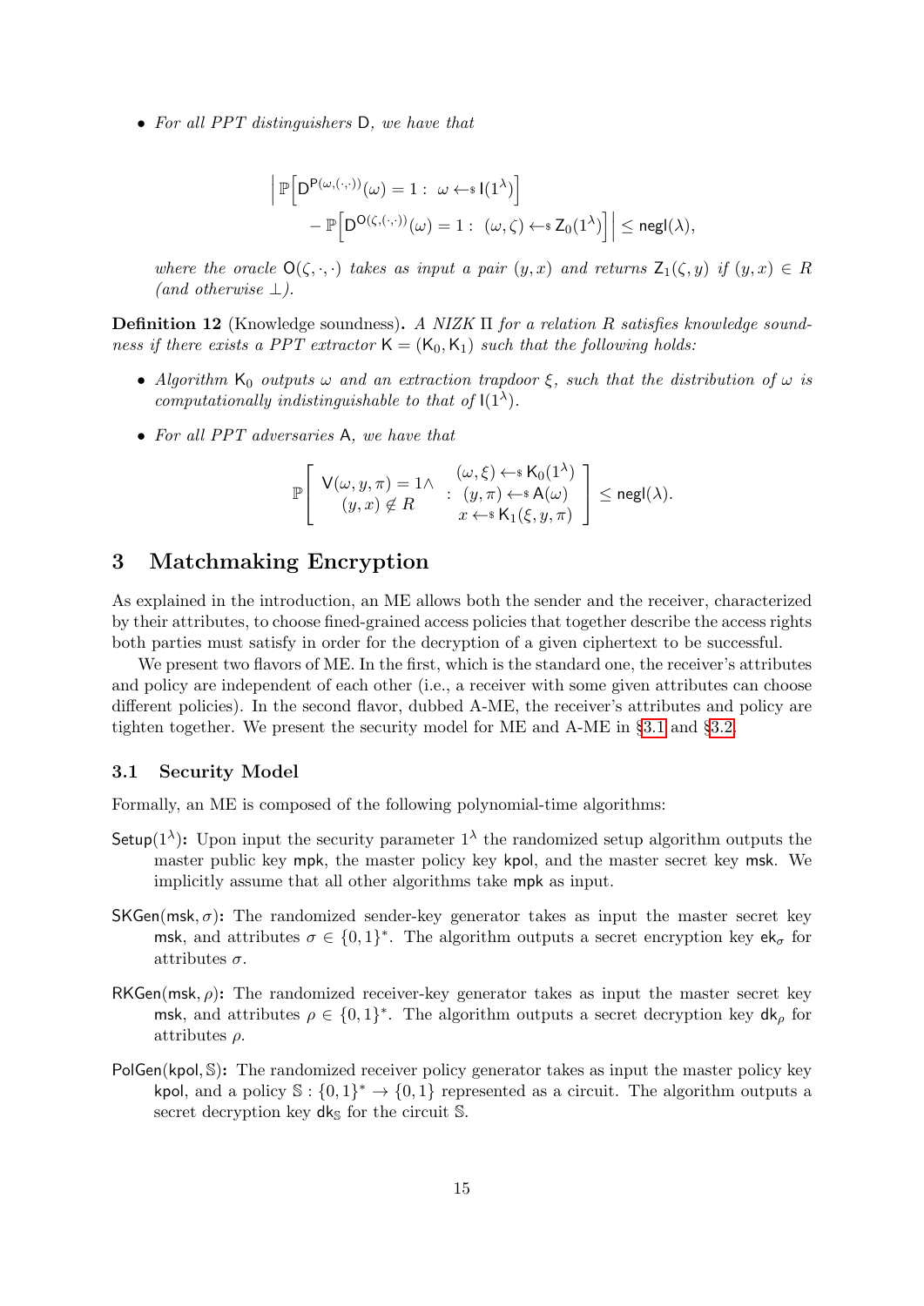- *For all PPT distinguishers* $\mathsf{D}$*, we have that*

$$\Big| \mathbb{P}\Big[\mathsf{D}^{\mathsf{P}(\omega,(\cdot,\cdot))}(\omega) = 1 : \ \omega \leftarrow\!\!\$\ \mathsf{I}(1^\lambda)\Big] \\ - \mathbb{P}\Big[\mathsf{D}^{\mathsf{O}(\zeta,(\cdot,\cdot))}(\omega) = 1 : \ (\omega,\zeta) \leftarrow\!\!\$\ \mathsf{Z}_0(1^\lambda)\Big] \Big| \leq \mathsf{negl}(\lambda),$$

*where the oracle* $\mathsf{O}(\zeta,\cdot,\cdot)$ *takes as input a pair* $(y,x)$ *and returns* $\mathsf{Z}_1(\zeta,y)$ *if* $(y,x) \in R$ *(and otherwise* $\perp$*).*

**Definition 12** (Knowledge soundness)**.** *A NIZK* $\Pi$ *for a relation* $R$ *satisfies knowledge soundness if there exists a PPT extractor* $\mathsf{K} = (\mathsf{K}_0, \mathsf{K}_1)$ *such that the following holds:*

- *Algorithm* $\mathsf{K}_0$ *outputs* $\omega$ *and an extraction trapdoor* $\xi$*, such that the distribution of* $\omega$ *is computationally indistinguishable to that of* $\mathsf{I}(1^\lambda)$*.*
- *For all PPT adversaries* $\mathsf{A}$*, we have that*

$$\mathbb{P}\left[\begin{array}{c} \mathsf{V}(\omega,y,\pi) = 1 \wedge \\ (y,x) \notin R \end{array} : \begin{array}{c} (\omega,\xi) \leftarrow\!\!\$\ \mathsf{K}_0(1^\lambda) \\ (y,\pi) \leftarrow\!\!\$\ \mathsf{A}(\omega) \\ x \leftarrow\!\!\$\ \mathsf{K}_1(\xi,y,\pi) \end{array}\right] \leq \mathsf{negl}(\lambda).$$

# 3 Matchmaking Encryption

As explained in the introduction, an ME allows both the sender and the receiver, characterized by their attributes, to choose fined-grained access policies that together describe the access rights both parties must satisfy in order for the decryption of a given ciphertext to be successful.

We present two flavors of ME. In the first, which is the standard one, the receiver's attributes and policy are independent of each other (i.e., a receiver with some given attributes can choose different policies). In the second flavor, dubbed A-ME, the receiver's attributes and policy are tighten together. We present the security model for ME and A-ME in §3.1 and §3.2.

## 3.1 Security Model

Formally, an ME is composed of the following polynomial-time algorithms:

$\mathsf{Setup}(1^\lambda)$**:** Upon input the security parameter $1^\lambda$ the randomized setup algorithm outputs the master public key $\mathsf{mpk}$, the master policy key $\mathsf{kpol}$, and the master secret key $\mathsf{msk}$. We implicitly assume that all other algorithms take $\mathsf{mpk}$ as input.

$\mathsf{SKGen}(\mathsf{msk},\sigma)$**:** The randomized sender-key generator takes as input the master secret key $\mathsf{msk}$, and attributes $\sigma \in \{0,1\}^*$. The algorithm outputs a secret encryption key $\mathsf{ek}_\sigma$ for attributes $\sigma$.

$\mathsf{RKGen}(\mathsf{msk},\rho)$**:** The randomized receiver-key generator takes as input the master secret key $\mathsf{msk}$, and attributes $\rho \in \{0,1\}^*$. The algorithm outputs a secret decryption key $\mathsf{dk}_\rho$ for attributes $\rho$.

$\mathsf{PolGen}(\mathsf{kpol},\mathbb{S})$**:** The randomized receiver policy generator takes as input the master policy key $\mathsf{kpol}$, and a policy $\mathbb{S} : \{0,1\}^* \to \{0,1\}$ represented as a circuit. The algorithm outputs a secret decryption key $\mathsf{dk}_\mathbb{S}$ for the circuit $\mathbb{S}$.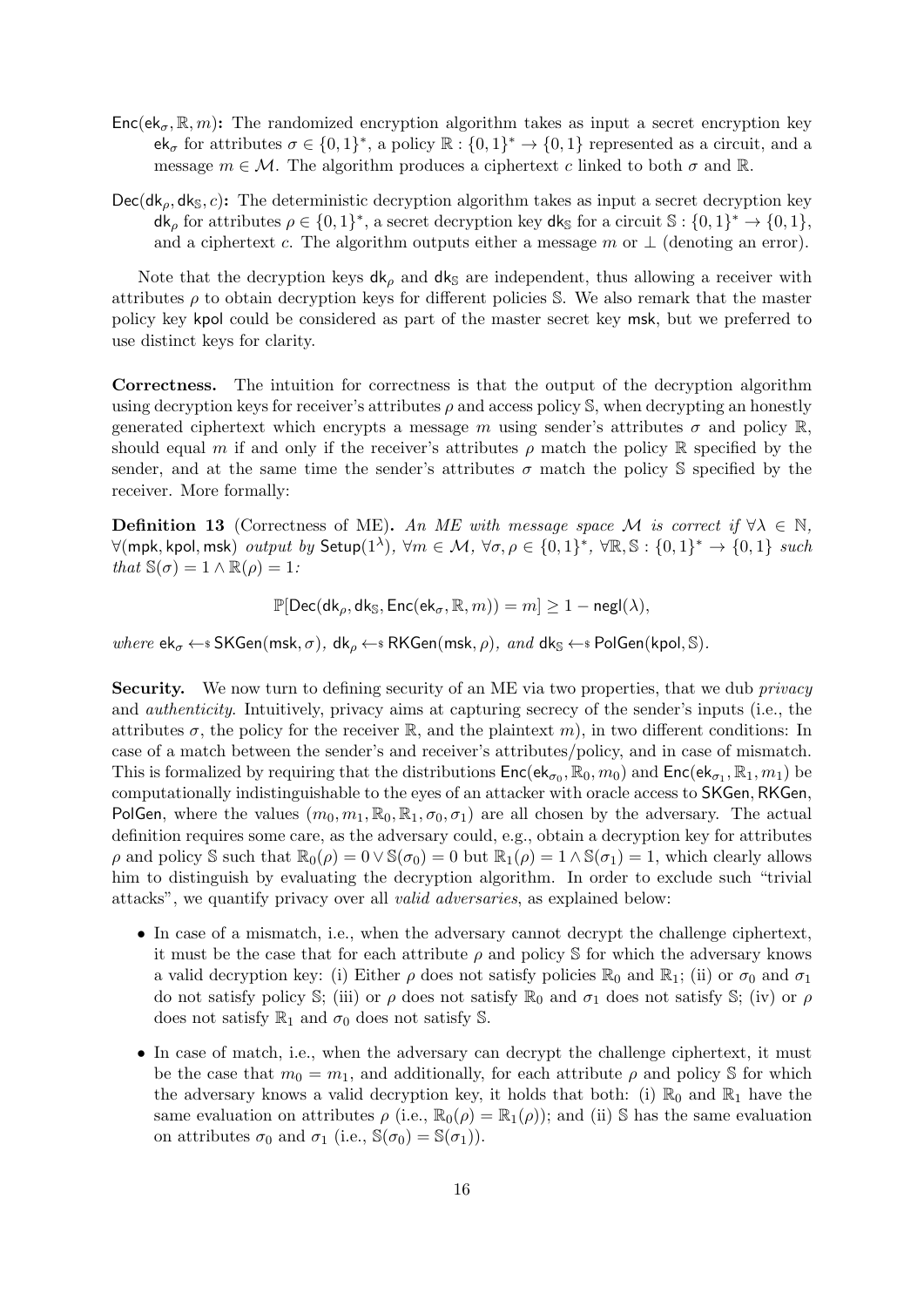$\mathsf{Enc}(\mathsf{ek}_\sigma, \mathbb{R}, m)$**:** The randomized encryption algorithm takes as input a secret encryption key $\mathsf{ek}_\sigma$ for attributes $\sigma \in \{0,1\}^*$, a policy $\mathbb{R} : \{0,1\}^* \to \{0,1\}$ represented as a circuit, and a message $m \in \mathcal{M}$. The algorithm produces a ciphertext $c$ linked to both $\sigma$ and $\mathbb{R}$.

$\mathsf{Dec}(\mathsf{dk}_\rho, \mathsf{dk}_\mathbb{S}, c)$**:** The deterministic decryption algorithm takes as input a secret decryption key $\mathsf{dk}_\rho$ for attributes $\rho \in \{0,1\}^*$, a secret decryption key $\mathsf{dk}_\mathbb{S}$ for a circuit $\mathbb{S} : \{0,1\}^* \to \{0,1\}$, and a ciphertext $c$. The algorithm outputs either a message $m$ or $\perp$ (denoting an error).

Note that the decryption keys $\mathsf{dk}_\rho$ and $\mathsf{dk}_\mathbb{S}$ are independent, thus allowing a receiver with attributes $\rho$ to obtain decryption keys for different policies $\mathbb{S}$. We also remark that the master policy key $\mathsf{kpol}$ could be considered as part of the master secret key $\mathsf{msk}$, but we preferred to use distinct keys for clarity.

**Correctness.** The intuition for correctness is that the output of the decryption algorithm using decryption keys for receiver's attributes $\rho$ and access policy $\mathbb{S}$, when decrypting an honestly generated ciphertext which encrypts a message $m$ using sender's attributes $\sigma$ and policy $\mathbb{R}$, should equal $m$ if and only if the receiver's attributes $\rho$ match the policy $\mathbb{R}$ specified by the sender, and at the same time the sender's attributes $\sigma$ match the policy $\mathbb{S}$ specified by the receiver. More formally:

**Definition 13** (Correctness of ME)**.** *An ME with message space $\mathcal{M}$ is correct if $\forall \lambda \in \mathbb{N}$, $\forall (\mathsf{mpk}, \mathsf{kpol}, \mathsf{msk})$ output by $\mathsf{Setup}(1^\lambda)$, $\forall m \in \mathcal{M}$, $\forall \sigma, \rho \in \{0,1\}^*$, $\forall \mathbb{R}, \mathbb{S} : \{0,1\}^* \to \{0,1\}$ such that $\mathbb{S}(\sigma) = 1 \wedge \mathbb{R}(\rho) = 1$:*

$$\mathbb{P}[\mathsf{Dec}(\mathsf{dk}_\rho, \mathsf{dk}_\mathbb{S}, \mathsf{Enc}(\mathsf{ek}_\sigma, \mathbb{R}, m)) = m] \geq 1 - \mathsf{negl}(\lambda),$$

*where $\mathsf{ek}_\sigma \leftarrow\!\!\$\; \mathsf{SKGen}(\mathsf{msk}, \sigma)$, $\mathsf{dk}_\rho \leftarrow\!\!\$\; \mathsf{RKGen}(\mathsf{msk}, \rho)$, and $\mathsf{dk}_\mathbb{S} \leftarrow\!\!\$\; \mathsf{PolGen}(\mathsf{kpol}, \mathbb{S})$.*

**Security.** We now turn to defining security of an ME via two properties, that we dub *privacy* and *authenticity*. Intuitively, privacy aims at capturing secrecy of the sender's inputs (i.e., the attributes $\sigma$, the policy for the receiver $\mathbb{R}$, and the plaintext $m$), in two different conditions: In case of a match between the sender's and receiver's attributes/policy, and in case of mismatch. This is formalized by requiring that the distributions $\mathsf{Enc}(\mathsf{ek}_{\sigma_0}, \mathbb{R}_0, m_0)$ and $\mathsf{Enc}(\mathsf{ek}_{\sigma_1}, \mathbb{R}_1, m_1)$ be computationally indistinguishable to the eyes of an attacker with oracle access to $\mathsf{SKGen}$, $\mathsf{RKGen}$, $\mathsf{PolGen}$, where the values $(m_0, m_1, \mathbb{R}_0, \mathbb{R}_1, \sigma_0, \sigma_1)$ are all chosen by the adversary. The actual definition requires some care, as the adversary could, e.g., obtain a decryption key for attributes $\rho$ and policy $\mathbb{S}$ such that $\mathbb{R}_0(\rho) = 0 \vee \mathbb{S}(\sigma_0) = 0$ but $\mathbb{R}_1(\rho) = 1 \wedge \mathbb{S}(\sigma_1) = 1$, which clearly allows him to distinguish by evaluating the decryption algorithm. In order to exclude such "trivial attacks", we quantify privacy over all *valid adversaries*, as explained below:

- In case of a mismatch, i.e., when the adversary cannot decrypt the challenge ciphertext, it must be the case that for each attribute $\rho$ and policy $\mathbb{S}$ for which the adversary knows a valid decryption key: (i) Either $\rho$ does not satisfy policies $\mathbb{R}_0$ and $\mathbb{R}_1$; (ii) or $\sigma_0$ and $\sigma_1$ do not satisfy policy $\mathbb{S}$; (iii) or $\rho$ does not satisfy $\mathbb{R}_0$ and $\sigma_1$ does not satisfy $\mathbb{S}$; (iv) or $\rho$ does not satisfy $\mathbb{R}_1$ and $\sigma_0$ does not satisfy $\mathbb{S}$.
- In case of match, i.e., when the adversary can decrypt the challenge ciphertext, it must be the case that $m_0 = m_1$, and additionally, for each attribute $\rho$ and policy $\mathbb{S}$ for which the adversary knows a valid decryption key, it holds that both: (i) $\mathbb{R}_0$ and $\mathbb{R}_1$ have the same evaluation on attributes $\rho$ (i.e., $\mathbb{R}_0(\rho) = \mathbb{R}_1(\rho)$); and (ii) $\mathbb{S}$ has the same evaluation on attributes $\sigma_0$ and $\sigma_1$ (i.e., $\mathbb{S}(\sigma_0) = \mathbb{S}(\sigma_1)$).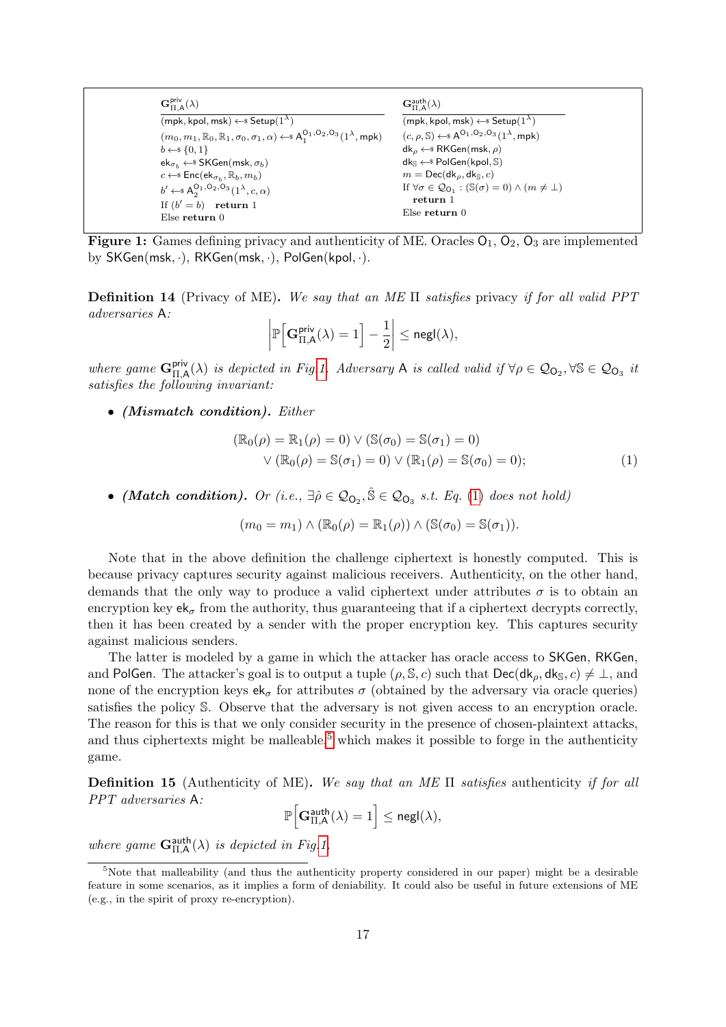| $\mathbf{G}^{\mathsf{priv}}_{\Pi,\mathsf{A}}(\lambda)$ | $\mathbf{G}^{\mathsf{auth}}_{\Pi,\mathsf{A}}(\lambda)$ |
|---|---|
| $(\mathsf{mpk}, \mathsf{kpol}, \mathsf{msk}) \leftarrow\$ \mathsf{Setup}(1^\lambda)$ | $(\mathsf{mpk}, \mathsf{kpol}, \mathsf{msk}) \leftarrow\$ \mathsf{Setup}(1^\lambda)$ |
| $(m_0, m_1, \mathbb{R}_0, \mathbb{R}_1, \sigma_0, \sigma_1, \alpha) \leftarrow\$ \mathsf{A}_1^{\mathsf{O}_1,\mathsf{O}_2,\mathsf{O}_3}(1^\lambda, \mathsf{mpk})$ | $(c, \rho, \mathbb{S}) \leftarrow\$ \mathsf{A}^{\mathsf{O}_1,\mathsf{O}_2,\mathsf{O}_3}(1^\lambda, \mathsf{mpk})$ |
| $b \leftarrow\$ \{0,1\}$ | $\mathsf{dk}_\rho \leftarrow\$ \mathsf{RKGen}(\mathsf{msk}, \rho)$ |
| $\mathsf{ek}_{\sigma_b} \leftarrow\$ \mathsf{SKGen}(\mathsf{msk}, \sigma_b)$ | $\mathsf{dk}_{\mathbb{S}} \leftarrow\$ \mathsf{PolGen}(\mathsf{kpol}, \mathbb{S})$ |
| $c \leftarrow\$ \mathsf{Enc}(\mathsf{ek}_{\sigma_b}, \mathbb{R}_b, m_b)$ | $m = \mathsf{Dec}(\mathsf{dk}_\rho, \mathsf{dk}_{\mathbb{S}}, c)$ |
| $b' \leftarrow\$ \mathsf{A}_2^{\mathsf{O}_1,\mathsf{O}_2,\mathsf{O}_3}(1^\lambda, c, \alpha)$ | If $\forall \sigma \in \mathcal{Q}_{\mathsf{O}_1} : (\mathbb{S}(\sigma) = 0) \wedge (m \neq \bot)$ |
| If $(b' = b)$ **return** 1 | **return** 1 |
| Else **return** 0 | Else **return** 0 |

**Figure 1:** Games defining privacy and authenticity of ME. Oracles $\mathsf{O}_1$, $\mathsf{O}_2$, $\mathsf{O}_3$ are implemented by $\mathsf{SKGen}(\mathsf{msk}, \cdot)$, $\mathsf{RKGen}(\mathsf{msk}, \cdot)$, $\mathsf{PolGen}(\mathsf{kpol}, \cdot)$.

**Definition 14** (Privacy of ME)**.** *We say that an ME $\Pi$ satisfies* privacy *if for all valid PPT adversaries* $\mathsf{A}$*:*

$$\left| \mathbb{P}\left[ \mathbf{G}^{\mathsf{priv}}_{\Pi,\mathsf{A}}(\lambda) = 1 \right] - \frac{1}{2} \right| \leq \mathsf{negl}(\lambda),$$

*where game $\mathbf{G}^{\mathsf{priv}}_{\Pi,\mathsf{A}}(\lambda)$ is depicted in Fig. 1. Adversary $\mathsf{A}$ is called valid if $\forall \rho \in \mathcal{Q}_{\mathsf{O}_2}, \forall \mathbb{S} \in \mathcal{Q}_{\mathsf{O}_3}$ it satisfies the following invariant:*

- ***(Mismatch condition).*** *Either*

$$\begin{aligned}(\mathbb{R}_0(\rho) = \mathbb{R}_1(\rho) = 0) \vee (\mathbb{S}(\sigma_0) = \mathbb{S}(\sigma_1) = 0) \\ \vee (\mathbb{R}_0(\rho) = \mathbb{S}(\sigma_1) = 0) \vee (\mathbb{R}_1(\rho) = \mathbb{S}(\sigma_0) = 0);\end{aligned} \tag{1}$$

- ***(Match condition).*** *Or (i.e., $\exists \hat{\rho} \in \mathcal{Q}_{\mathsf{O}_2}, \hat{\mathbb{S}} \in \mathcal{Q}_{\mathsf{O}_3}$ s.t. Eq. (1) does not hold)*

$$(m_0 = m_1) \wedge (\mathbb{R}_0(\rho) = \mathbb{R}_1(\rho)) \wedge (\mathbb{S}(\sigma_0) = \mathbb{S}(\sigma_1)).$$

Note that in the above definition the challenge ciphertext is honestly computed. This is because privacy captures security against malicious receivers. Authenticity, on the other hand, demands that the only way to produce a valid ciphertext under attributes $\sigma$ is to obtain an encryption key $\mathsf{ek}_\sigma$ from the authority, thus guaranteeing that if a ciphertext decrypts correctly, then it has been created by a sender with the proper encryption key. This captures security against malicious senders.

The latter is modeled by a game in which the attacker has oracle access to $\mathsf{SKGen}$, $\mathsf{RKGen}$, and $\mathsf{PolGen}$. The attacker's goal is to output a tuple $(\rho, \mathbb{S}, c)$ such that $\mathsf{Dec}(\mathsf{dk}_\rho, \mathsf{dk}_{\mathbb{S}}, c) \neq \bot$, and none of the encryption keys $\mathsf{ek}_\sigma$ for attributes $\sigma$ (obtained by the adversary via oracle queries) satisfies the policy $\mathbb{S}$. Observe that the adversary is not given access to an encryption oracle. The reason for this is that we only consider security in the presence of chosen-plaintext attacks, and thus ciphertexts might be malleable,[5] which makes it possible to forge in the authenticity game.

**Definition 15** (Authenticity of ME)**.** *We say that an ME $\Pi$ satisfies* authenticity *if for all PPT adversaries* $\mathsf{A}$*:*

$$\mathbb{P}\left[ \mathbf{G}^{\mathsf{auth}}_{\Pi,\mathsf{A}}(\lambda) = 1 \right] \leq \mathsf{negl}(\lambda),$$

*where game $\mathbf{G}^{\mathsf{auth}}_{\Pi,\mathsf{A}}(\lambda)$ is depicted in Fig. 1.*

[5] Note that malleability (and thus the authenticity property considered in our paper) might be a desirable feature in some scenarios, as it implies a form of deniability. It could also be useful in future extensions of ME (e.g., in the spirit of proxy re-encryption).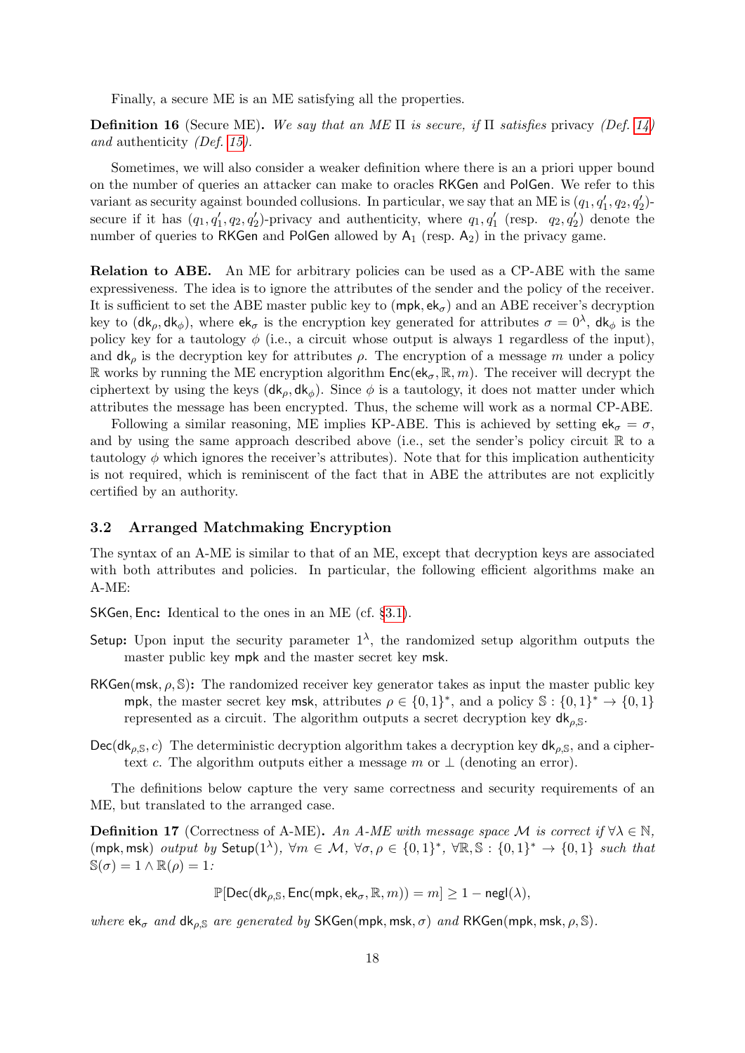Finally, a secure ME is an ME satisfying all the properties.

**Definition 16** (Secure ME)**.** *We say that an ME $\Pi$ is secure, if $\Pi$ satisfies* privacy *(Def. 14) and* authenticity *(Def. 15).*

Sometimes, we will also consider a weaker definition where there is an a priori upper bound on the number of queries an attacker can make to oracles $\mathsf{RKGen}$ and $\mathsf{PolGen}$. We refer to this variant as security against bounded collusions. In particular, we say that an ME is $(q_1, q_1', q_2, q_2')$-secure if it has $(q_1, q_1', q_2, q_2')$-privacy and authenticity, where $q_1, q_1'$ (resp. $q_2, q_2'$) denote the number of queries to $\mathsf{RKGen}$ and $\mathsf{PolGen}$ allowed by $\mathsf{A}_1$ (resp. $\mathsf{A}_2$) in the privacy game.

**Relation to ABE.** An ME for arbitrary policies can be used as a CP-ABE with the same expressiveness. The idea is to ignore the attributes of the sender and the policy of the receiver. It is sufficient to set the ABE master public key to $(\mathsf{mpk}, \mathsf{ek}_\sigma)$ and an ABE receiver's decryption key to $(\mathsf{dk}_\rho, \mathsf{dk}_\phi)$, where $\mathsf{ek}_\sigma$ is the encryption key generated for attributes $\sigma = 0^\lambda$, $\mathsf{dk}_\phi$ is the policy key for a tautology $\phi$ (i.e., a circuit whose output is always 1 regardless of the input), and $\mathsf{dk}_\rho$ is the decryption key for attributes $\rho$. The encryption of a message $m$ under a policy $\mathbb{R}$ works by running the ME encryption algorithm $\mathsf{Enc}(\mathsf{ek}_\sigma, \mathbb{R}, m)$. The receiver will decrypt the ciphertext by using the keys $(\mathsf{dk}_\rho, \mathsf{dk}_\phi)$. Since $\phi$ is a tautology, it does not matter under which attributes the message has been encrypted. Thus, the scheme will work as a normal CP-ABE.

Following a similar reasoning, ME implies KP-ABE. This is achieved by setting $\mathsf{ek}_\sigma = \sigma$, and by using the same approach described above (i.e., set the sender's policy circuit $\mathbb{R}$ to a tautology $\phi$ which ignores the receiver's attributes). Note that for this implication authenticity is not required, which is reminiscent of the fact that in ABE the attributes are not explicitly certified by an authority.

### 3.2 Arranged Matchmaking Encryption

The syntax of an A-ME is similar to that of an ME, except that decryption keys are associated with both attributes and policies. In particular, the following efficient algorithms make an A-ME:

$\mathsf{SKGen}, \mathsf{Enc}$**:** Identical to the ones in an ME (cf. §3.1).

$\mathsf{Setup}$**:** Upon input the security parameter $1^\lambda$, the randomized setup algorithm outputs the master public key $\mathsf{mpk}$ and the master secret key $\mathsf{msk}$.

$\mathsf{RKGen}(\mathsf{msk}, \rho, \mathbb{S})$**:** The randomized receiver key generator takes as input the master public key $\mathsf{mpk}$, the master secret key $\mathsf{msk}$, attributes $\rho \in \{0,1\}^*$, and a policy $\mathbb{S} : \{0,1\}^* \to \{0,1\}$ represented as a circuit. The algorithm outputs a secret decryption key $\mathsf{dk}_{\rho,\mathbb{S}}$.

$\mathsf{Dec}(\mathsf{dk}_{\rho,\mathbb{S}}, c)$ The deterministic decryption algorithm takes a decryption key $\mathsf{dk}_{\rho,\mathbb{S}}$, and a ciphertext $c$. The algorithm outputs either a message $m$ or $\perp$ (denoting an error).

The definitions below capture the very same correctness and security requirements of an ME, but translated to the arranged case.

**Definition 17** (Correctness of A-ME)**.** *An A-ME with message space $\mathcal{M}$ is correct if $\forall \lambda \in \mathbb{N}$, $(\mathsf{mpk}, \mathsf{msk})$ output by $\mathsf{Setup}(1^\lambda)$, $\forall m \in \mathcal{M}$, $\forall \sigma, \rho \in \{0,1\}^*$, $\forall \mathbb{R}, \mathbb{S} : \{0,1\}^* \to \{0,1\}$ such that $\mathbb{S}(\sigma) = 1 \wedge \mathbb{R}(\rho) = 1$:*

$$\mathbb{P}[\mathsf{Dec}(\mathsf{dk}_{\rho,\mathbb{S}}, \mathsf{Enc}(\mathsf{mpk}, \mathsf{ek}_\sigma, \mathbb{R}, m)) = m] \geq 1 - \mathsf{negl}(\lambda),$$

*where $\mathsf{ek}_\sigma$ and $\mathsf{dk}_{\rho,\mathbb{S}}$ are generated by $\mathsf{SKGen}(\mathsf{mpk}, \mathsf{msk}, \sigma)$ and $\mathsf{RKGen}(\mathsf{mpk}, \mathsf{msk}, \rho, \mathbb{S})$.*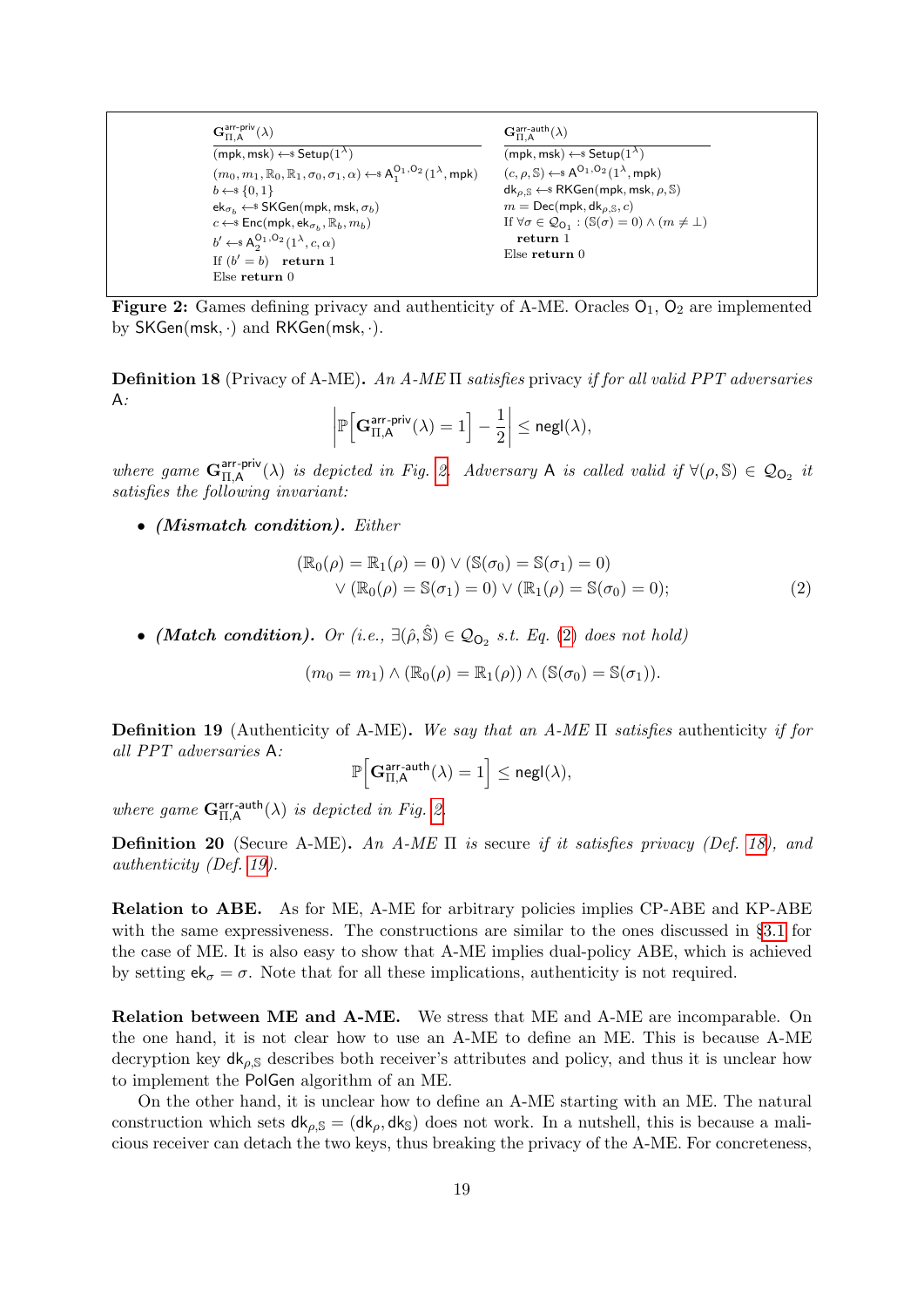$\mathbf{G}^{\mathsf{arr\text{-}priv}}_{\Pi,\mathsf{A}}(\lambda)$

```
(mpk, msk) ←$ Setup(1^λ)
(m_0, m_1, ℝ_0, ℝ_1, σ_0, σ_1, α) ←$ A_1^{O_1,O_2}(1^λ, mpk)
b ←$ {0,1}
ek_{σ_b} ←$ SKGen(mpk, msk, σ_b)
c ←$ Enc(mpk, ek_{σ_b}, ℝ_b, m_b)
b' ←$ A_2^{O_1,O_2}(1^λ, c, α)
If (b' = b)   return 1
Else return 0
```

$\mathbf{G}^{\mathsf{arr\text{-}auth}}_{\Pi,\mathsf{A}}(\lambda)$

```
(mpk, msk) ←$ Setup(1^λ)
(c, ρ, 𝕊) ←$ A^{O_1,O_2}(1^λ, mpk)
dk_{ρ,𝕊} ←$ RKGen(mpk, msk, ρ, 𝕊)
m = Dec(mpk, dk_{ρ,𝕊}, c)
If ∀σ ∈ 𝒬_{O_1} : (𝕊(σ) = 0) ∧ (m ≠ ⊥)
   return 1
Else return 0
```

**Figure 2:** Games defining privacy and authenticity of A-ME. Oracles $\mathsf{O}_1, \mathsf{O}_2$ are implemented by $\mathsf{SKGen}(\mathsf{msk}, \cdot)$ and $\mathsf{RKGen}(\mathsf{msk}, \cdot)$.

**Definition 18** (Privacy of A-ME). *An A-ME $\Pi$ satisfies* privacy *if for all valid PPT adversaries* $\mathsf{A}$*:*

$$\left|\mathbb{P}\left[\mathbf{G}^{\mathsf{arr\text{-}priv}}_{\Pi,\mathsf{A}}(\lambda) = 1\right] - \frac{1}{2}\right| \leq \mathsf{negl}(\lambda),$$

*where game $\mathbf{G}^{\mathsf{arr\text{-}priv}}_{\Pi,\mathsf{A}}(\lambda)$ is depicted in Fig. 2. Adversary $\mathsf{A}$ is called valid if $\forall(\rho, \mathbb{S}) \in \mathcal{Q}_{\mathsf{O}_2}$ it satisfies the following invariant:*

- ***(Mismatch condition).*** *Either*

$$\begin{aligned}(\mathbb{R}_0(\rho) = \mathbb{R}_1(\rho) = 0) \vee (\mathbb{S}(\sigma_0) = \mathbb{S}(\sigma_1) = 0)\\ \vee (\mathbb{R}_0(\rho) = \mathbb{S}(\sigma_1) = 0) \vee (\mathbb{R}_1(\rho) = \mathbb{S}(\sigma_0) = 0);\end{aligned} \tag{2}$$

- ***(Match condition).*** *Or (i.e., $\exists(\hat{\rho}, \hat{\mathbb{S}}) \in \mathcal{Q}_{\mathsf{O}_2}$ s.t. Eq. (2) does not hold)*

$$(m_0 = m_1) \wedge (\mathbb{R}_0(\rho) = \mathbb{R}_1(\rho)) \wedge (\mathbb{S}(\sigma_0) = \mathbb{S}(\sigma_1)).$$

**Definition 19** (Authenticity of A-ME). *We say that an A-ME $\Pi$ satisfies* authenticity *if for all PPT adversaries* $\mathsf{A}$*:*

$$\mathbb{P}\left[\mathbf{G}^{\mathsf{arr\text{-}auth}}_{\Pi,\mathsf{A}}(\lambda) = 1\right] \leq \mathsf{negl}(\lambda),$$

*where game $\mathbf{G}^{\mathsf{arr\text{-}auth}}_{\Pi,\mathsf{A}}(\lambda)$ is depicted in Fig. 2.*

**Definition 20** (Secure A-ME). *An A-ME $\Pi$ is* secure *if it satisfies privacy (Def. 18), and authenticity (Def. 19).*

**Relation to ABE.** As for ME, A-ME for arbitrary policies implies CP-ABE and KP-ABE with the same expressiveness. The constructions are similar to the ones discussed in §3.1 for the case of ME. It is also easy to show that A-ME implies dual-policy ABE, which is achieved by setting $\mathsf{ek}_\sigma = \sigma$. Note that for all these implications, authenticity is not required.

**Relation between ME and A-ME.** We stress that ME and A-ME are incomparable. On the one hand, it is not clear how to use an A-ME to define an ME. This is because A-ME decryption key $\mathsf{dk}_{\rho,\mathbb{S}}$ describes both receiver's attributes and policy, and thus it is unclear how to implement the $\mathsf{PolGen}$ algorithm of an ME.

On the other hand, it is unclear how to define an A-ME starting with an ME. The natural construction which sets $\mathsf{dk}_{\rho,\mathbb{S}} = (\mathsf{dk}_\rho, \mathsf{dk}_\mathbb{S})$ does not work. In a nutshell, this is because a malicious receiver can detach the two keys, thus breaking the privacy of the A-ME. For concreteness,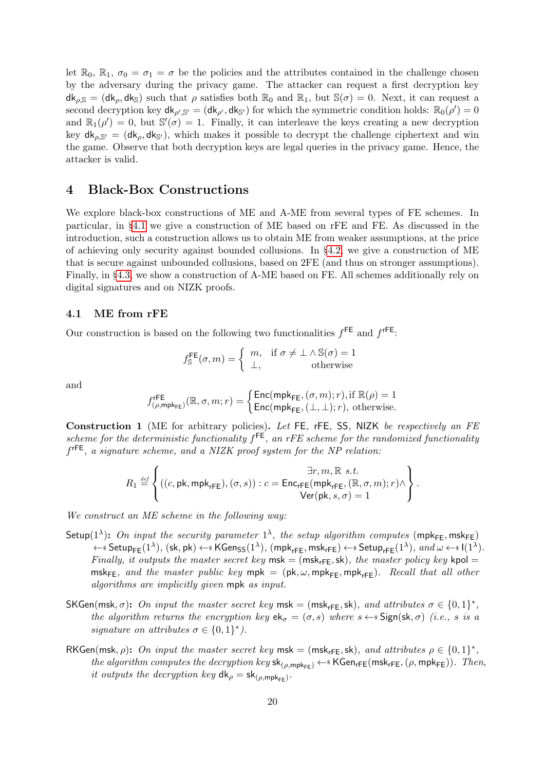let $\mathbb{R}_0$, $\mathbb{R}_1$, $\sigma_0 = \sigma_1 = \sigma$ be the policies and the attributes contained in the challenge chosen by the adversary during the privacy game. The attacker can request a first decryption key $\mathsf{dk}_{\rho,\mathbb{S}} = (\mathsf{dk}_\rho, \mathsf{dk}_\mathbb{S})$ such that $\rho$ satisfies both $\mathbb{R}_0$ and $\mathbb{R}_1$, but $\mathbb{S}(\sigma) = 0$. Next, it can request a second decryption key $\mathsf{dk}_{\rho',\mathbb{S}'} = (\mathsf{dk}_{\rho'}, \mathsf{dk}_{\mathbb{S}'})$ for which the symmetric condition holds: $\mathbb{R}_0(\rho') = 0$ and $\mathbb{R}_1(\rho') = 0$, but $\mathbb{S}'(\sigma) = 1$. Finally, it can interleave the keys creating a new decryption key $\mathsf{dk}_{\rho,\mathbb{S}'} = (\mathsf{dk}_\rho, \mathsf{dk}_{\mathbb{S}'})$, which makes it possible to decrypt the challenge ciphertext and win the game. Observe that both decryption keys are legal queries in the privacy game. Hence, the attacker is valid.

# 4 Black-Box Constructions

We explore black-box constructions of ME and A-ME from several types of FE schemes. In particular, in §4.1 we give a construction of ME based on rFE and FE. As discussed in the introduction, such a construction allows us to obtain ME from weaker assumptions, at the price of achieving only security against bounded collusions. In §4.2, we give a construction of ME that is secure against unbounded collusions, based on 2FE (and thus on stronger assumptions). Finally, in §4.3, we show a construction of A-ME based on FE. All schemes additionally rely on digital signatures and on NIZK proofs.

## 4.1 ME from rFE

Our construction is based on the following two functionalities $f^{\mathsf{FE}}$ and $f^{\mathsf{rFE}}$:

$$f^{\mathsf{FE}}_{\mathbb{S}}(\sigma, m) = \begin{cases} m, & \text{if } \sigma \neq \bot \wedge \mathbb{S}(\sigma) = 1 \\ \bot, & \text{otherwise} \end{cases}$$

and

$$f^{\mathsf{rFE}}_{(\rho,\mathsf{mpk}_{\mathsf{FE}})}(\mathbb{R}, \sigma, m; r) = \begin{cases} \mathsf{Enc}(\mathsf{mpk}_{\mathsf{FE}}, (\sigma, m); r), \text{if } \mathbb{R}(\rho) = 1 \\ \mathsf{Enc}(\mathsf{mpk}_{\mathsf{FE}}, (\bot, \bot); r), \text{ otherwise.} \end{cases}$$

**Construction 1** (ME for arbitrary policies)**.** *Let* FE*,* rFE*,* SS*,* NIZK *be respectively an FE scheme for the deterministic functionality $f^{\mathsf{FE}}$, an rFE scheme for the randomized functionality $f^{\mathsf{rFE}}$, a signature scheme, and a NIZK proof system for the NP relation:*

$$R_1 \stackrel{\text{def}}{=} \left\{ ((c, \mathsf{pk}, \mathsf{mpk}_{\mathsf{rFE}}), (\sigma, s)) : \begin{array}{c} \exists r, m, \mathbb{R} \ s.t. \\ c = \mathsf{Enc}_{\mathsf{rFE}}(\mathsf{mpk}_{\mathsf{rFE}}, (\mathbb{R}, \sigma, m); r) \wedge \\ \mathsf{Ver}(\mathsf{pk}, s, \sigma) = 1 \end{array} \right\}.$$

*We construct an ME scheme in the following way:*

- $\mathsf{Setup}(1^\lambda)$**:** *On input the security parameter $1^\lambda$, the setup algorithm computes* $(\mathsf{mpk}_{\mathsf{FE}}, \mathsf{msk}_{\mathsf{FE}}) \leftarrow\!\!\$\ \mathsf{Setup}_{\mathsf{FE}}(1^\lambda)$, $(\mathsf{sk}, \mathsf{pk}) \leftarrow\!\!\$\ \mathsf{KGen}_{\mathsf{SS}}(1^\lambda)$, $(\mathsf{mpk}_{\mathsf{rFE}}, \mathsf{msk}_{\mathsf{rFE}}) \leftarrow\!\!\$\ \mathsf{Setup}_{\mathsf{rFE}}(1^\lambda)$*, and* $\omega \leftarrow\!\!\$\ \mathsf{I}(1^\lambda)$*. Finally, it outputs the master secret key* $\mathsf{msk} = (\mathsf{msk}_{\mathsf{rFE}}, \mathsf{sk})$*, the master policy key* $\mathsf{kpol} = \mathsf{msk}_{\mathsf{FE}}$*, and the master public key* $\mathsf{mpk} = (\mathsf{pk}, \omega, \mathsf{mpk}_{\mathsf{FE}}, \mathsf{mpk}_{\mathsf{rFE}})$*. Recall that all other algorithms are implicitly given* $\mathsf{mpk}$ *as input.*
- $\mathsf{SKGen}(\mathsf{msk}, \sigma)$**:** *On input the master secret key* $\mathsf{msk} = (\mathsf{msk}_{\mathsf{rFE}}, \mathsf{sk})$*, and attributes* $\sigma \in \{0,1\}^*$*, the algorithm returns the encryption key* $\mathsf{ek}_\sigma = (\sigma, s)$ *where* $s \leftarrow\!\!\$\ \mathsf{Sign}(\mathsf{sk}, \sigma)$ *(i.e., $s$ is a signature on attributes $\sigma \in \{0,1\}^*$).*
- $\mathsf{RKGen}(\mathsf{msk}, \rho)$**:** *On input the master secret key* $\mathsf{msk} = (\mathsf{msk}_{\mathsf{rFE}}, \mathsf{sk})$*, and attributes* $\rho \in \{0,1\}^*$*, the algorithm computes the decryption key* $\mathsf{sk}_{(\rho,\mathsf{mpk}_{\mathsf{FE}})} \leftarrow\!\!\$\ \mathsf{KGen}_{\mathsf{rFE}}(\mathsf{msk}_{\mathsf{rFE}}, (\rho, \mathsf{mpk}_{\mathsf{FE}}))$*. Then, it outputs the decryption key* $\mathsf{dk}_\rho = \mathsf{sk}_{(\rho,\mathsf{mpk}_{\mathsf{FE}})}$*.*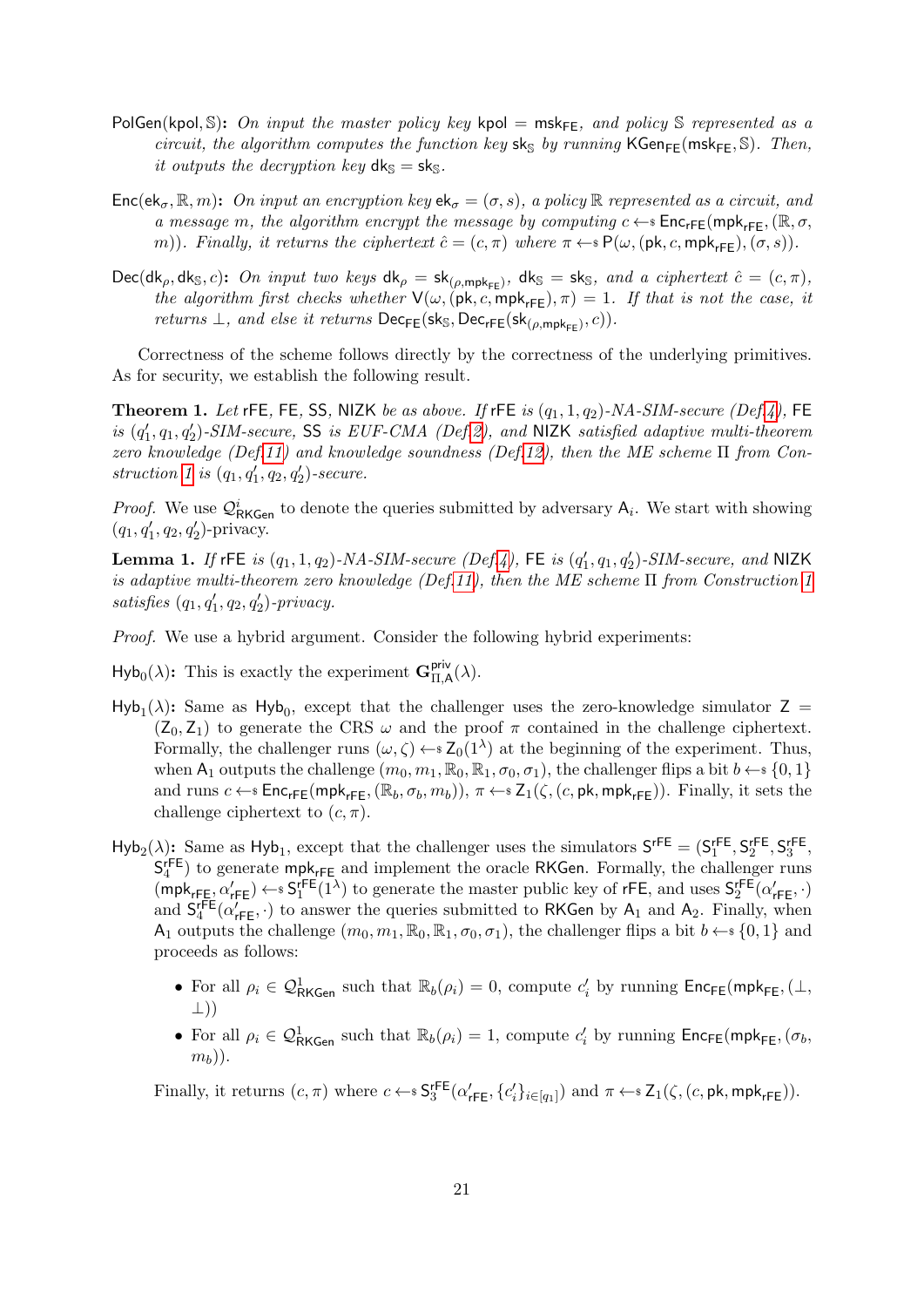**PolGen(kpol, $\mathbb{S}$):** *On input the master policy key* $\mathsf{kpol} = \mathsf{msk}_{\mathsf{FE}}$*, and policy* $\mathbb{S}$ *represented as a circuit, the algorithm computes the function key* $\mathsf{sk}_{\mathbb{S}}$ *by running* $\mathsf{KGen}_{\mathsf{FE}}(\mathsf{msk}_{\mathsf{FE}}, \mathbb{S})$*. Then, it outputs the decryption key* $\mathsf{dk}_{\mathbb{S}} = \mathsf{sk}_{\mathbb{S}}$*.*

**Enc($\mathsf{ek}_\sigma$, $\mathbb{R}$, $m$):** *On input an encryption key* $\mathsf{ek}_\sigma = (\sigma, s)$*, a policy* $\mathbb{R}$ *represented as a circuit, and a message* $m$*, the algorithm encrypt the message by computing* $c \leftarrow\$ \mathsf{Enc}_{\mathsf{rFE}}(\mathsf{mpk}_{\mathsf{rFE}}, (\mathbb{R}, \sigma, m))$*. Finally, it returns the ciphertext* $\hat{c} = (c, \pi)$ *where* $\pi \leftarrow\$ \mathsf{P}(\omega, (\mathsf{pk}, c, \mathsf{mpk}_{\mathsf{rFE}}), (\sigma, s))$*.*

**Dec($\mathsf{dk}_\rho$, $\mathsf{dk}_{\mathbb{S}}$, $c$):** *On input two keys* $\mathsf{dk}_\rho = \mathsf{sk}_{(\rho, \mathsf{mpk}_{\mathsf{FE}})}$*,* $\mathsf{dk}_{\mathbb{S}} = \mathsf{sk}_{\mathbb{S}}$*, and a ciphertext* $\hat{c} = (c, \pi)$*, the algorithm first checks whether* $\mathsf{V}(\omega, (\mathsf{pk}, c, \mathsf{mpk}_{\mathsf{rFE}}), \pi) = 1$*. If that is not the case, it returns* $\perp$*, and else it returns* $\mathsf{Dec}_{\mathsf{FE}}(\mathsf{sk}_{\mathbb{S}}, \mathsf{Dec}_{\mathsf{rFE}}(\mathsf{sk}_{(\rho, \mathsf{mpk}_{\mathsf{FE}})}, c))$*.*

Correctness of the scheme follows directly by the correctness of the underlying primitives. As for security, we establish the following result.

**Theorem 1.** *Let* rFE*,* FE*,* SS*,* NIZK *be as above. If* rFE *is* $(q_1, 1, q_2)$*-NA-SIM-secure (Def.4),* FE *is* $(q_1', q_1, q_2')$*-SIM-secure,* SS *is EUF-CMA (Def.2), and* NIZK *satisfied adaptive multi-theorem zero knowledge (Def.11) and knowledge soundness (Def.12), then the ME scheme* $\Pi$ *from Construction 1 is* $(q_1, q_1', q_2, q_2')$*-secure.*

*Proof.* We use $\mathcal{Q}^i_{\mathsf{RKGen}}$ to denote the queries submitted by adversary $\mathsf{A}_i$. We start with showing $(q_1, q_1', q_2, q_2')$-privacy.

**Lemma 1.** *If* rFE *is* $(q_1, 1, q_2)$*-NA-SIM-secure (Def.4),* FE *is* $(q_1', q_1, q_2')$*-SIM-secure, and* NIZK *is adaptive multi-theorem zero knowledge (Def.11), then the ME scheme* $\Pi$ *from Construction 1 satisfies* $(q_1, q_1', q_2, q_2')$*-privacy.*

*Proof.* We use a hybrid argument. Consider the following hybrid experiments:

**$\mathsf{Hyb}_0(\lambda)$:** This is exactly the experiment $\mathbf{G}^{\mathsf{priv}}_{\Pi,\mathsf{A}}(\lambda)$.

**$\mathsf{Hyb}_1(\lambda)$:** Same as $\mathsf{Hyb}_0$, except that the challenger uses the zero-knowledge simulator $\mathsf{Z} = (\mathsf{Z}_0, \mathsf{Z}_1)$ to generate the CRS $\omega$ and the proof $\pi$ contained in the challenge ciphertext. Formally, the challenger runs $(\omega, \zeta) \leftarrow\$ \mathsf{Z}_0(1^\lambda)$ at the beginning of the experiment. Thus, when $\mathsf{A}_1$ outputs the challenge $(m_0, m_1, \mathbb{R}_0, \mathbb{R}_1, \sigma_0, \sigma_1)$, the challenger flips a bit $b \leftarrow\$ \{0,1\}$ and runs $c \leftarrow\$ \mathsf{Enc}_{\mathsf{rFE}}(\mathsf{mpk}_{\mathsf{rFE}}, (\mathbb{R}_b, \sigma_b, m_b))$, $\pi \leftarrow\$ \mathsf{Z}_1(\zeta, (c, \mathsf{pk}, \mathsf{mpk}_{\mathsf{rFE}}))$. Finally, it sets the challenge ciphertext to $(c, \pi)$.

**$\mathsf{Hyb}_2(\lambda)$:** Same as $\mathsf{Hyb}_1$, except that the challenger uses the simulators $\mathsf{S}^{\mathsf{rFE}} = (\mathsf{S}^{\mathsf{rFE}}_1, \mathsf{S}^{\mathsf{rFE}}_2, \mathsf{S}^{\mathsf{rFE}}_3, \mathsf{S}^{\mathsf{rFE}}_4)$ to generate $\mathsf{mpk}_{\mathsf{rFE}}$ and implement the oracle $\mathsf{RKGen}$. Formally, the challenger runs $(\mathsf{mpk}_{\mathsf{rFE}}, \alpha'_{\mathsf{rFE}}) \leftarrow\$ \mathsf{S}^{\mathsf{rFE}}_1(1^\lambda)$ to generate the master public key of rFE, and uses $\mathsf{S}^{\mathsf{rFE}}_2(\alpha'_{\mathsf{rFE}}, \cdot)$ and $\mathsf{S}^{\mathsf{rFE}}_4(\alpha'_{\mathsf{rFE}}, \cdot)$ to answer the queries submitted to $\mathsf{RKGen}$ by $\mathsf{A}_1$ and $\mathsf{A}_2$. Finally, when $\mathsf{A}_1$ outputs the challenge $(m_0, m_1, \mathbb{R}_0, \mathbb{R}_1, \sigma_0, \sigma_1)$, the challenger flips a bit $b \leftarrow\$ \{0,1\}$ and proceeds as follows:

- For all $\rho_i \in \mathcal{Q}^1_{\mathsf{RKGen}}$ such that $\mathbb{R}_b(\rho_i) = 0$, compute $c_i'$ by running $\mathsf{Enc}_{\mathsf{FE}}(\mathsf{mpk}_{\mathsf{FE}}, (\perp, \perp))$
- For all $\rho_i \in \mathcal{Q}^1_{\mathsf{RKGen}}$ such that $\mathbb{R}_b(\rho_i) = 1$, compute $c_i'$ by running $\mathsf{Enc}_{\mathsf{FE}}(\mathsf{mpk}_{\mathsf{FE}}, (\sigma_b, m_b))$.

Finally, it returns $(c, \pi)$ where $c \leftarrow\$ \mathsf{S}^{\mathsf{rFE}}_3(\alpha'_{\mathsf{rFE}}, \{c_i'\}_{i \in [q_1]})$ and $\pi \leftarrow\$ \mathsf{Z}_1(\zeta, (c, \mathsf{pk}, \mathsf{mpk}_{\mathsf{rFE}}))$.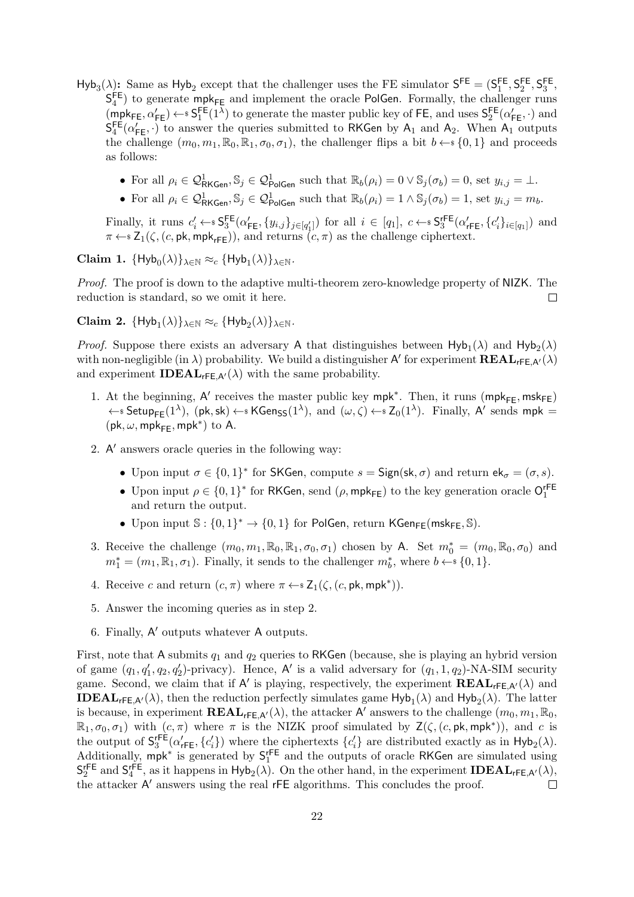$\mathsf{Hyb}_3(\lambda)$**:** Same as $\mathsf{Hyb}_2$ except that the challenger uses the FE simulator $\mathsf{S}^{\mathsf{FE}} = (\mathsf{S}_1^{\mathsf{FE}}, \mathsf{S}_2^{\mathsf{FE}}, \mathsf{S}_3^{\mathsf{FE}}, \mathsf{S}_4^{\mathsf{FE}})$ to generate $\mathsf{mpk}_{\mathsf{FE}}$ and implement the oracle $\mathsf{PolGen}$. Formally, the challenger runs $(\mathsf{mpk}_{\mathsf{FE}}, \alpha'_{\mathsf{FE}}) \leftarrow\!\!\$\, \mathsf{S}_1^{\mathsf{FE}}(1^\lambda)$ to generate the master public key of FE, and uses $\mathsf{S}_2^{\mathsf{FE}}(\alpha'_{\mathsf{FE}}, \cdot)$ and $\mathsf{S}_4^{\mathsf{FE}}(\alpha'_{\mathsf{FE}}, \cdot)$ to answer the queries submitted to $\mathsf{RKGen}$ by $\mathsf{A}_1$ and $\mathsf{A}_2$. When $\mathsf{A}_1$ outputs the challenge $(m_0, m_1, \mathbb{R}_0, \mathbb{R}_1, \sigma_0, \sigma_1)$, the challenger flips a bit $b \leftarrow\!\!\$\, \{0,1\}$ and proceeds as follows:

- For all $\rho_i \in \mathcal{Q}^1_{\mathsf{RKGen}}, \mathbb{S}_j \in \mathcal{Q}^1_{\mathsf{PolGen}}$ such that $\mathbb{R}_b(\rho_i) = 0 \vee \mathbb{S}_j(\sigma_b) = 0$, set $y_{i,j} = \bot$.
- For all $\rho_i \in \mathcal{Q}^1_{\mathsf{RKGen}}, \mathbb{S}_j \in \mathcal{Q}^1_{\mathsf{PolGen}}$ such that $\mathbb{R}_b(\rho_i) = 1 \wedge \mathbb{S}_j(\sigma_b) = 1$, set $y_{i,j} = m_b$.

Finally, it runs $c'_i \leftarrow\!\!\$\, \mathsf{S}_3^{\mathsf{FE}}(\alpha'_{\mathsf{FE}}, \{y_{i,j}\}_{j\in[q'_1]})$ for all $i \in [q_1]$, $c \leftarrow\!\!\$\, \mathsf{S}_3^{\mathsf{rFE}}(\alpha'_{\mathsf{rFE}}, \{c'_i\}_{i\in[q_1]})$ and $\pi \leftarrow\!\!\$\, \mathsf{Z}_1(\zeta, (c, \mathsf{pk}, \mathsf{mpk}_{\mathsf{rFE}}))$, and returns $(c, \pi)$ as the challenge ciphertext.

**Claim 1.** $\{\mathsf{Hyb}_0(\lambda)\}_{\lambda\in\mathbb{N}} \approx_c \{\mathsf{Hyb}_1(\lambda)\}_{\lambda\in\mathbb{N}}$.

*Proof.* The proof is down to the adaptive multi-theorem zero-knowledge property of $\mathsf{NIZK}$. The reduction is standard, so we omit it here. □

**Claim 2.** $\{\mathsf{Hyb}_1(\lambda)\}_{\lambda\in\mathbb{N}} \approx_c \{\mathsf{Hyb}_2(\lambda)\}_{\lambda\in\mathbb{N}}$.

*Proof.* Suppose there exists an adversary $\mathsf{A}$ that distinguishes between $\mathsf{Hyb}_1(\lambda)$ and $\mathsf{Hyb}_2(\lambda)$ with non-negligible (in $\lambda$) probability. We build a distinguisher $\mathsf{A}'$ for experiment $\mathbf{REAL}_{\mathsf{rFE},\mathsf{A}'}(\lambda)$ and experiment $\mathbf{IDEAL}_{\mathsf{rFE},\mathsf{A}'}(\lambda)$ with the same probability.

1. At the beginning, $\mathsf{A}'$ receives the master public key $\mathsf{mpk}^*$. Then, it runs $(\mathsf{mpk}_{\mathsf{FE}}, \mathsf{msk}_{\mathsf{FE}}) \leftarrow\!\!\$\, \mathsf{Setup}_{\mathsf{FE}}(1^\lambda)$, $(\mathsf{pk}, \mathsf{sk}) \leftarrow\!\!\$\, \mathsf{KGen}_{\mathsf{SS}}(1^\lambda)$, and $(\omega, \zeta) \leftarrow\!\!\$\, \mathsf{Z}_0(1^\lambda)$. Finally, $\mathsf{A}'$ sends $\mathsf{mpk} = (\mathsf{pk}, \omega, \mathsf{mpk}_{\mathsf{FE}}, \mathsf{mpk}^*)$ to $\mathsf{A}$.
2. $\mathsf{A}'$ answers oracle queries in the following way:
   - Upon input $\sigma \in \{0,1\}^*$ for $\mathsf{SKGen}$, compute $s = \mathsf{Sign}(\mathsf{sk}, \sigma)$ and return $\mathsf{ek}_\sigma = (\sigma, s)$.
   - Upon input $\rho \in \{0,1\}^*$ for $\mathsf{RKGen}$, send $(\rho, \mathsf{mpk}_{\mathsf{FE}})$ to the key generation oracle $\mathsf{O}_1^{\mathsf{rFE}}$ and return the output.
   - Upon input $\mathbb{S} : \{0,1\}^* \to \{0,1\}$ for $\mathsf{PolGen}$, return $\mathsf{KGen}_{\mathsf{FE}}(\mathsf{msk}_{\mathsf{FE}}, \mathbb{S})$.
3. Receive the challenge $(m_0, m_1, \mathbb{R}_0, \mathbb{R}_1, \sigma_0, \sigma_1)$ chosen by $\mathsf{A}$. Set $m_0^* = (m_0, \mathbb{R}_0, \sigma_0)$ and $m_1^* = (m_1, \mathbb{R}_1, \sigma_1)$. Finally, it sends to the challenger $m_b^*$, where $b \leftarrow\!\!\$\, \{0,1\}$.
4. Receive $c$ and return $(c, \pi)$ where $\pi \leftarrow\!\!\$\, \mathsf{Z}_1(\zeta, (c, \mathsf{pk}, \mathsf{mpk}^*))$.
5. Answer the incoming queries as in step 2.
6. Finally, $\mathsf{A}'$ outputs whatever $\mathsf{A}$ outputs.

First, note that $\mathsf{A}$ submits $q_1$ and $q_2$ queries to $\mathsf{RKGen}$ (because, she is playing an hybrid version of game $(q_1, q'_1, q_2, q'_2)$-privacy). Hence, $\mathsf{A}'$ is a valid adversary for $(q_1, 1, q_2)$-NA-SIM security game. Second, we claim that if $\mathsf{A}'$ is playing, respectively, the experiment $\mathbf{REAL}_{\mathsf{rFE},\mathsf{A}'}(\lambda)$ and $\mathbf{IDEAL}_{\mathsf{rFE},\mathsf{A}'}(\lambda)$, then the reduction perfectly simulates game $\mathsf{Hyb}_1(\lambda)$ and $\mathsf{Hyb}_2(\lambda)$. The latter is because, in experiment $\mathbf{REAL}_{\mathsf{rFE},\mathsf{A}'}(\lambda)$, the attacker $\mathsf{A}'$ answers to the challenge $(m_0, m_1, \mathbb{R}_0, \mathbb{R}_1, \sigma_0, \sigma_1)$ with $(c, \pi)$ where $\pi$ is the NIZK proof simulated by $\mathsf{Z}(\zeta, (c, \mathsf{pk}, \mathsf{mpk}^*))$, and $c$ is the output of $\mathsf{S}_3^{\mathsf{rFE}}(\alpha'_{\mathsf{rFE}}, \{c'_i\})$ where the ciphertexts $\{c'_i\}$ are distributed exactly as in $\mathsf{Hyb}_2(\lambda)$. Additionally, $\mathsf{mpk}^*$ is generated by $\mathsf{S}_1^{\mathsf{rFE}}$ and the outputs of oracle $\mathsf{RKGen}$ are simulated using $\mathsf{S}_2^{\mathsf{rFE}}$ and $\mathsf{S}_4^{\mathsf{rFE}}$, as it happens in $\mathsf{Hyb}_2(\lambda)$. On the other hand, in the experiment $\mathbf{IDEAL}_{\mathsf{rFE},\mathsf{A}'}(\lambda)$, the attacker $\mathsf{A}'$ answers using the real $\mathsf{rFE}$ algorithms. This concludes the proof. □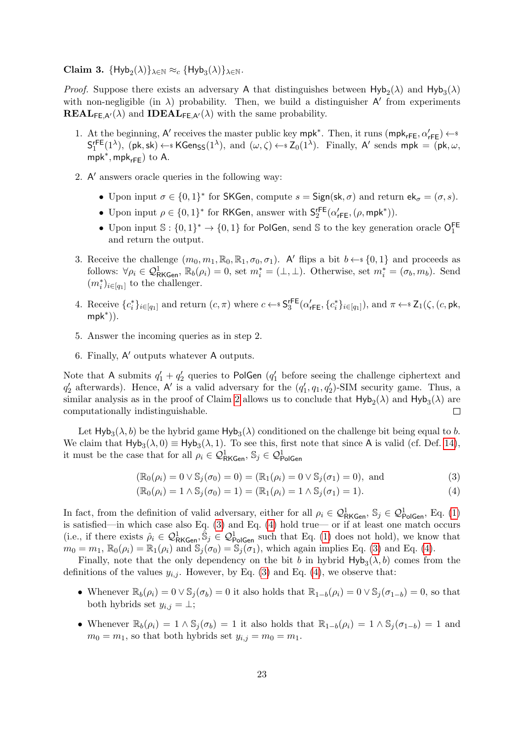**Claim 3.** $\{\mathsf{Hyb}_2(\lambda)\}_{\lambda\in\mathbb{N}} \approx_c \{\mathsf{Hyb}_3(\lambda)\}_{\lambda\in\mathbb{N}}$.

*Proof.* Suppose there exists an adversary $\mathsf{A}$ that distinguishes between $\mathsf{Hyb}_2(\lambda)$ and $\mathsf{Hyb}_3(\lambda)$ with non-negligible (in $\lambda$) probability. Then, we build a distinguisher $\mathsf{A}'$ from experiments $\mathbf{REAL}_{\mathsf{FE},\mathsf{A}'}(\lambda)$ and $\mathbf{IDEAL}_{\mathsf{FE},\mathsf{A}'}(\lambda)$ with the same probability.

1. At the beginning, $\mathsf{A}'$ receives the master public key $\mathsf{mpk}^*$. Then, it runs $(\mathsf{mpk}_{\mathsf{rFE}}, \alpha'_{\mathsf{rFE}}) \leftarrow\!\!\$\ \mathsf{S}_1^{\mathsf{rFE}}(1^\lambda)$, $(\mathsf{pk}, \mathsf{sk}) \leftarrow\!\!\$\ \mathsf{KGen}_{\mathsf{SS}}(1^\lambda)$, and $(\omega, \zeta) \leftarrow\!\!\$\ \mathsf{Z}_0(1^\lambda)$. Finally, $\mathsf{A}'$ sends $\mathsf{mpk} = (\mathsf{pk}, \omega, \mathsf{mpk}^*, \mathsf{mpk}_{\mathsf{rFE}})$ to $\mathsf{A}$.
2. $\mathsf{A}'$ answers oracle queries in the following way:
   - Upon input $\sigma \in \{0,1\}^*$ for $\mathsf{SKGen}$, compute $s = \mathsf{Sign}(\mathsf{sk}, \sigma)$ and return $\mathsf{ek}_\sigma = (\sigma, s)$.
   - Upon input $\rho \in \{0,1\}^*$ for $\mathsf{RKGen}$, answer with $\mathsf{S}_2^{\mathsf{rFE}}(\alpha'_{\mathsf{rFE}}, (\rho, \mathsf{mpk}^*))$.
   - Upon input $\mathbb{S} : \{0,1\}^* \to \{0,1\}$ for $\mathsf{PolGen}$, send $\mathbb{S}$ to the key generation oracle $\mathsf{O}_1^{\mathsf{FE}}$ and return the output.
3. Receive the challenge $(m_0, m_1, \mathbb{R}_0, \mathbb{R}_1, \sigma_0, \sigma_1)$. $\mathsf{A}'$ flips a bit $b \leftarrow\!\!\$\ \{0,1\}$ and proceeds as follows: $\forall \rho_i \in \mathcal{Q}^1_{\mathsf{RKGen}}$, $\mathbb{R}_b(\rho_i) = 0$, set $m_i^* = (\bot, \bot)$. Otherwise, set $m_i^* = (\sigma_b, m_b)$. Send $(m_i^*)_{i\in[q_1]}$ to the challenger.
4. Receive $\{c_i^*\}_{i\in[q_1]}$ and return $(c, \pi)$ where $c \leftarrow\!\!\$\ \mathsf{S}_3^{\mathsf{rFE}}(\alpha'_{\mathsf{rFE}}, \{c_i^*\}_{i\in[q_1]})$, and $\pi \leftarrow\!\!\$\ \mathsf{Z}_1(\zeta, (c, \mathsf{pk}, \mathsf{mpk}^*))$.
5. Answer the incoming queries as in step 2.
6. Finally, $\mathsf{A}'$ outputs whatever $\mathsf{A}$ outputs.

Note that $\mathsf{A}$ submits $q'_1 + q'_2$ queries to $\mathsf{PolGen}$ ($q'_1$ before seeing the challenge ciphertext and $q'_2$ afterwards). Hence, $\mathsf{A}'$ is a valid adversary for the $(q'_1, q_1, q'_2)$-SIM security game. Thus, a similar analysis as in the proof of Claim 2 allows us to conclude that $\mathsf{Hyb}_2(\lambda)$ and $\mathsf{Hyb}_3(\lambda)$ are computationally indistinguishable. ∎

Let $\mathsf{Hyb}_3(\lambda, b)$ be the hybrid game $\mathsf{Hyb}_3(\lambda)$ conditioned on the challenge bit being equal to $b$. We claim that $\mathsf{Hyb}_3(\lambda, 0) \equiv \mathsf{Hyb}_3(\lambda, 1)$. To see this, first note that since $\mathsf{A}$ is valid (cf. Def. 14), it must be the case that for all $\rho_i \in \mathcal{Q}^1_{\mathsf{RKGen}}$, $\mathbb{S}_j \in \mathcal{Q}^1_{\mathsf{PolGen}}$

$$(\mathbb{R}_0(\rho_i) = 0 \vee \mathbb{S}_j(\sigma_0) = 0) = (\mathbb{R}_1(\rho_i) = 0 \vee \mathbb{S}_j(\sigma_1) = 0), \text{ and} \tag{3}$$

$$(\mathbb{R}_0(\rho_i) = 1 \wedge \mathbb{S}_j(\sigma_0) = 1) = (\mathbb{R}_1(\rho_i) = 1 \wedge \mathbb{S}_j(\sigma_1) = 1). \tag{4}$$

In fact, from the definition of valid adversary, either for all $\rho_i \in \mathcal{Q}^1_{\mathsf{RKGen}}$, $\mathbb{S}_j \in \mathcal{Q}^1_{\mathsf{PolGen}}$, Eq. (1) is satisfied—in which case also Eq. (3) and Eq. (4) hold true— or if at least one match occurs (i.e., if there exists $\hat{\rho}_i \in \mathcal{Q}^1_{\mathsf{RKGen}}, \hat{\mathbb{S}}_j \in \mathcal{Q}^1_{\mathsf{PolGen}}$ such that Eq. (1) does not hold), we know that $m_0 = m_1$, $\mathbb{R}_0(\rho_i) = \mathbb{R}_1(\rho_i)$ and $\mathbb{S}_j(\sigma_0) = \mathbb{S}_j(\sigma_1)$, which again implies Eq. (3) and Eq. (4).

Finally, note that the only dependency on the bit $b$ in hybrid $\mathsf{Hyb}_3(\lambda, b)$ comes from the definitions of the values $y_{i,j}$. However, by Eq. (3) and Eq. (4), we observe that:

- Whenever $\mathbb{R}_b(\rho_i) = 0 \vee \mathbb{S}_j(\sigma_b) = 0$ it also holds that $\mathbb{R}_{1-b}(\rho_i) = 0 \vee \mathbb{S}_j(\sigma_{1-b}) = 0$, so that both hybrids set $y_{i,j} = \bot$;
- Whenever $\mathbb{R}_b(\rho_i) = 1 \wedge \mathbb{S}_j(\sigma_b) = 1$ it also holds that $\mathbb{R}_{1-b}(\rho_i) = 1 \wedge \mathbb{S}_j(\sigma_{1-b}) = 1$ and $m_0 = m_1$, so that both hybrids set $y_{i,j} = m_0 = m_1$.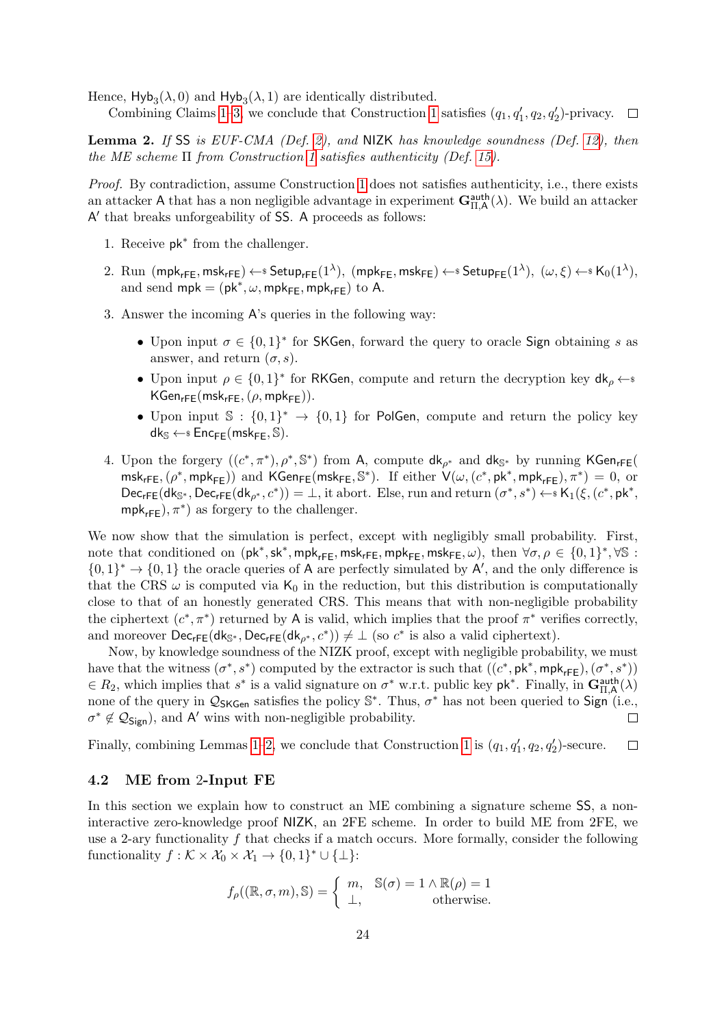Hence, $\mathsf{Hyb}_3(\lambda, 0)$ and $\mathsf{Hyb}_3(\lambda, 1)$ are identically distributed.

Combining Claims 1–3, we conclude that Construction 1 satisfies $(q_1, q_1', q_2, q_2')$-privacy. □

**Lemma 2.** *If* SS *is EUF-CMA (Def. 2), and* NIZK *has knowledge soundness (Def. 12), then the ME scheme* $\Pi$ *from Construction 1 satisfies authenticity (Def. 15).*

*Proof.* By contradiction, assume Construction 1 does not satisfies authenticity, i.e., there exists an attacker $\mathsf{A}$ that has a non negligible advantage in experiment $\mathbf{G}^{\mathsf{auth}}_{\Pi,\mathsf{A}}(\lambda)$. We build an attacker $\mathsf{A}'$ that breaks unforgeability of SS. $\mathsf{A}$ proceeds as follows:

1. Receive $\mathsf{pk}^*$ from the challenger.
2. Run $(\mathsf{mpk}_{\mathsf{rFE}}, \mathsf{msk}_{\mathsf{rFE}}) \leftarrow\!\!\$\ \mathsf{Setup}_{\mathsf{rFE}}(1^\lambda)$, $(\mathsf{mpk}_{\mathsf{FE}}, \mathsf{msk}_{\mathsf{FE}}) \leftarrow\!\!\$\ \mathsf{Setup}_{\mathsf{FE}}(1^\lambda)$, $(\omega, \xi) \leftarrow\!\!\$\ \mathsf{K}_0(1^\lambda)$, and send $\mathsf{mpk} = (\mathsf{pk}^*, \omega, \mathsf{mpk}_{\mathsf{FE}}, \mathsf{mpk}_{\mathsf{rFE}})$ to $\mathsf{A}$.
3. Answer the incoming $\mathsf{A}$'s queries in the following way:
   - Upon input $\sigma \in \{0,1\}^*$ for SKGen, forward the query to oracle Sign obtaining $s$ as answer, and return $(\sigma, s)$.
   - Upon input $\rho \in \{0,1\}^*$ for RKGen, compute and return the decryption key $\mathsf{dk}_\rho \leftarrow\!\!\$\ \mathsf{KGen}_{\mathsf{rFE}}(\mathsf{msk}_{\mathsf{rFE}}, (\rho, \mathsf{mpk}_{\mathsf{FE}}))$.
   - Upon input $\mathbb{S} : \{0,1\}^* \to \{0,1\}$ for PolGen, compute and return the policy key $\mathsf{dk}_{\mathbb{S}} \leftarrow\!\!\$\ \mathsf{Enc}_{\mathsf{FE}}(\mathsf{msk}_{\mathsf{FE}}, \mathbb{S})$.
4. Upon the forgery $((c^*, \pi^*), \rho^*, \mathbb{S}^*)$ from $\mathsf{A}$, compute $\mathsf{dk}_{\rho^*}$ and $\mathsf{dk}_{\mathbb{S}^*}$ by running $\mathsf{KGen}_{\mathsf{rFE}}(\mathsf{msk}_{\mathsf{rFE}}, (\rho^*, \mathsf{mpk}_{\mathsf{FE}}))$ and $\mathsf{KGen}_{\mathsf{FE}}(\mathsf{msk}_{\mathsf{FE}}, \mathbb{S}^*)$. If either $\mathsf{V}(\omega, (c^*, \mathsf{pk}^*, \mathsf{mpk}_{\mathsf{rFE}}), \pi^*) = 0$, or $\mathsf{Dec}_{\mathsf{rFE}}(\mathsf{dk}_{\mathbb{S}^*}, \mathsf{Dec}_{\mathsf{rFE}}(\mathsf{dk}_{\rho^*}, c^*)) = \bot$, it abort. Else, run and return $(\sigma^*, s^*) \leftarrow\!\!\$\ \mathsf{K}_1(\xi, (c^*, \mathsf{pk}^*, \mathsf{mpk}_{\mathsf{rFE}}), \pi^*)$ as forgery to the challenger.

We now show that the simulation is perfect, except with negligibly small probability. First, note that conditioned on $(\mathsf{pk}^*, \mathsf{sk}^*, \mathsf{mpk}_{\mathsf{rFE}}, \mathsf{msk}_{\mathsf{rFE}}, \mathsf{mpk}_{\mathsf{FE}}, \mathsf{msk}_{\mathsf{FE}}, \omega)$, then $\forall \sigma, \rho \in \{0,1\}^*, \forall \mathbb{S} : \{0,1\}^* \to \{0,1\}$ the oracle queries of $\mathsf{A}$ are perfectly simulated by $\mathsf{A}'$, and the only difference is that the CRS $\omega$ is computed via $\mathsf{K}_0$ in the reduction, but this distribution is computationally close to that of an honestly generated CRS. This means that with non-negligible probability the ciphertext $(c^*, \pi^*)$ returned by $\mathsf{A}$ is valid, which implies that the proof $\pi^*$ verifies correctly, and moreover $\mathsf{Dec}_{\mathsf{rFE}}(\mathsf{dk}_{\mathbb{S}^*}, \mathsf{Dec}_{\mathsf{rFE}}(\mathsf{dk}_{\rho^*}, c^*)) \neq \bot$ (so $c^*$ is also a valid ciphertext).

Now, by knowledge soundness of the NIZK proof, except with negligible probability, we must have that the witness $(\sigma^*, s^*)$ computed by the extractor is such that $((c^*, \mathsf{pk}^*, \mathsf{mpk}_{\mathsf{rFE}}), (\sigma^*, s^*)) \in R_2$, which implies that $s^*$ is a valid signature on $\sigma^*$ w.r.t. public key $\mathsf{pk}^*$. Finally, in $\mathbf{G}^{\mathsf{auth}}_{\Pi,\mathsf{A}}(\lambda)$ none of the query in $\mathcal{Q}_{\mathsf{SKGen}}$ satisfies the policy $\mathbb{S}^*$. Thus, $\sigma^*$ has not been queried to Sign (i.e., $\sigma^* \notin \mathcal{Q}_{\mathsf{Sign}}$), and $\mathsf{A}'$ wins with non-negligible probability. □

Finally, combining Lemmas 1–2, we conclude that Construction 1 is $(q_1, q_1', q_2, q_2')$-secure. □

### 4.2 ME from 2-Input FE

In this section we explain how to construct an ME combining a signature scheme SS, a non-interactive zero-knowledge proof NIZK, an 2FE scheme. In order to build ME from 2FE, we use a 2-ary functionality $f$ that checks if a match occurs. More formally, consider the following functionality $f : \mathcal{K} \times \mathcal{X}_0 \times \mathcal{X}_1 \to \{0,1\}^* \cup \{\bot\}$:

$$f_\rho((\mathbb{R}, \sigma, m), \mathbb{S}) = \begin{cases} m, & \mathbb{S}(\sigma) = 1 \wedge \mathbb{R}(\rho) = 1 \\ \bot, & \text{otherwise.} \end{cases}$$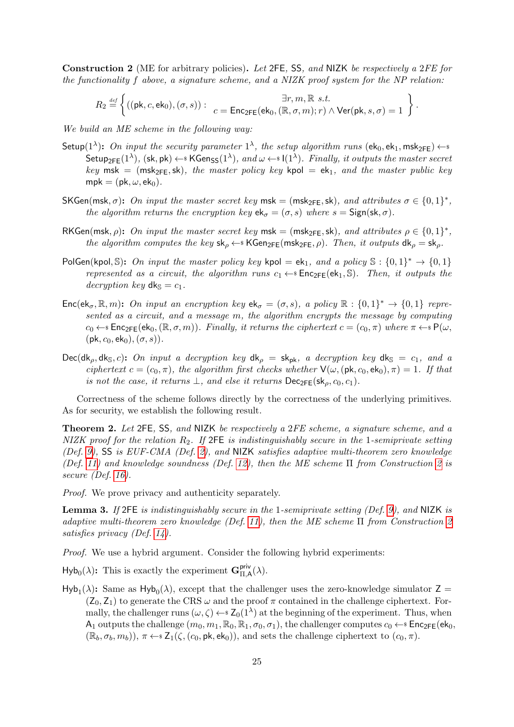**Construction 2** (ME for arbitrary policies)**.** *Let* $\mathsf{2FE}$*,* $\mathsf{SS}$*, and* $\mathsf{NIZK}$ *be respectively a 2FE for the functionality $f$ above, a signature scheme, and a NIZK proof system for the NP relation:*

$$R_2 \stackrel{def}{=} \left\{ ((\mathsf{pk}, c, \mathsf{ek}_0), (\sigma, s)) : \begin{array}{c} \exists r, m, \mathbb{R} \text{ s.t.} \\ c = \mathsf{Enc}_{\mathsf{2FE}}(\mathsf{ek}_0, (\mathbb{R}, \sigma, m); r) \wedge \mathsf{Ver}(\mathsf{pk}, s, \sigma) = 1 \end{array} \right\}.$$

*We build an ME scheme in the following way:*

$\mathsf{Setup}(1^\lambda)$**:** *On input the security parameter* $1^\lambda$*, the setup algorithm runs* $(\mathsf{ek}_0, \mathsf{ek}_1, \mathsf{msk}_{\mathsf{2FE}}) \leftarrow\$ \mathsf{Setup}_{\mathsf{2FE}}(1^\lambda)$*,* $(\mathsf{sk}, \mathsf{pk}) \leftarrow\$ \mathsf{KGen}_{\mathsf{SS}}(1^\lambda)$*, and* $\omega \leftarrow\$ \mathsf{I}(1^\lambda)$*. Finally, it outputs the master secret key* $\mathsf{msk} = (\mathsf{msk}_{\mathsf{2FE}}, \mathsf{sk})$*, the master policy key* $\mathsf{kpol} = \mathsf{ek}_1$*, and the master public key* $\mathsf{mpk} = (\mathsf{pk}, \omega, \mathsf{ek}_0)$*.*

$\mathsf{SKGen}(\mathsf{msk}, \sigma)$**:** *On input the master secret key* $\mathsf{msk} = (\mathsf{msk}_{\mathsf{2FE}}, \mathsf{sk})$*, and attributes* $\sigma \in \{0,1\}^*$*, the algorithm returns the encryption key* $\mathsf{ek}_\sigma = (\sigma, s)$ *where* $s = \mathsf{Sign}(\mathsf{sk}, \sigma)$*.*

$\mathsf{RKGen}(\mathsf{msk}, \rho)$**:** *On input the master secret key* $\mathsf{msk} = (\mathsf{msk}_{\mathsf{2FE}}, \mathsf{sk})$*, and attributes* $\rho \in \{0,1\}^*$*, the algorithm computes the key* $\mathsf{sk}_\rho \leftarrow\$ \mathsf{KGen}_{\mathsf{2FE}}(\mathsf{msk}_{\mathsf{2FE}}, \rho)$*. Then, it outputs* $\mathsf{dk}_\rho = \mathsf{sk}_\rho$*.*

$\mathsf{PolGen}(\mathsf{kpol}, \mathbb{S})$**:** *On input the master policy key* $\mathsf{kpol} = \mathsf{ek}_1$*, and a policy* $\mathbb{S} : \{0,1\}^* \to \{0,1\}$ *represented as a circuit, the algorithm runs* $c_1 \leftarrow\$ \mathsf{Enc}_{\mathsf{2FE}}(\mathsf{ek}_1, \mathbb{S})$*. Then, it outputs the decryption key* $\mathsf{dk}_\mathbb{S} = c_1$*.*

$\mathsf{Enc}(\mathsf{ek}_\sigma, \mathbb{R}, m)$**:** *On input an encryption key* $\mathsf{ek}_\sigma = (\sigma, s)$*, a policy* $\mathbb{R} : \{0,1\}^* \to \{0,1\}$ *represented as a circuit, and a message* $m$*, the algorithm encrypts the message by computing* $c_0 \leftarrow\$ \mathsf{Enc}_{\mathsf{2FE}}(\mathsf{ek}_0, (\mathbb{R}, \sigma, m))$*. Finally, it returns the ciphertext* $c = (c_0, \pi)$ *where* $\pi \leftarrow\$ \mathsf{P}(\omega, (\mathsf{pk}, c_0, \mathsf{ek}_0), (\sigma, s))$*.*

$\mathsf{Dec}(\mathsf{dk}_\rho, \mathsf{dk}_\mathbb{S}, c)$**:** *On input a decryption key* $\mathsf{dk}_\rho = \mathsf{sk}_{\mathsf{pk}}$*, a decryption key* $\mathsf{dk}_\mathbb{S} = c_1$*, and a ciphertext* $c = (c_0, \pi)$*, the algorithm first checks whether* $\mathsf{V}(\omega, (\mathsf{pk}, c_0, \mathsf{ek}_0), \pi) = 1$*. If that is not the case, it returns* $\perp$*, and else it returns* $\mathsf{Dec}_{\mathsf{2FE}}(\mathsf{sk}_\rho, c_0, c_1)$*.*

Correctness of the scheme follows directly by the correctness of the underlying primitives. As for security, we establish the following result.

**Theorem 2.** *Let* $\mathsf{2FE}$*,* $\mathsf{SS}$*, and* $\mathsf{NIZK}$ *be respectively a 2FE scheme, a signature scheme, and a NIZK proof for the relation* $R_2$*. If* $\mathsf{2FE}$ *is indistinguishably secure in the 1-semiprivate setting (Def. 9),* $\mathsf{SS}$ *is EUF-CMA (Def. 2), and* $\mathsf{NIZK}$ *satisfies adaptive multi-theorem zero knowledge (Def. 11) and knowledge soundness (Def. 12), then the ME scheme* $\Pi$ *from Construction 2 is secure (Def. 16).*

*Proof.* We prove privacy and authenticity separately.

**Lemma 3.** *If* $\mathsf{2FE}$ *is indistinguishably secure in the 1-semiprivate setting (Def. 9), and* $\mathsf{NIZK}$ *is adaptive multi-theorem zero knowledge (Def. 11), then the ME scheme* $\Pi$ *from Construction 2 satisfies privacy (Def. 14).*

*Proof.* We use a hybrid argument. Consider the following hybrid experiments:

$\mathsf{Hyb}_0(\lambda)$**:** This is exactly the experiment $\mathbf{G}^{\mathsf{priv}}_{\Pi,\mathsf{A}}(\lambda)$.

$\mathsf{Hyb}_1(\lambda)$**:** Same as $\mathsf{Hyb}_0(\lambda)$, except that the challenger uses the zero-knowledge simulator $\mathsf{Z} = (\mathsf{Z}_0, \mathsf{Z}_1)$ to generate the CRS $\omega$ and the proof $\pi$ contained in the challenge ciphertext. Formally, the challenger runs $(\omega, \zeta) \leftarrow\$ \mathsf{Z}_0(1^\lambda)$ at the beginning of the experiment. Thus, when $\mathsf{A}_1$ outputs the challenge $(m_0, m_1, \mathbb{R}_0, \mathbb{R}_1, \sigma_0, \sigma_1)$, the challenger computes $c_0 \leftarrow\$ \mathsf{Enc}_{\mathsf{2FE}}(\mathsf{ek}_0, (\mathbb{R}_b, \sigma_b, m_b))$, $\pi \leftarrow\$ \mathsf{Z}_1(\zeta, (c_0, \mathsf{pk}, \mathsf{ek}_0))$, and sets the challenge ciphertext to $(c_0, \pi)$.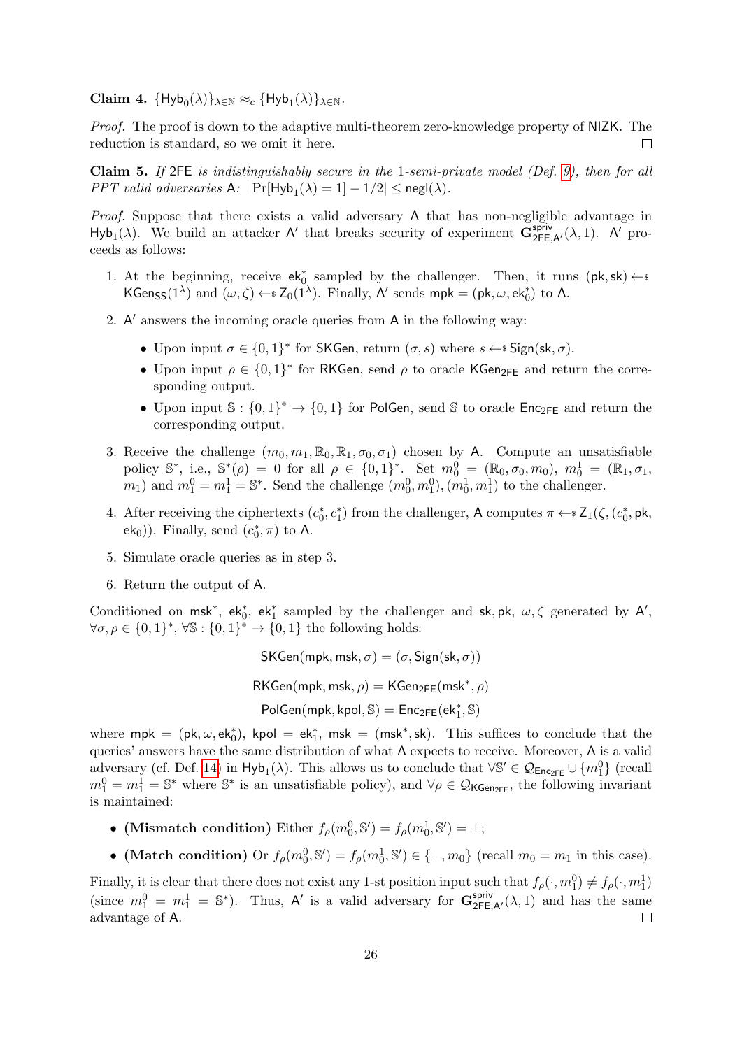**Claim 4.** $\{\mathsf{Hyb}_0(\lambda)\}_{\lambda\in\mathbb{N}} \approx_c \{\mathsf{Hyb}_1(\lambda)\}_{\lambda\in\mathbb{N}}$.

*Proof.* The proof is down to the adaptive multi-theorem zero-knowledge property of NIZK. The reduction is standard, so we omit it here. $\square$

**Claim 5.** *If* 2FE *is indistinguishably secure in the* 1*-semi-private model (Def. 9), then for all PPT valid adversaries* A: $|\Pr[\mathsf{Hyb}_1(\lambda) = 1] - 1/2| \leq \mathsf{negl}(\lambda)$.

*Proof.* Suppose that there exists a valid adversary A that has non-negligible advantage in $\mathsf{Hyb}_1(\lambda)$. We build an attacker A′ that breaks security of experiment $\mathbf{G}^{\mathsf{spriv}}_{\mathsf{2FE},\mathsf{A}'}(\lambda, 1)$. A′ proceeds as follows:

1. At the beginning, receive $\mathsf{ek}^*_0$ sampled by the challenger. Then, it runs $(\mathsf{pk}, \mathsf{sk}) \leftarrow\!\!\$\ \mathsf{KGen}_{\mathsf{SS}}(1^\lambda)$ and $(\omega, \zeta) \leftarrow\!\!\$\ \mathsf{Z}_0(1^\lambda)$. Finally, A′ sends $\mathsf{mpk} = (\mathsf{pk}, \omega, \mathsf{ek}^*_0)$ to A.
2. A′ answers the incoming oracle queries from A in the following way:
   - Upon input $\sigma \in \{0,1\}^*$ for SKGen, return $(\sigma, s)$ where $s \leftarrow\!\!\$\ \mathsf{Sign}(\mathsf{sk}, \sigma)$.
   - Upon input $\rho \in \{0,1\}^*$ for RKGen, send $\rho$ to oracle $\mathsf{KGen}_{\mathsf{2FE}}$ and return the corresponding output.
   - Upon input $\mathbb{S} : \{0,1\}^* \to \{0,1\}$ for PolGen, send $\mathbb{S}$ to oracle $\mathsf{Enc}_{\mathsf{2FE}}$ and return the corresponding output.
3. Receive the challenge $(m_0, m_1, \mathbb{R}_0, \mathbb{R}_1, \sigma_0, \sigma_1)$ chosen by A. Compute an unsatisfiable policy $\mathbb{S}^*$, i.e., $\mathbb{S}^*(\rho) = 0$ for all $\rho \in \{0,1\}^*$. Set $m^0_0 = (\mathbb{R}_0, \sigma_0, m_0)$, $m^1_0 = (\mathbb{R}_1, \sigma_1, m_1)$ and $m^0_1 = m^1_1 = \mathbb{S}^*$. Send the challenge $(m^0_0, m^0_1), (m^1_0, m^1_1)$ to the challenger.
4. After receiving the ciphertexts $(c^*_0, c^*_1)$ from the challenger, A computes $\pi \leftarrow\!\!\$\ \mathsf{Z}_1(\zeta, (c^*_0, \mathsf{pk}, \mathsf{ek}_0))$. Finally, send $(c^*_0, \pi)$ to A.
5. Simulate oracle queries as in step 3.
6. Return the output of A.

Conditioned on $\mathsf{msk}^*$, $\mathsf{ek}^*_0$, $\mathsf{ek}^*_1$ sampled by the challenger and $\mathsf{sk}, \mathsf{pk}$, $\omega, \zeta$ generated by A′, $\forall \sigma, \rho \in \{0,1\}^*$, $\forall \mathbb{S} : \{0,1\}^* \to \{0,1\}$ the following holds:

$$\mathsf{SKGen}(\mathsf{mpk}, \mathsf{msk}, \sigma) = (\sigma, \mathsf{Sign}(\mathsf{sk}, \sigma))$$

$$\mathsf{RKGen}(\mathsf{mpk}, \mathsf{msk}, \rho) = \mathsf{KGen}_{\mathsf{2FE}}(\mathsf{msk}^*, \rho)$$

$$\mathsf{PolGen}(\mathsf{mpk}, \mathsf{kpol}, \mathbb{S}) = \mathsf{Enc}_{\mathsf{2FE}}(\mathsf{ek}^*_1, \mathbb{S})$$

where $\mathsf{mpk} = (\mathsf{pk}, \omega, \mathsf{ek}^*_0)$, $\mathsf{kpol} = \mathsf{ek}^*_1$, $\mathsf{msk} = (\mathsf{msk}^*, \mathsf{sk})$. This suffices to conclude that the queries' answers have the same distribution of what A expects to receive. Moreover, A is a valid adversary (cf. Def. 14) in $\mathsf{Hyb}_1(\lambda)$. This allows us to conclude that $\forall \mathbb{S}' \in \mathcal{Q}_{\mathsf{Enc}_{\mathsf{2FE}}} \cup \{m^0_1\}$ (recall $m^0_1 = m^1_1 = \mathbb{S}^*$ where $\mathbb{S}^*$ is an unsatisfiable policy), and $\forall \rho \in \mathcal{Q}_{\mathsf{KGen}_{\mathsf{2FE}}}$, the following invariant is maintained:

- **(Mismatch condition)** Either $f_\rho(m^0_0, \mathbb{S}') = f_\rho(m^1_0, \mathbb{S}') = \bot$;
- **(Match condition)** Or $f_\rho(m^0_0, \mathbb{S}') = f_\rho(m^1_0, \mathbb{S}') \in \{\bot, m_0\}$ (recall $m_0 = m_1$ in this case).

Finally, it is clear that there does not exist any 1-st position input such that $f_\rho(\cdot, m^0_1) \neq f_\rho(\cdot, m^1_1)$ (since $m^0_1 = m^1_1 = \mathbb{S}^*$). Thus, A′ is a valid adversary for $\mathbf{G}^{\mathsf{spriv}}_{\mathsf{2FE},\mathsf{A}'}(\lambda, 1)$ and has the same advantage of A. $\square$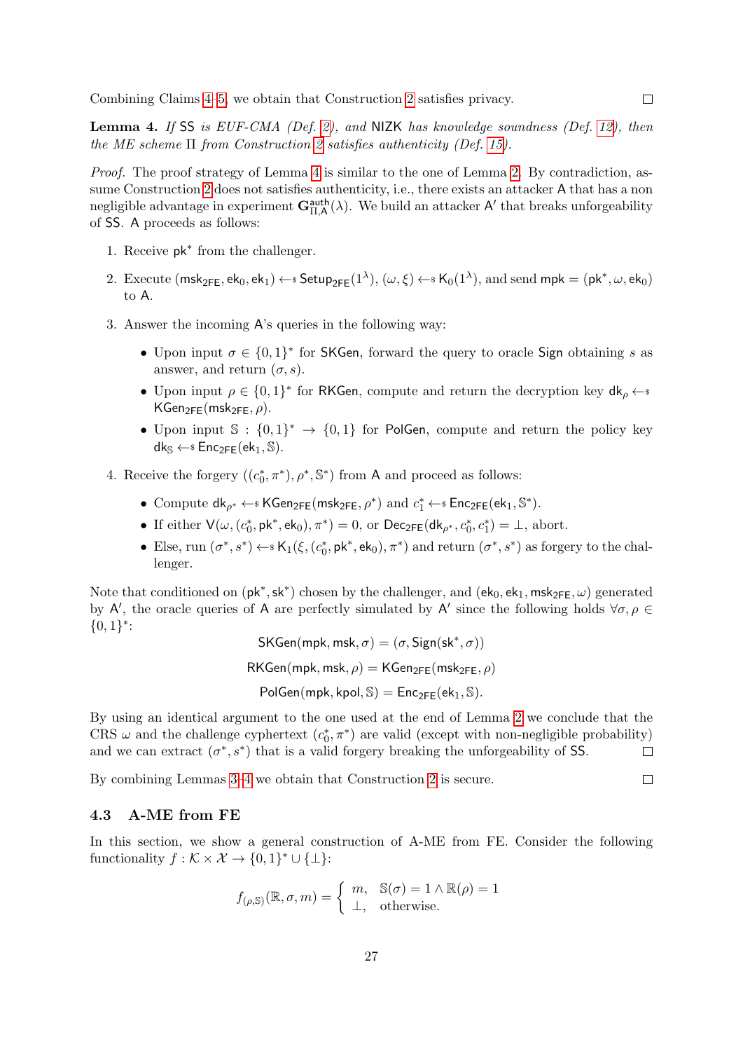Combining Claims 4–5, we obtain that Construction 2 satisfies privacy. □

**Lemma 4.** *If* SS *is EUF-CMA (Def. 2), and* NIZK *has knowledge soundness (Def. 12), then the ME scheme* $\Pi$ *from Construction 2 satisfies authenticity (Def. 15).*

*Proof.* The proof strategy of Lemma 4 is similar to the one of Lemma 2. By contradiction, assume Construction 2 does not satisfies authenticity, i.e., there exists an attacker A that has a non negligible advantage in experiment $\mathbf{G}^{\mathsf{auth}}_{\Pi,\mathsf{A}}(\lambda)$. We build an attacker $\mathsf{A}'$ that breaks unforgeability of SS. A proceeds as follows:

1. Receive $\mathsf{pk}^*$ from the challenger.
2. Execute $(\mathsf{msk_{2FE}}, \mathsf{ek}_0, \mathsf{ek}_1) \leftarrow\!\!\$\ \mathsf{Setup_{2FE}}(1^\lambda)$, $(\omega, \xi) \leftarrow\!\!\$\ \mathsf{K}_0(1^\lambda)$, and send $\mathsf{mpk} = (\mathsf{pk}^*, \omega, \mathsf{ek}_0)$ to A.
3. Answer the incoming A's queries in the following way:
   - Upon input $\sigma \in \{0,1\}^*$ for SKGen, forward the query to oracle Sign obtaining $s$ as answer, and return $(\sigma, s)$.
   - Upon input $\rho \in \{0,1\}^*$ for RKGen, compute and return the decryption key $\mathsf{dk}_\rho \leftarrow\!\!\$\ \mathsf{KGen_{2FE}}(\mathsf{msk_{2FE}}, \rho)$.
   - Upon input $\mathbb{S} : \{0,1\}^* \to \{0,1\}$ for PolGen, compute and return the policy key $\mathsf{dk}_\mathbb{S} \leftarrow\!\!\$\ \mathsf{Enc_{2FE}}(\mathsf{ek}_1, \mathbb{S})$.
4. Receive the forgery $((c_0^*, \pi^*), \rho^*, \mathbb{S}^*)$ from A and proceed as follows:
   - Compute $\mathsf{dk}_{\rho^*} \leftarrow\!\!\$\ \mathsf{KGen_{2FE}}(\mathsf{msk_{2FE}}, \rho^*)$ and $c_1^* \leftarrow\!\!\$\ \mathsf{Enc_{2FE}}(\mathsf{ek}_1, \mathbb{S}^*)$.
   - If either $\mathsf{V}(\omega, (c_0^*, \mathsf{pk}^*, \mathsf{ek}_0), \pi^*) = 0$, or $\mathsf{Dec_{2FE}}(\mathsf{dk}_{\rho^*}, c_0^*, c_1^*) = \bot$, abort.
   - Else, run $(\sigma^*, s^*) \leftarrow\!\!\$\ \mathsf{K}_1(\xi, (c_0^*, \mathsf{pk}^*, \mathsf{ek}_0), \pi^*)$ and return $(\sigma^*, s^*)$ as forgery to the challenger.

Note that conditioned on $(\mathsf{pk}^*, \mathsf{sk}^*)$ chosen by the challenger, and $(\mathsf{ek}_0, \mathsf{ek}_1, \mathsf{msk_{2FE}}, \omega)$ generated by $\mathsf{A}'$, the oracle queries of A are perfectly simulated by $\mathsf{A}'$ since the following holds $\forall \sigma, \rho \in \{0,1\}^*$:

$$\mathsf{SKGen}(\mathsf{mpk}, \mathsf{msk}, \sigma) = (\sigma, \mathsf{Sign}(\mathsf{sk}^*, \sigma))$$

$$\mathsf{RKGen}(\mathsf{mpk}, \mathsf{msk}, \rho) = \mathsf{KGen_{2FE}}(\mathsf{msk_{2FE}}, \rho)$$

$$\mathsf{PolGen}(\mathsf{mpk}, \mathsf{kpol}, \mathbb{S}) = \mathsf{Enc_{2FE}}(\mathsf{ek}_1, \mathbb{S}).$$

By using an identical argument to the one used at the end of Lemma 2 we conclude that the CRS $\omega$ and the challenge cyphertext $(c_0^*, \pi^*)$ are valid (except with non-negligible probability) and we can extract $(\sigma^*, s^*)$ that is a valid forgery breaking the unforgeability of SS. □

By combining Lemmas 3–4 we obtain that Construction 2 is secure. □

### 4.3 A-ME from FE

In this section, we show a general construction of A-ME from FE. Consider the following functionality $f : \mathcal{K} \times \mathcal{X} \to \{0,1\}^* \cup \{\bot\}$:

$$f_{(\rho,\mathbb{S})}(\mathbb{R}, \sigma, m) = \begin{cases} m, & \mathbb{S}(\sigma) = 1 \wedge \mathbb{R}(\rho) = 1 \\ \bot, & \text{otherwise.} \end{cases}$$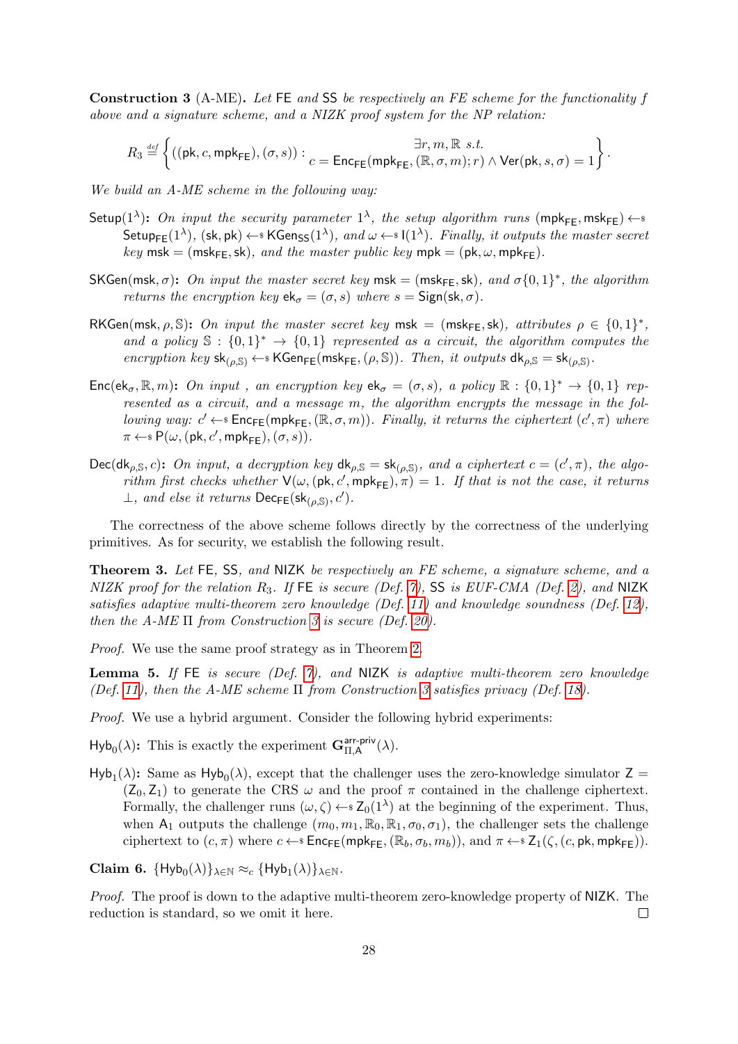**Construction 3** (A-ME)**.** *Let* FE *and* SS *be respectively an FE scheme for the functionality $f$ above and a signature scheme, and a NIZK proof system for the NP relation:*

$$R_3 \stackrel{def}{=} \left\{ ((\mathsf{pk}, c, \mathsf{mpk}_{\mathsf{FE}}), (\sigma, s)) : \begin{array}{c} \exists r, m, \mathbb{R} \ s.t. \\ c = \mathsf{Enc}_{\mathsf{FE}}(\mathsf{mpk}_{\mathsf{FE}}, (\mathbb{R}, \sigma, m); r) \wedge \mathsf{Ver}(\mathsf{pk}, s, \sigma) = 1 \end{array} \right\}.$$

*We build an A-ME scheme in the following way:*

- $\mathsf{Setup}(1^\lambda)$**:** *On input the security parameter $1^\lambda$, the setup algorithm runs $(\mathsf{mpk}_{\mathsf{FE}}, \mathsf{msk}_{\mathsf{FE}}) \leftarrow\$ \mathsf{Setup}_{\mathsf{FE}}(1^\lambda)$, $(\mathsf{sk}, \mathsf{pk}) \leftarrow\$ \mathsf{KGen}_{\mathsf{SS}}(1^\lambda)$, and $\omega \leftarrow\$ \mathsf{I}(1^\lambda)$. Finally, it outputs the master secret key $\mathsf{msk} = (\mathsf{msk}_{\mathsf{FE}}, \mathsf{sk})$, and the master public key $\mathsf{mpk} = (\mathsf{pk}, \omega, \mathsf{mpk}_{\mathsf{FE}})$.*
- $\mathsf{SKGen}(\mathsf{msk}, \sigma)$**:** *On input the master secret key $\mathsf{msk} = (\mathsf{msk}_{\mathsf{FE}}, \mathsf{sk})$, and $\sigma\{0,1\}^*$, the algorithm returns the encryption key $\mathsf{ek}_\sigma = (\sigma, s)$ where $s = \mathsf{Sign}(\mathsf{sk}, \sigma)$.*
- $\mathsf{RKGen}(\mathsf{msk}, \rho, \mathbb{S})$**:** *On input the master secret key $\mathsf{msk} = (\mathsf{msk}_{\mathsf{FE}}, \mathsf{sk})$, attributes $\rho \in \{0,1\}^*$, and a policy $\mathbb{S} : \{0,1\}^* \to \{0,1\}$ represented as a circuit, the algorithm computes the encryption key $\mathsf{sk}_{(\rho,\mathbb{S})} \leftarrow\$ \mathsf{KGen}_{\mathsf{FE}}(\mathsf{msk}_{\mathsf{FE}}, (\rho, \mathbb{S}))$. Then, it outputs $\mathsf{dk}_{\rho,\mathbb{S}} = \mathsf{sk}_{(\rho,\mathbb{S})}$.*
- $\mathsf{Enc}(\mathsf{ek}_\sigma, \mathbb{R}, m)$**:** *On input , an encryption key $\mathsf{ek}_\sigma = (\sigma, s)$, a policy $\mathbb{R} : \{0,1\}^* \to \{0,1\}$ represented as a circuit, and a message $m$, the algorithm encrypts the message in the following way: $c' \leftarrow\$ \mathsf{Enc}_{\mathsf{FE}}(\mathsf{mpk}_{\mathsf{FE}}, (\mathbb{R}, \sigma, m))$. Finally, it returns the ciphertext $(c', \pi)$ where $\pi \leftarrow\$ \mathsf{P}(\omega, (\mathsf{pk}, c', \mathsf{mpk}_{\mathsf{FE}}), (\sigma, s))$.*
- $\mathsf{Dec}(\mathsf{dk}_{\rho,\mathbb{S}}, c)$**:** *On input, a decryption key $\mathsf{dk}_{\rho,\mathbb{S}} = \mathsf{sk}_{(\rho,\mathbb{S})}$, and a ciphertext $c = (c', \pi)$, the algorithm first checks whether $\mathsf{V}(\omega, (\mathsf{pk}, c', \mathsf{mpk}_{\mathsf{FE}}), \pi) = 1$. If that is not the case, it returns $\perp$, and else it returns $\mathsf{Dec}_{\mathsf{FE}}(\mathsf{sk}_{(\rho,\mathbb{S})}, c')$.*

The correctness of the above scheme follows directly by the correctness of the underlying primitives. As for security, we establish the following result.

**Theorem 3.** *Let* FE*,* SS*, and* NIZK *be respectively an FE scheme, a signature scheme, and a NIZK proof for the relation $R_3$. If* FE *is secure (Def. 7),* SS *is EUF-CMA (Def. 2), and* NIZK *satisfies adaptive multi-theorem zero knowledge (Def. 11) and knowledge soundness (Def. 12), then the A-ME $\Pi$ from Construction 3 is secure (Def. 20).*

*Proof.* We use the same proof strategy as in Theorem 2.

**Lemma 5.** *If* FE *is secure (Def. 7), and* NIZK *is adaptive multi-theorem zero knowledge (Def. 11), then the A-ME scheme $\Pi$ from Construction 3 satisfies privacy (Def. 18).*

*Proof.* We use a hybrid argument. Consider the following hybrid experiments:

$\mathsf{Hyb}_0(\lambda)$**:** This is exactly the experiment $\mathbf{G}^{\mathsf{arr\text{-}priv}}_{\Pi,\mathsf{A}}(\lambda)$.

$\mathsf{Hyb}_1(\lambda)$**:** Same as $\mathsf{Hyb}_0(\lambda)$, except that the challenger uses the zero-knowledge simulator $\mathsf{Z} = (\mathsf{Z}_0, \mathsf{Z}_1)$ to generate the CRS $\omega$ and the proof $\pi$ contained in the challenge ciphertext. Formally, the challenger runs $(\omega, \zeta) \leftarrow\$ \mathsf{Z}_0(1^\lambda)$ at the beginning of the experiment. Thus, when $\mathsf{A}_1$ outputs the challenge $(m_0, m_1, \mathbb{R}_0, \mathbb{R}_1, \sigma_0, \sigma_1)$, the challenger sets the challenge ciphertext to $(c, \pi)$ where $c \leftarrow\$ \mathsf{Enc}_{\mathsf{FE}}(\mathsf{mpk}_{\mathsf{FE}}, (\mathbb{R}_b, \sigma_b, m_b))$, and $\pi \leftarrow\$ \mathsf{Z}_1(\zeta, (c, \mathsf{pk}, \mathsf{mpk}_{\mathsf{FE}}))$.

**Claim 6.** $\{\mathsf{Hyb}_0(\lambda)\}_{\lambda\in\mathbb{N}} \approx_c \{\mathsf{Hyb}_1(\lambda)\}_{\lambda\in\mathbb{N}}$.

*Proof.* The proof is down to the adaptive multi-theorem zero-knowledge property of NIZK. The reduction is standard, so we omit it here. □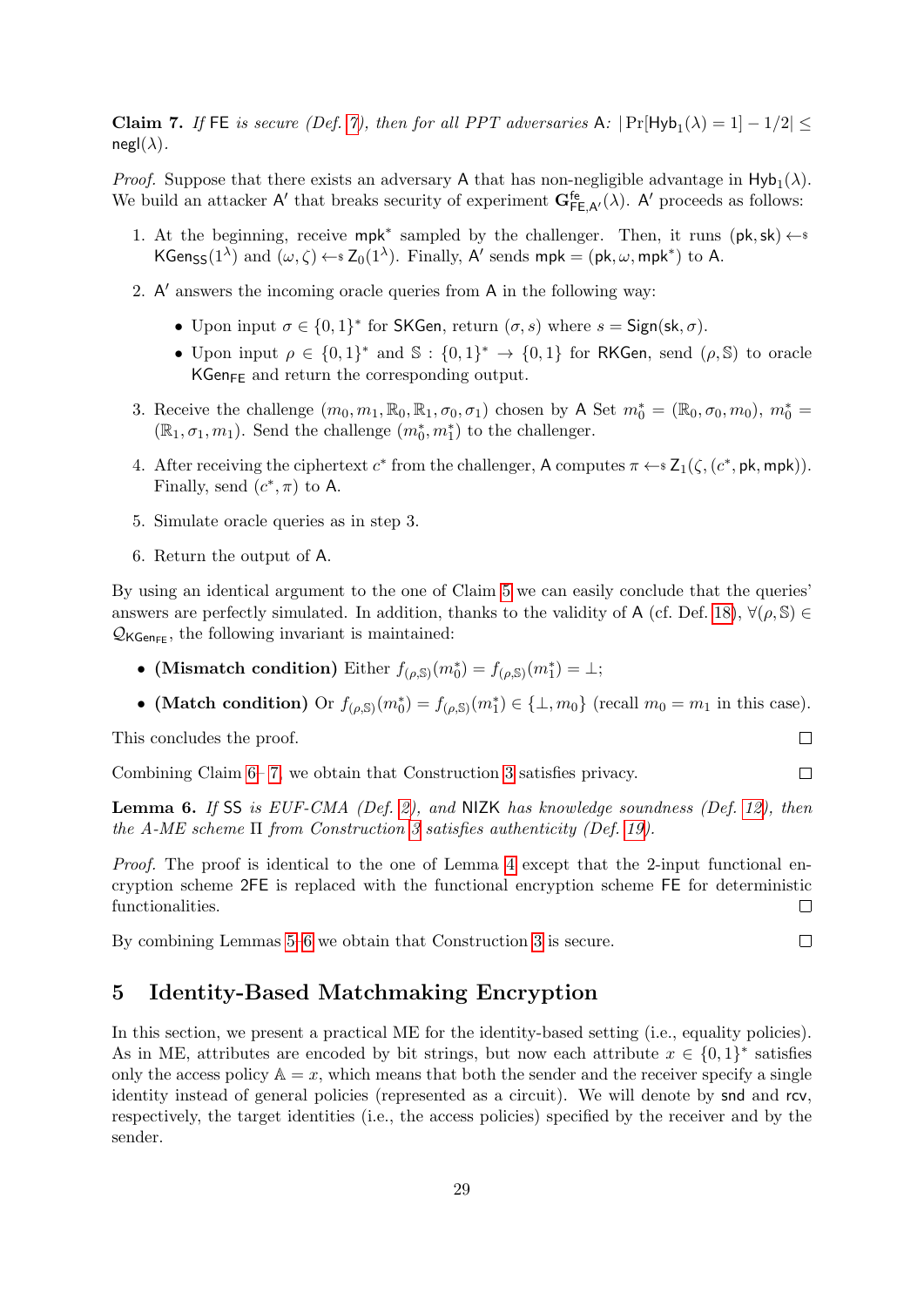**Claim 7.** *If* $\mathsf{FE}$ *is secure (Def. 7), then for all PPT adversaries* $\mathsf{A}$: $|\Pr[\mathsf{Hyb}_1(\lambda) = 1] - 1/2| \leq \mathsf{negl}(\lambda)$.

*Proof.* Suppose that there exists an adversary $\mathsf{A}$ that has non-negligible advantage in $\mathsf{Hyb}_1(\lambda)$. We build an attacker $\mathsf{A}'$ that breaks security of experiment $\mathbf{G}^{\mathsf{fe}}_{\mathsf{FE},\mathsf{A}'}(\lambda)$. $\mathsf{A}'$ proceeds as follows:

1. At the beginning, receive $\mathsf{mpk}^*$ sampled by the challenger. Then, it runs $(\mathsf{pk}, \mathsf{sk}) \leftarrow\!\!\$\ \mathsf{KGen}_{\mathsf{SS}}(1^\lambda)$ and $(\omega, \zeta) \leftarrow\!\!\$\ \mathsf{Z}_0(1^\lambda)$. Finally, $\mathsf{A}'$ sends $\mathsf{mpk} = (\mathsf{pk}, \omega, \mathsf{mpk}^*)$ to $\mathsf{A}$.
2. $\mathsf{A}'$ answers the incoming oracle queries from $\mathsf{A}$ in the following way:
   - Upon input $\sigma \in \{0,1\}^*$ for $\mathsf{SKGen}$, return $(\sigma, s)$ where $s = \mathsf{Sign}(\mathsf{sk}, \sigma)$.
   - Upon input $\rho \in \{0,1\}^*$ and $\mathbb{S} : \{0,1\}^* \to \{0,1\}$ for $\mathsf{RKGen}$, send $(\rho, \mathbb{S})$ to oracle $\mathsf{KGen}_{\mathsf{FE}}$ and return the corresponding output.
3. Receive the challenge $(m_0, m_1, \mathbb{R}_0, \mathbb{R}_1, \sigma_0, \sigma_1)$ chosen by $\mathsf{A}$ Set $m_0^* = (\mathbb{R}_0, \sigma_0, m_0)$, $m_0^* = (\mathbb{R}_1, \sigma_1, m_1)$. Send the challenge $(m_0^*, m_1^*)$ to the challenger.
4. After receiving the ciphertext $c^*$ from the challenger, $\mathsf{A}$ computes $\pi \leftarrow\!\!\$\ \mathsf{Z}_1(\zeta, (c^*, \mathsf{pk}, \mathsf{mpk}))$. Finally, send $(c^*, \pi)$ to $\mathsf{A}$.
5. Simulate oracle queries as in step 3.
6. Return the output of $\mathsf{A}$.

By using an identical argument to the one of Claim 5 we can easily conclude that the queries' answers are perfectly simulated. In addition, thanks to the validity of $\mathsf{A}$ (cf. Def. 18), $\forall (\rho, \mathbb{S}) \in \mathcal{Q}_{\mathsf{KGen}_{\mathsf{FE}}}$, the following invariant is maintained:

- **(Mismatch condition)** Either $f_{(\rho,\mathbb{S})}(m_0^*) = f_{(\rho,\mathbb{S})}(m_1^*) = \bot$;
- **(Match condition)** Or $f_{(\rho,\mathbb{S})}(m_0^*) = f_{(\rho,\mathbb{S})}(m_1^*) \in \{\bot, m_0\}$ (recall $m_0 = m_1$ in this case).

This concludes the proof. $\square$

Combining Claim 6– 7, we obtain that Construction 3 satisfies privacy. $\square$

**Lemma 6.** *If* $\mathsf{SS}$ *is EUF-CMA (Def. 2), and* $\mathsf{NIZK}$ *has knowledge soundness (Def. 12), then the A-ME scheme* $\Pi$ *from Construction 3 satisfies authenticity (Def. 19).*

*Proof.* The proof is identical to the one of Lemma 4 except that the 2-input functional encryption scheme $\mathsf{2FE}$ is replaced with the functional encryption scheme $\mathsf{FE}$ for deterministic functionalities. $\square$

By combining Lemmas 5-6 we obtain that Construction 3 is secure. $\square$

## 5 Identity-Based Matchmaking Encryption

In this section, we present a practical ME for the identity-based setting (i.e., equality policies). As in ME, attributes are encoded by bit strings, but now each attribute $x \in \{0,1\}^*$ satisfies only the access policy $\mathbb{A} = x$, which means that both the sender and the receiver specify a single identity instead of general policies (represented as a circuit). We will denote by $\mathsf{snd}$ and $\mathsf{rcv}$, respectively, the target identities (i.e., the access policies) specified by the receiver and by the sender.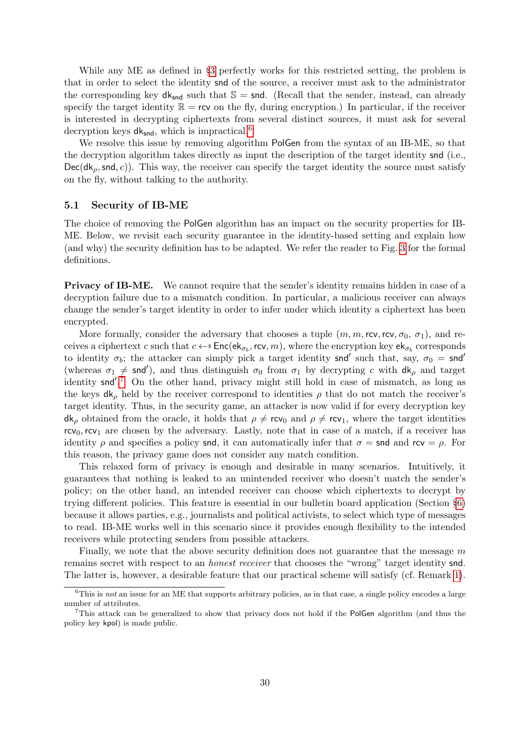While any ME as defined in §3 perfectly works for this restricted setting, the problem is that in order to select the identity $\mathsf{snd}$ of the source, a receiver must ask to the administrator the corresponding key $\mathsf{dk}_{\mathsf{snd}}$ such that $\mathbb{S} = \mathsf{snd}$. (Recall that the sender, instead, can already specify the target identity $\mathbb{R} = \mathsf{rcv}$ on the fly, during encryption.) In particular, if the receiver is interested in decrypting ciphertexts from several distinct sources, it must ask for several decryption keys $\mathsf{dk}_{\mathsf{snd}}$, which is impractical.[6]

We resolve this issue by removing algorithm $\mathsf{PolGen}$ from the syntax of an IB-ME, so that the decryption algorithm takes directly as input the description of the target identity $\mathsf{snd}$ (i.e., $\mathsf{Dec}(\mathsf{dk}_\rho, \mathsf{snd}, c)$). This way, the receiver can specify the target identity the source must satisfy on the fly, without talking to the authority.

### 5.1 Security of IB-ME

The choice of removing the $\mathsf{PolGen}$ algorithm has an impact on the security properties for IB-ME. Below, we revisit each security guarantee in the identity-based setting and explain how (and why) the security definition has to be adapted. We refer the reader to Fig. 3 for the formal definitions.

**Privacy of IB-ME.** We cannot require that the sender's identity remains hidden in case of a decryption failure due to a mismatch condition. In particular, a malicious receiver can always change the sender's target identity in order to infer under which identity a ciphertext has been encrypted.

More formally, consider the adversary that chooses a tuple $(m, m, \mathsf{rcv}, \mathsf{rcv}, \sigma_0, \sigma_1)$, and receives a ciphertext $c$ such that $c \leftarrow\!\!\$\ \mathsf{Enc}(\mathsf{ek}_{\sigma_b}, \mathsf{rcv}, m)$, where the encryption key $\mathsf{ek}_{\sigma_b}$ corresponds to identity $\sigma_b$; the attacker can simply pick a target identity $\mathsf{snd}'$ such that, say, $\sigma_0 = \mathsf{snd}'$ (whereas $\sigma_1 \neq \mathsf{snd}'$), and thus distinguish $\sigma_0$ from $\sigma_1$ by decrypting $c$ with $\mathsf{dk}_\rho$ and target identity $\mathsf{snd}'$.[7] On the other hand, privacy might still hold in case of mismatch, as long as the keys $\mathsf{dk}_\rho$ held by the receiver correspond to identities $\rho$ that do not match the receiver's target identity. Thus, in the security game, an attacker is now valid if for every decryption key $\mathsf{dk}_\rho$ obtained from the oracle, it holds that $\rho \neq \mathsf{rcv}_0$ and $\rho \neq \mathsf{rcv}_1$, where the target identities $\mathsf{rcv}_0, \mathsf{rcv}_1$ are chosen by the adversary. Lastly, note that in case of a match, if a receiver has identity $\rho$ and specifies a policy $\mathsf{snd}$, it can automatically infer that $\sigma = \mathsf{snd}$ and $\mathsf{rcv} = \rho$. For this reason, the privacy game does not consider any match condition.

This relaxed form of privacy is enough and desirable in many scenarios. Intuitively, it guarantees that nothing is leaked to an unintended receiver who doesn't match the sender's policy; on the other hand, an intended receiver can choose which ciphertexts to decrypt by trying different policies. This feature is essential in our bulletin board application (Section §6) because it allows parties, e.g., journalists and political activists, to select which type of messages to read. IB-ME works well in this scenario since it provides enough flexibility to the intended receivers while protecting senders from possible attackers.

Finally, we note that the above security definition does not guarantee that the message $m$ remains secret with respect to an *honest receiver* that chooses the "wrong" target identity $\mathsf{snd}$. The latter is, however, a desirable feature that our practical scheme will satisfy (cf. Remark 1).

[6] This is *not* an issue for an ME that supports arbitrary policies, as in that case, a single policy encodes a large number of attributes.

[7] This attack can be generalized to show that privacy does not hold if the $\mathsf{PolGen}$ algorithm (and thus the policy key $\mathsf{kpol}$) is made public.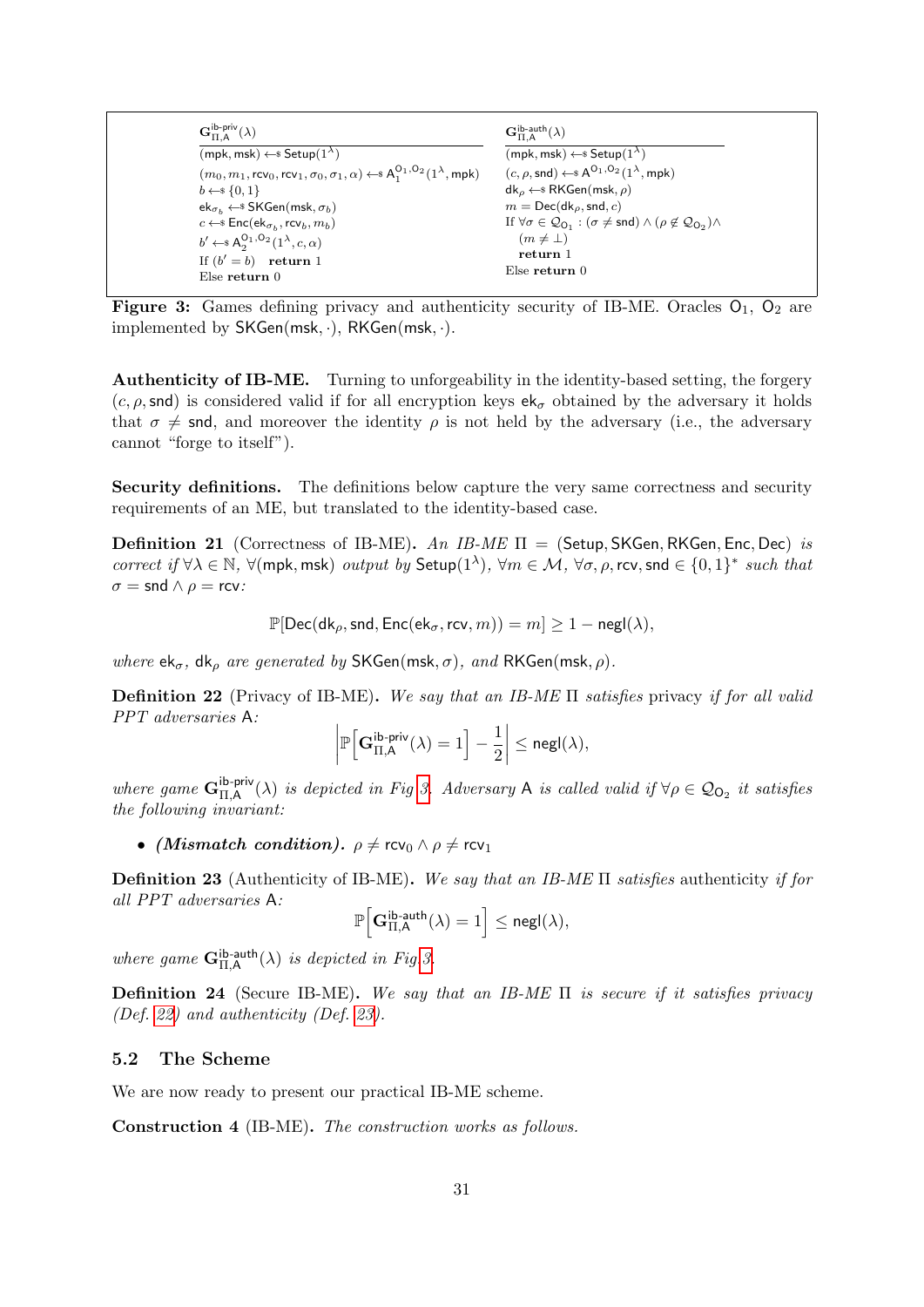| $\mathbf{G}^{\text{ib-priv}}_{\Pi,\mathsf{A}}(\lambda)$ | $\mathbf{G}^{\text{ib-auth}}_{\Pi,\mathsf{A}}(\lambda)$ |
|---|---|
| $(\mathsf{mpk}, \mathsf{msk}) \leftarrow\$ \mathsf{Setup}(1^\lambda)$ | $(\mathsf{mpk}, \mathsf{msk}) \leftarrow\$ \mathsf{Setup}(1^\lambda)$ |
| $(m_0, m_1, \mathsf{rcv}_0, \mathsf{rcv}_1, \sigma_0, \sigma_1, \alpha) \leftarrow\$ \mathsf{A}_1^{\mathsf{O}_1,\mathsf{O}_2}(1^\lambda, \mathsf{mpk})$ | $(c, \rho, \mathsf{snd}) \leftarrow\$ \mathsf{A}^{\mathsf{O}_1,\mathsf{O}_2}(1^\lambda, \mathsf{mpk})$ |
| $b \leftarrow\$ \{0,1\}$ | $\mathsf{dk}_\rho \leftarrow\$ \mathsf{RKGen}(\mathsf{msk}, \rho)$ |
| $\mathsf{ek}_{\sigma_b} \leftarrow\$ \mathsf{SKGen}(\mathsf{msk}, \sigma_b)$ | $m = \mathsf{Dec}(\mathsf{dk}_\rho, \mathsf{snd}, c)$ |
| $c \leftarrow\$ \mathsf{Enc}(\mathsf{ek}_{\sigma_b}, \mathsf{rcv}_b, m_b)$ | If $\forall \sigma \in \mathcal{Q}_{\mathsf{O}_1} : (\sigma \neq \mathsf{snd}) \wedge (\rho \notin \mathcal{Q}_{\mathsf{O}_2}) \wedge$ |
| $b' \leftarrow\$ \mathsf{A}_2^{\mathsf{O}_1,\mathsf{O}_2}(1^\lambda, c, \alpha)$ | $\quad (m \neq \bot)$ |
| If $(b' = b)$ **return** 1 | $\quad$ **return** 1 |
| Else **return** 0 | Else **return** 0 |

**Figure 3:** Games defining privacy and authenticity security of IB-ME. Oracles $\mathsf{O}_1$, $\mathsf{O}_2$ are implemented by $\mathsf{SKGen}(\mathsf{msk}, \cdot)$, $\mathsf{RKGen}(\mathsf{msk}, \cdot)$.

**Authenticity of IB-ME.** Turning to unforgeability in the identity-based setting, the forgery $(c, \rho, \mathsf{snd})$ is considered valid if for all encryption keys $\mathsf{ek}_\sigma$ obtained by the adversary it holds that $\sigma \neq \mathsf{snd}$, and moreover the identity $\rho$ is not held by the adversary (i.e., the adversary cannot "forge to itself").

**Security definitions.** The definitions below capture the very same correctness and security requirements of an ME, but translated to the identity-based case.

**Definition 21** (Correctness of IB-ME)**.** *An IB-ME $\Pi = (\mathsf{Setup}, \mathsf{SKGen}, \mathsf{RKGen}, \mathsf{Enc}, \mathsf{Dec})$ is correct if $\forall \lambda \in \mathbb{N}$, $\forall (\mathsf{mpk}, \mathsf{msk})$ output by $\mathsf{Setup}(1^\lambda)$, $\forall m \in \mathcal{M}$, $\forall \sigma, \rho, \mathsf{rcv}, \mathsf{snd} \in \{0,1\}^*$ such that $\sigma = \mathsf{snd} \wedge \rho = \mathsf{rcv}$:*

$$\mathbb{P}[\mathsf{Dec}(\mathsf{dk}_\rho, \mathsf{snd}, \mathsf{Enc}(\mathsf{ek}_\sigma, \mathsf{rcv}, m)) = m] \geq 1 - \mathsf{negl}(\lambda),$$

*where $\mathsf{ek}_\sigma$, $\mathsf{dk}_\rho$ are generated by $\mathsf{SKGen}(\mathsf{msk}, \sigma)$, and $\mathsf{RKGen}(\mathsf{msk}, \rho)$.*

**Definition 22** (Privacy of IB-ME)**.** *We say that an IB-ME $\Pi$ satisfies* privacy *if for all valid PPT adversaries $\mathsf{A}$:*

$$\left| \mathbb{P}\Big[\mathbf{G}^{\text{ib-priv}}_{\Pi,\mathsf{A}}(\lambda) = 1\Big] - \frac{1}{2} \right| \leq \mathsf{negl}(\lambda),$$

*where game $\mathbf{G}^{\text{ib-priv}}_{\Pi,\mathsf{A}}(\lambda)$ is depicted in Fig 3. Adversary $\mathsf{A}$ is called valid if $\forall \rho \in \mathcal{Q}_{\mathsf{O}_2}$ it satisfies the following invariant:*

- ***(Mismatch condition).*** $\rho \neq \mathsf{rcv}_0 \wedge \rho \neq \mathsf{rcv}_1$

**Definition 23** (Authenticity of IB-ME)**.** *We say that an IB-ME $\Pi$ satisfies* authenticity *if for all PPT adversaries $\mathsf{A}$:*

$$\mathbb{P}\Big[\mathbf{G}^{\text{ib-auth}}_{\Pi,\mathsf{A}}(\lambda) = 1\Big] \leq \mathsf{negl}(\lambda),$$

*where game $\mathbf{G}^{\text{ib-auth}}_{\Pi,\mathsf{A}}(\lambda)$ is depicted in Fig 3.*

**Definition 24** (Secure IB-ME)**.** *We say that an IB-ME $\Pi$ is secure if it satisfies privacy (Def. 22) and authenticity (Def. 23).*

### 5.2 The Scheme

We are now ready to present our practical IB-ME scheme.

**Construction 4** (IB-ME)**.** *The construction works as follows.*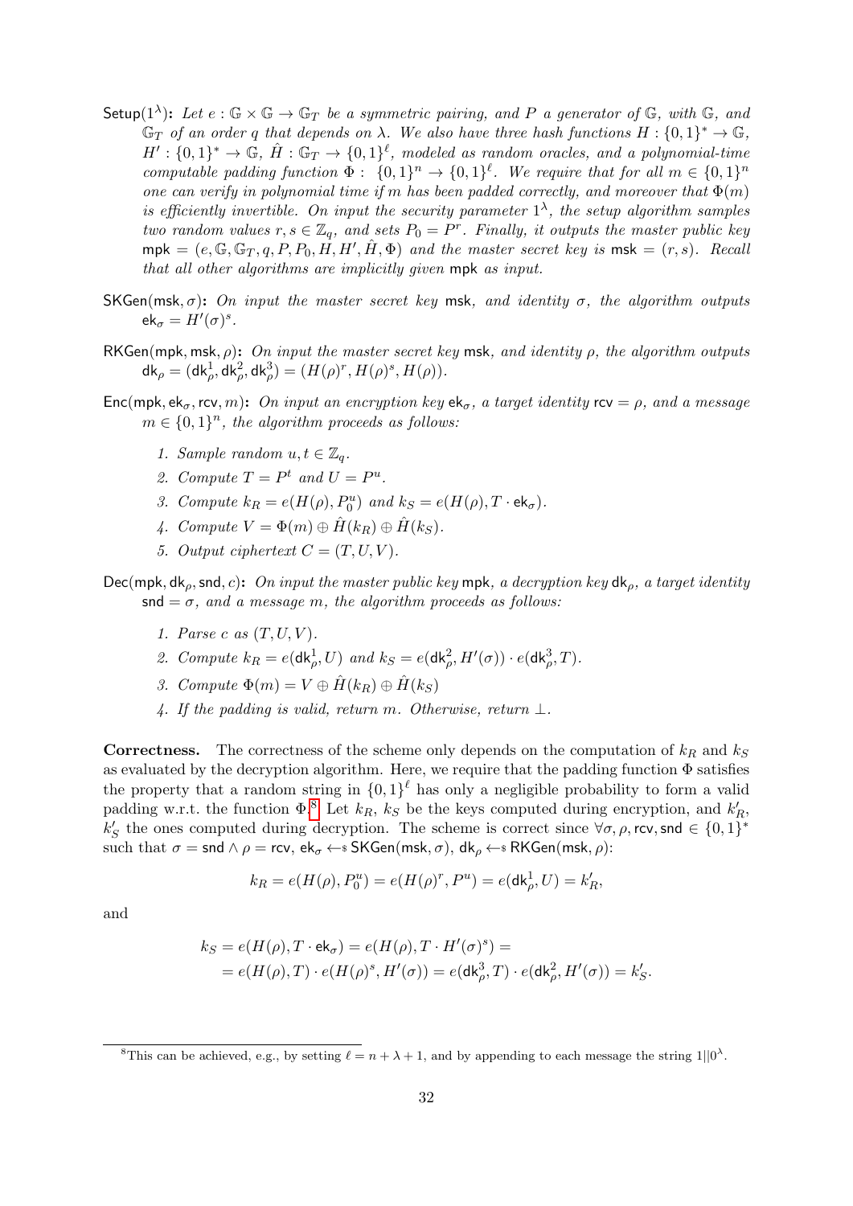$\mathsf{Setup}(1^\lambda)$**:** *Let $e : \mathbb{G} \times \mathbb{G} \to \mathbb{G}_T$ be a symmetric pairing, and $P$ a generator of $\mathbb{G}$, with $\mathbb{G}$, and $\mathbb{G}_T$ of an order $q$ that depends on $\lambda$. We also have three hash functions $H : \{0,1\}^* \to \mathbb{G}$, $H' : \{0,1\}^* \to \mathbb{G}$, $\hat{H} : \mathbb{G}_T \to \{0,1\}^\ell$, modeled as random oracles, and a polynomial-time computable padding function $\Phi : \{0,1\}^n \to \{0,1\}^\ell$. We require that for all $m \in \{0,1\}^n$ one can verify in polynomial time if $m$ has been padded correctly, and moreover that $\Phi(m)$ is efficiently invertible. On input the security parameter $1^\lambda$, the setup algorithm samples two random values $r, s \in \mathbb{Z}_q$, and sets $P_0 = P^r$. Finally, it outputs the master public key $\mathsf{mpk} = (e, \mathbb{G}, \mathbb{G}_T, q, P, P_0, H, H', \hat{H}, \Phi)$ and the master secret key is $\mathsf{msk} = (r, s)$. Recall that all other algorithms are implicitly given $\mathsf{mpk}$ as input.*

$\mathsf{SKGen}(\mathsf{msk}, \sigma)$**:** *On input the master secret key $\mathsf{msk}$, and identity $\sigma$, the algorithm outputs $\mathsf{ek}_\sigma = H'(\sigma)^s$.*

$\mathsf{RKGen}(\mathsf{mpk}, \mathsf{msk}, \rho)$**:** *On input the master secret key $\mathsf{msk}$, and identity $\rho$, the algorithm outputs $\mathsf{dk}_\rho = (\mathsf{dk}^1_\rho, \mathsf{dk}^2_\rho, \mathsf{dk}^3_\rho) = (H(\rho)^r, H(\rho)^s, H(\rho))$.*

$\mathsf{Enc}(\mathsf{mpk}, \mathsf{ek}_\sigma, \mathsf{rcv}, m)$**:** *On input an encryption key $\mathsf{ek}_\sigma$, a target identity $\mathsf{rcv} = \rho$, and a message $m \in \{0,1\}^n$, the algorithm proceeds as follows:*

1. *Sample random $u, t \in \mathbb{Z}_q$.*
2. *Compute $T = P^t$ and $U = P^u$.*
3. *Compute $k_R = e(H(\rho), P_0^u)$ and $k_S = e(H(\rho), T \cdot \mathsf{ek}_\sigma)$.*
4. *Compute $V = \Phi(m) \oplus \hat{H}(k_R) \oplus \hat{H}(k_S)$.*
5. *Output ciphertext $C = (T, U, V)$.*

$\mathsf{Dec}(\mathsf{mpk}, \mathsf{dk}_\rho, \mathsf{snd}, c)$**:** *On input the master public key $\mathsf{mpk}$, a decryption key $\mathsf{dk}_\rho$, a target identity $\mathsf{snd} = \sigma$, and a message $m$, the algorithm proceeds as follows:*

1. *Parse $c$ as $(T, U, V)$.*
2. *Compute $k_R = e(\mathsf{dk}^1_\rho, U)$ and $k_S = e(\mathsf{dk}^2_\rho, H'(\sigma)) \cdot e(\mathsf{dk}^3_\rho, T)$.*
3. *Compute $\Phi(m) = V \oplus \hat{H}(k_R) \oplus \hat{H}(k_S)$*
4. *If the padding is valid, return $m$. Otherwise, return $\perp$.*

**Correctness.** The correctness of the scheme only depends on the computation of $k_R$ and $k_S$ as evaluated by the decryption algorithm. Here, we require that the padding function $\Phi$ satisfies the property that a random string in $\{0,1\}^\ell$ has only a negligible probability to form a valid padding w.r.t. the function $\Phi$.[8] Let $k_R$, $k_S$ be the keys computed during encryption, and $k'_R$, $k'_S$ the ones computed during decryption. The scheme is correct since $\forall \sigma, \rho, \mathsf{rcv}, \mathsf{snd} \in \{0,1\}^*$ such that $\sigma = \mathsf{snd} \wedge \rho = \mathsf{rcv}$, $\mathsf{ek}_\sigma \leftarrow\$ \mathsf{SKGen}(\mathsf{msk}, \sigma)$, $\mathsf{dk}_\rho \leftarrow\$ \mathsf{RKGen}(\mathsf{msk}, \rho)$:

$$k_R = e(H(\rho), P_0^u) = e(H(\rho)^r, P^u) = e(\mathsf{dk}^1_\rho, U) = k'_R,$$

and

$$\begin{aligned} k_S = e(H(\rho), T \cdot \mathsf{ek}_\sigma) &= e(H(\rho), T \cdot H'(\sigma)^s) = \\ &= e(H(\rho), T) \cdot e(H(\rho)^s, H'(\sigma)) = e(\mathsf{dk}^3_\rho, T) \cdot e(\mathsf{dk}^2_\rho, H'(\sigma)) = k'_S. \end{aligned}$$

[8] This can be achieved, e.g., by setting $\ell = n + \lambda + 1$, and by appending to each message the string $1||0^\lambda$.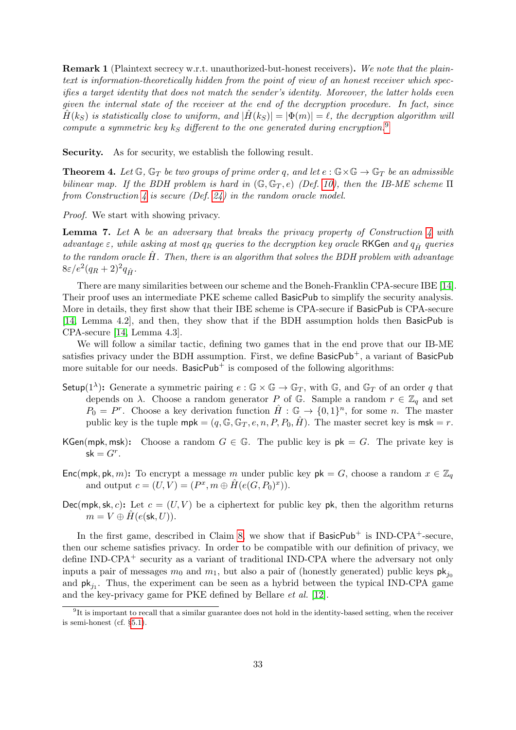**Remark 1** (Plaintext secrecy w.r.t. unauthorized-but-honest receivers)**.** *We note that the plaintext is information-theoretically hidden from the point of view of an honest receiver which specifies a target identity that does not match the sender's identity. Moreover, the latter holds even given the internal state of the receiver at the end of the decryption procedure. In fact, since $\hat{H}(k_S)$ is statistically close to uniform, and $|\hat{H}(k_S)| = |\Phi(m)| = \ell$, the decryption algorithm will compute a symmetric key $k_S$ different to the one generated during encryption.*[9]

**Security.** As for security, we establish the following result.

**Theorem 4.** *Let $\mathbb{G}$, $\mathbb{G}_T$ be two groups of prime order $q$, and let $e : \mathbb{G} \times \mathbb{G} \to \mathbb{G}_T$ be an admissible bilinear map. If the BDH problem is hard in $(\mathbb{G}, \mathbb{G}_T, e)$ (Def. 10), then the IB-ME scheme $\Pi$ from Construction 4 is secure (Def. 24) in the random oracle model.*

*Proof.* We start with showing privacy.

**Lemma 7.** *Let $\mathsf{A}$ be an adversary that breaks the privacy property of Construction 4 with advantage $\varepsilon$, while asking at most $q_R$ queries to the decryption key oracle $\mathsf{RKGen}$ and $q_{\hat{H}}$ queries to the random oracle $\hat{H}$. Then, there is an algorithm that solves the BDH problem with advantage $8\varepsilon/e^2(q_R+2)^2 q_{\hat{H}}$.*

There are many similarities between our scheme and the Boneh-Franklin CPA-secure IBE [14]. Their proof uses an intermediate PKE scheme called $\mathsf{BasicPub}$ to simplify the security analysis. More in details, they first show that their IBE scheme is CPA-secure if $\mathsf{BasicPub}$ is CPA-secure [14, Lemma 4.2], and then, they show that if the BDH assumption holds then $\mathsf{BasicPub}$ is CPA-secure [14, Lemma 4.3].

We will follow a similar tactic, defining two games that in the end prove that our IB-ME satisfies privacy under the BDH assumption. First, we define $\mathsf{BasicPub}^+$, a variant of $\mathsf{BasicPub}$ more suitable for our needs. $\mathsf{BasicPub}^+$ is composed of the following algorithms:

- $\mathsf{Setup}(1^\lambda)$**:** Generate a symmetric pairing $e : \mathbb{G} \times \mathbb{G} \to \mathbb{G}_T$, with $\mathbb{G}$, and $\mathbb{G}_T$ of an order $q$ that depends on $\lambda$. Choose a random generator $P$ of $\mathbb{G}$. Sample a random $r \in \mathbb{Z}_q$ and set $P_0 = P^r$. Choose a key derivation function $\hat{H} : \mathbb{G} \to \{0,1\}^n$, for some $n$. The master public key is the tuple $\mathsf{mpk} = (q, \mathbb{G}, \mathbb{G}_T, e, n, P, P_0, \hat{H})$. The master secret key is $\mathsf{msk} = r$.
- $\mathsf{KGen}(\mathsf{mpk}, \mathsf{msk})$**:** Choose a random $G \in \mathbb{G}$. The public key is $\mathsf{pk} = G$. The private key is $\mathsf{sk} = G^r$.
- $\mathsf{Enc}(\mathsf{mpk}, \mathsf{pk}, m)$**:** To encrypt a message $m$ under public key $\mathsf{pk} = G$, choose a random $x \in \mathbb{Z}_q$ and output $c = (U, V) = (P^x, m \oplus \hat{H}(e(G, P_0)^x))$.
- $\mathsf{Dec}(\mathsf{mpk}, \mathsf{sk}, c)$**:** Let $c = (U, V)$ be a ciphertext for public key $\mathsf{pk}$, then the algorithm returns $m = V \oplus \hat{H}(e(\mathsf{sk}, U))$.

In the first game, described in Claim 8, we show that if $\mathsf{BasicPub}^+$ is IND-CPA$^+$-secure, then our scheme satisfies privacy. In order to be compatible with our definition of privacy, we define IND-CPA$^+$ security as a variant of traditional IND-CPA where the adversary not only inputs a pair of messages $m_0$ and $m_1$, but also a pair of (honestly generated) public keys $\mathsf{pk}_{j_0}$ and $\mathsf{pk}_{j_1}$. Thus, the experiment can be seen as a hybrid between the typical IND-CPA game and the key-privacy game for PKE defined by Bellare *et al.* [12].

[9] It is important to recall that a similar guarantee does not hold in the identity-based setting, when the receiver is semi-honest (cf. §5.1).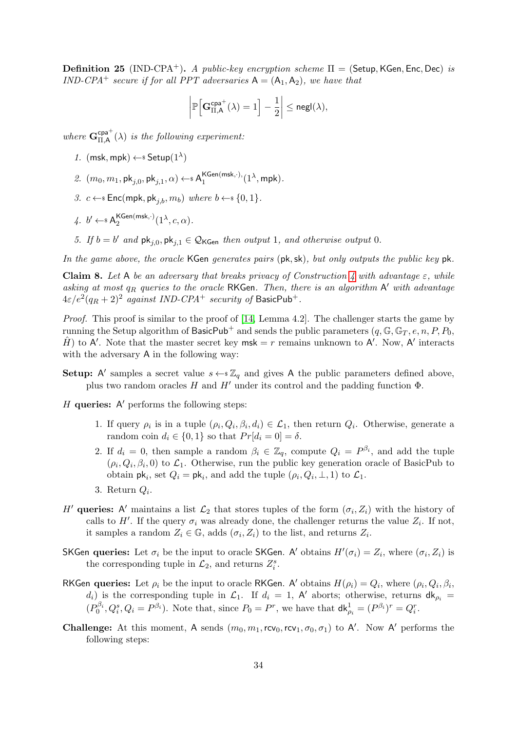**Definition 25** (IND-CPA$^+$). *A public-key encryption scheme* $\Pi = (\mathsf{Setup}, \mathsf{KGen}, \mathsf{Enc}, \mathsf{Dec})$ *is IND-CPA$^+$ secure if for all PPT adversaries* $\mathsf{A} = (\mathsf{A}_1, \mathsf{A}_2)$*, we have that*

$$\left| \mathbb{P}\left[ \mathbf{G}^{\mathsf{cpa}^+}_{\Pi,\mathsf{A}}(\lambda) = 1 \right] - \frac{1}{2} \right| \leq \mathsf{negl}(\lambda),$$

*where* $\mathbf{G}^{\mathsf{cpa}^+}_{\Pi,\mathsf{A}}(\lambda)$ *is the following experiment:*

1. $(\mathsf{msk}, \mathsf{mpk}) \leftarrow_{\$} \mathsf{Setup}(1^\lambda)$
2. $(m_0, m_1, \mathsf{pk}_{j,0}, \mathsf{pk}_{j,1}, \alpha) \leftarrow_{\$} \mathsf{A}_1^{\mathsf{KGen}(\mathsf{msk},\cdot),}(1^\lambda, \mathsf{mpk})$.
3. $c \leftarrow_{\$} \mathsf{Enc}(\mathsf{mpk}, \mathsf{pk}_{j,b}, m_b)$ *where* $b \leftarrow_{\$} \{0, 1\}$.
4. $b' \leftarrow_{\$} \mathsf{A}_2^{\mathsf{KGen}(\mathsf{msk},\cdot)}(1^\lambda, c, \alpha)$.
5. *If* $b = b'$ *and* $\mathsf{pk}_{j,0}, \mathsf{pk}_{j,1} \in \mathcal{Q}_{\mathsf{KGen}}$ *then output* 1*, and otherwise output* 0*.*

*In the game above, the oracle* $\mathsf{KGen}$ *generates pairs* $(\mathsf{pk}, \mathsf{sk})$*, but only outputs the public key* $\mathsf{pk}$*.*

**Claim 8.** *Let* $\mathsf{A}$ *be an adversary that breaks privacy of Construction 4 with advantage* $\varepsilon$*, while asking at most* $q_R$ *queries to the oracle* $\mathsf{RKGen}$*. Then, there is an algorithm* $\mathsf{A}'$ *with advantage* $4\varepsilon/e^2(q_R + 2)^2$ *against IND-CPA$^+$ security of* $\mathsf{BasicPub}^+$*.*

*Proof.* This proof is similar to the proof of [14, Lemma 4.2]. The challenger starts the game by running the Setup algorithm of $\mathsf{BasicPub}^+$ and sends the public parameters $(q, \mathbb{G}, \mathbb{G}_T, e, n, P, P_0, \hat{H})$ to $\mathsf{A}'$. Note that the master secret key $\mathsf{msk} = r$ remains unknown to $\mathsf{A}'$. Now, $\mathsf{A}'$ interacts with the adversary $\mathsf{A}$ in the following way:

**Setup:** $\mathsf{A}'$ samples a secret value $s \leftarrow_{\$} \mathbb{Z}_q$ and gives $\mathsf{A}$ the public parameters defined above, plus two random oracles $H$ and $H'$ under its control and the padding function $\Phi$.

$H$ **queries:** $\mathsf{A}'$ performs the following steps:

1. If query $\rho_i$ is in a tuple $(\rho_i, Q_i, \beta_i, d_i) \in \mathcal{L}_1$, then return $Q_i$. Otherwise, generate a random coin $d_i \in \{0, 1\}$ so that $Pr[d_i = 0] = \delta$.
2. If $d_i = 0$, then sample a random $\beta_i \in \mathbb{Z}_q$, compute $Q_i = P^{\beta_i}$, and add the tuple $(\rho_i, Q_i, \beta_i, 0)$ to $\mathcal{L}_1$. Otherwise, run the public key generation oracle of BasicPub to obtain $\mathsf{pk}_i$, set $Q_i = \mathsf{pk}_i$, and add the tuple $(\rho_i, Q_i, \perp, 1)$ to $\mathcal{L}_1$.
3. Return $Q_i$.

$H'$ **queries:** $\mathsf{A}'$ maintains a list $\mathcal{L}_2$ that stores tuples of the form $(\sigma_i, Z_i)$ with the history of calls to $H'$. If the query $\sigma_i$ was already done, the challenger returns the value $Z_i$. If not, it samples a random $Z_i \in \mathbb{G}$, adds $(\sigma_i, Z_i)$ to the list, and returns $Z_i$.

$\mathsf{SKGen}$ **queries:** Let $\sigma_i$ be the input to oracle $\mathsf{SKGen}$. $\mathsf{A}'$ obtains $H'(\sigma_i) = Z_i$, where $(\sigma_i, Z_i)$ is the corresponding tuple in $\mathcal{L}_2$, and returns $Z_i^s$.

$\mathsf{RKGen}$ **queries:** Let $\rho_i$ be the input to oracle $\mathsf{RKGen}$. $\mathsf{A}'$ obtains $H(\rho_i) = Q_i$, where $(\rho_i, Q_i, \beta_i, d_i)$ is the corresponding tuple in $\mathcal{L}_1$. If $d_i = 1$, $\mathsf{A}'$ aborts; otherwise, returns $\mathsf{dk}_{\rho_i} = (P_0^{\beta_i}, Q_i^s, Q_i = P^{\beta_i})$. Note that, since $P_0 = P^r$, we have that $\mathsf{dk}^1_{\rho_i} = (P^{\beta_i})^r = Q_i^r$.

**Challenge:** At this moment, $\mathsf{A}$ sends $(m_0, m_1, \mathsf{rcv}_0, \mathsf{rcv}_1, \sigma_0, \sigma_1)$ to $\mathsf{A}'$. Now $\mathsf{A}'$ performs the following steps: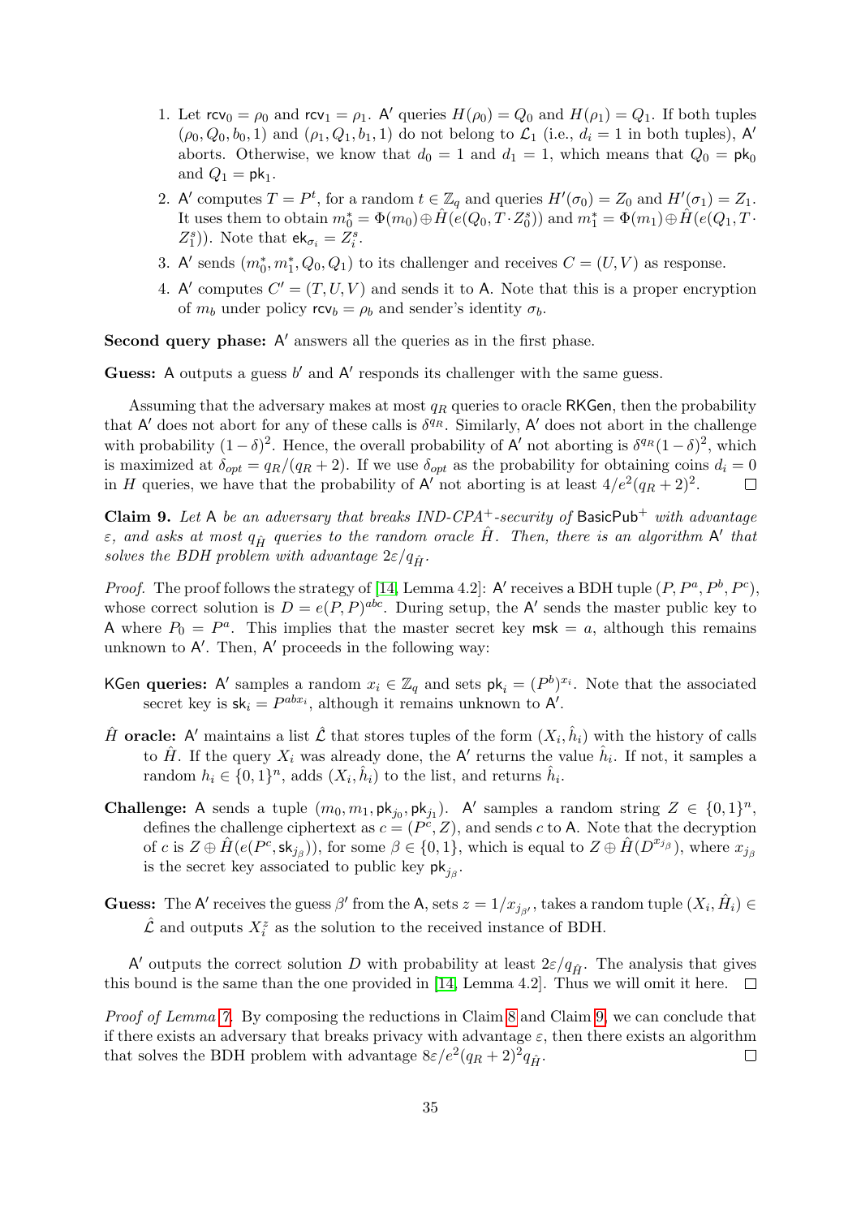1. Let $\mathsf{rcv}_0 = \rho_0$ and $\mathsf{rcv}_1 = \rho_1$. $\mathsf{A}'$ queries $H(\rho_0) = Q_0$ and $H(\rho_1) = Q_1$. If both tuples $(\rho_0, Q_0, b_0, 1)$ and $(\rho_1, Q_1, b_1, 1)$ do not belong to $\mathcal{L}_1$ (i.e., $d_i = 1$ in both tuples), $\mathsf{A}'$ aborts. Otherwise, we know that $d_0 = 1$ and $d_1 = 1$, which means that $Q_0 = \mathsf{pk}_0$ and $Q_1 = \mathsf{pk}_1$.
2. $\mathsf{A}'$ computes $T = P^t$, for a random $t \in \mathbb{Z}_q$ and queries $H'(\sigma_0) = Z_0$ and $H'(\sigma_1) = Z_1$. It uses them to obtain $m_0^* = \Phi(m_0) \oplus \hat{H}(e(Q_0, T \cdot Z_0^s))$ and $m_1^* = \Phi(m_1) \oplus \hat{H}(e(Q_1, T \cdot Z_1^s))$. Note that $\mathsf{ek}_{\sigma_i} = Z_i^s$.
3. $\mathsf{A}'$ sends $(m_0^*, m_1^*, Q_0, Q_1)$ to its challenger and receives $C = (U, V)$ as response.
4. $\mathsf{A}'$ computes $C' = (T, U, V)$ and sends it to $\mathsf{A}$. Note that this is a proper encryption of $m_b$ under policy $\mathsf{rcv}_b = \rho_b$ and sender's identity $\sigma_b$.

**Second query phase:** $\mathsf{A}'$ answers all the queries as in the first phase.

**Guess:** $\mathsf{A}$ outputs a guess $b'$ and $\mathsf{A}'$ responds its challenger with the same guess.

Assuming that the adversary makes at most $q_R$ queries to oracle $\mathsf{RKGen}$, then the probability that $\mathsf{A}'$ does not abort for any of these calls is $\delta^{q_R}$. Similarly, $\mathsf{A}'$ does not abort in the challenge with probability $(1-\delta)^2$. Hence, the overall probability of $\mathsf{A}'$ not aborting is $\delta^{q_R}(1-\delta)^2$, which is maximized at $\delta_{opt} = q_R/(q_R+2)$. If we use $\delta_{opt}$ as the probability for obtaining coins $d_i = 0$ in $H$ queries, we have that the probability of $\mathsf{A}'$ not aborting is at least $4/e^2(q_R+2)^2$. ☐

**Claim 9.** *Let $\mathsf{A}$ be an adversary that breaks IND-CPA$^+$-security of $\mathsf{BasicPub}^+$ with advantage $\varepsilon$, and asks at most $q_{\hat{H}}$ queries to the random oracle $\hat{H}$. Then, there is an algorithm $\mathsf{A}'$ that solves the BDH problem with advantage $2\varepsilon/q_{\hat{H}}$.*

*Proof.* The proof follows the strategy of [14, Lemma 4.2]: $\mathsf{A}'$ receives a BDH tuple $(P, P^a, P^b, P^c)$, whose correct solution is $D = e(P,P)^{abc}$. During setup, the $\mathsf{A}'$ sends the master public key to $\mathsf{A}$ where $P_0 = P^a$. This implies that the master secret key $\mathsf{msk} = a$, although this remains unknown to $\mathsf{A}'$. Then, $\mathsf{A}'$ proceeds in the following way:

**$\mathsf{KGen}$ queries:** $\mathsf{A}'$ samples a random $x_i \in \mathbb{Z}_q$ and sets $\mathsf{pk}_i = (P^b)^{x_i}$. Note that the associated secret key is $\mathsf{sk}_i = P^{abx_i}$, although it remains unknown to $\mathsf{A}'$.

**$\hat{H}$ oracle:** $\mathsf{A}'$ maintains a list $\hat{\mathcal{L}}$ that stores tuples of the form $(X_i, \hat{h}_i)$ with the history of calls to $\hat{H}$. If the query $X_i$ was already done, the $\mathsf{A}'$ returns the value $\hat{h}_i$. If not, it samples a random $h_i \in \{0,1\}^n$, adds $(X_i, \hat{h}_i)$ to the list, and returns $\hat{h}_i$.

**Challenge:** $\mathsf{A}$ sends a tuple $(m_0, m_1, \mathsf{pk}_{j_0}, \mathsf{pk}_{j_1})$. $\mathsf{A}'$ samples a random string $Z \in \{0,1\}^n$, defines the challenge ciphertext as $c = (P^c, Z)$, and sends $c$ to $\mathsf{A}$. Note that the decryption of $c$ is $Z \oplus \hat{H}(e(P^c, \mathsf{sk}_{j_\beta}))$, for some $\beta \in \{0,1\}$, which is equal to $Z \oplus \hat{H}(D^{x_{j_\beta}})$, where $x_{j_\beta}$ is the secret key associated to public key $\mathsf{pk}_{j_\beta}$.

**Guess:** The $\mathsf{A}'$ receives the guess $\beta'$ from the $\mathsf{A}$, sets $z = 1/x_{j_{\beta'}}$, takes a random tuple $(X_i, \hat{H}_i) \in \hat{\mathcal{L}}$ and outputs $X_i^z$ as the solution to the received instance of BDH.

$\mathsf{A}'$ outputs the correct solution $D$ with probability at least $2\varepsilon/q_{\hat{H}}$. The analysis that gives this bound is the same than the one provided in [14, Lemma 4.2]. Thus we will omit it here. ☐

*Proof of Lemma 7.* By composing the reductions in Claim 8 and Claim 9, we can conclude that if there exists an adversary that breaks privacy with advantage $\varepsilon$, then there exists an algorithm that solves the BDH problem with advantage $8\varepsilon/e^2(q_R+2)^2 q_{\hat{H}}$. ☐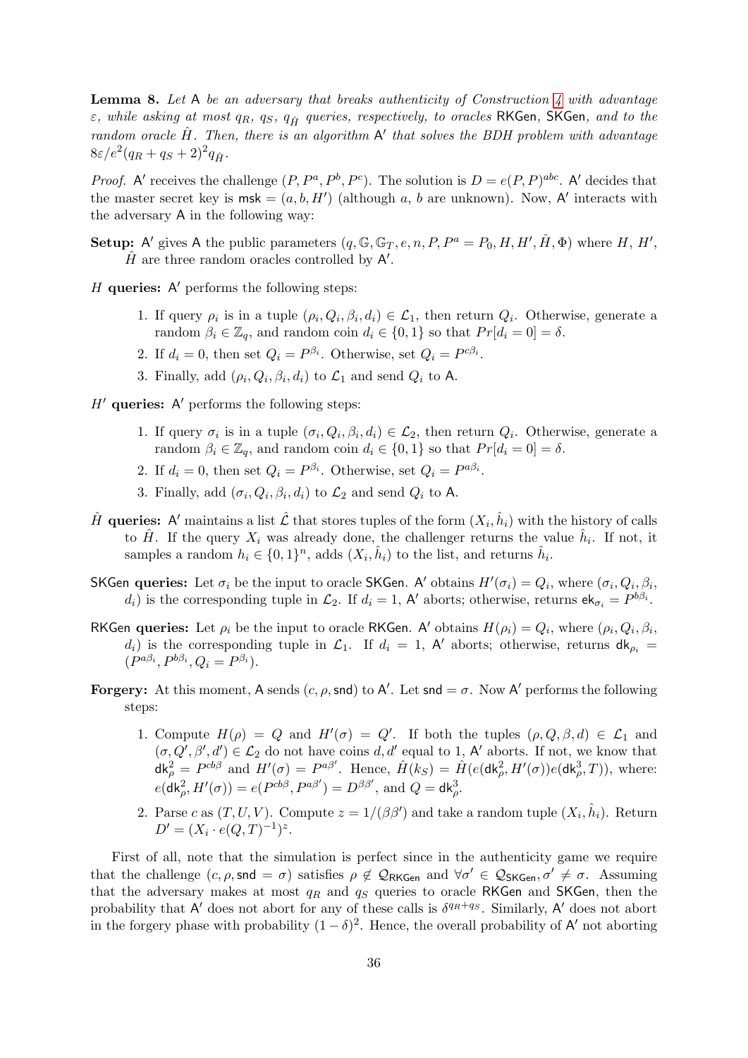**Lemma 8.** *Let* A *be an adversary that breaks authenticity of Construction 4 with advantage* $\varepsilon$*, while asking at most* $q_R$*,* $q_S$*,* $q_{\hat{H}}$ *queries, respectively, to oracles* RKGen*,* SKGen*, and to the random oracle* $\hat{H}$*. Then, there is an algorithm* A′ *that solves the BDH problem with advantage* $8\varepsilon/e^2(q_R + q_S + 2)^2 q_{\hat{H}}$*.*

*Proof.* A′ receives the challenge $(P, P^a, P^b, P^c)$. The solution is $D = e(P, P)^{abc}$. A′ decides that the master secret key is $\mathsf{msk} = (a, b, H')$ (although $a$, $b$ are unknown). Now, A′ interacts with the adversary A in the following way:

**Setup:** A′ gives A the public parameters $(q, \mathbb{G}, \mathbb{G}_T, e, n, P, P^a = P_0, H, H', \hat{H}, \Phi)$ where $H$, $H'$, $\hat{H}$ are three random oracles controlled by A′.

$H$ **queries:** A′ performs the following steps:

1. If query $\rho_i$ is in a tuple $(\rho_i, Q_i, \beta_i, d_i) \in \mathcal{L}_1$, then return $Q_i$. Otherwise, generate a random $\beta_i \in \mathbb{Z}_q$, and random coin $d_i \in \{0, 1\}$ so that $Pr[d_i = 0] = \delta$.
2. If $d_i = 0$, then set $Q_i = P^{\beta_i}$. Otherwise, set $Q_i = P^{c\beta_i}$.
3. Finally, add $(\rho_i, Q_i, \beta_i, d_i)$ to $\mathcal{L}_1$ and send $Q_i$ to A.

$H'$ **queries:** A′ performs the following steps:

1. If query $\sigma_i$ is in a tuple $(\sigma_i, Q_i, \beta_i, d_i) \in \mathcal{L}_2$, then return $Q_i$. Otherwise, generate a random $\beta_i \in \mathbb{Z}_q$, and random coin $d_i \in \{0, 1\}$ so that $Pr[d_i = 0] = \delta$.
2. If $d_i = 0$, then set $Q_i = P^{\beta_i}$. Otherwise, set $Q_i = P^{a\beta_i}$.
3. Finally, add $(\sigma_i, Q_i, \beta_i, d_i)$ to $\mathcal{L}_2$ and send $Q_i$ to A.

$\hat{H}$ **queries:** A′ maintains a list $\hat{\mathcal{L}}$ that stores tuples of the form $(X_i, \hat{h}_i)$ with the history of calls to $\hat{H}$. If the query $X_i$ was already done, the challenger returns the value $\hat{h}_i$. If not, it samples a random $h_i \in \{0, 1\}^n$, adds $(X_i, \hat{h}_i)$ to the list, and returns $\hat{h}_i$.

SKGen **queries:** Let $\sigma_i$ be the input to oracle SKGen. A′ obtains $H'(\sigma_i) = Q_i$, where $(\sigma_i, Q_i, \beta_i, d_i)$ is the corresponding tuple in $\mathcal{L}_2$. If $d_i = 1$, A′ aborts; otherwise, returns $\mathsf{ek}_{\sigma_i} = P^{b\beta_i}$.

RKGen **queries:** Let $\rho_i$ be the input to oracle RKGen. A′ obtains $H(\rho_i) = Q_i$, where $(\rho_i, Q_i, \beta_i, d_i)$ is the corresponding tuple in $\mathcal{L}_1$. If $d_i = 1$, A′ aborts; otherwise, returns $\mathsf{dk}_{\rho_i} = (P^{a\beta_i}, P^{b\beta_i}, Q_i = P^{\beta_i})$.

**Forgery:** At this moment, A sends $(c, \rho, \mathsf{snd})$ to A′. Let $\mathsf{snd} = \sigma$. Now A′ performs the following steps:

1. Compute $H(\rho) = Q$ and $H'(\sigma) = Q'$. If both the tuples $(\rho, Q, \beta, d) \in \mathcal{L}_1$ and $(\sigma, Q', \beta', d') \in \mathcal{L}_2$ do not have coins $d, d'$ equal to 1, A′ aborts. If not, we know that $\mathsf{dk}^2_\rho = P^{cb\beta}$ and $H'(\sigma) = P^{a\beta'}$. Hence, $\hat{H}(k_S) = \hat{H}(e(\mathsf{dk}^2_\rho, H'(\sigma))e(\mathsf{dk}^3_\rho, T))$, where: $e(\mathsf{dk}^2_\rho, H'(\sigma)) = e(P^{cb\beta}, P^{a\beta'}) = D^{\beta\beta'}$, and $Q = \mathsf{dk}^3_\rho$.
2. Parse $c$ as $(T, U, V)$. Compute $z = 1/(\beta\beta')$ and take a random tuple $(X_i, \hat{h}_i)$. Return $D' = (X_i \cdot e(Q, T)^{-1})^z$.

First of all, note that the simulation is perfect since in the authenticity game we require that the challenge $(c, \rho, \mathsf{snd} = \sigma)$ satisfies $\rho \notin \mathcal{Q}_{\mathsf{RKGen}}$ and $\forall \sigma' \in \mathcal{Q}_{\mathsf{SKGen}}, \sigma' \neq \sigma$. Assuming that the adversary makes at most $q_R$ and $q_S$ queries to oracle RKGen and SKGen, then the probability that A′ does not abort for any of these calls is $\delta^{q_R + q_S}$. Similarly, A′ does not abort in the forgery phase with probability $(1 - \delta)^2$. Hence, the overall probability of A′ not aborting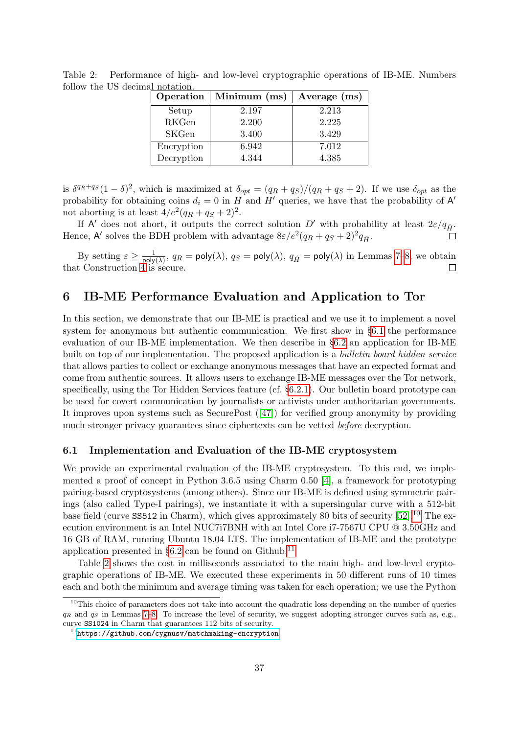Table 2: Performance of high- and low-level cryptographic operations of IB-ME. Numbers follow the US decimal notation.

| Operation | Minimum (ms) | Average (ms) |
|---|---|---|
| Setup | 2.197 | 2.213 |
| RKGen | 2.200 | 2.225 |
| SKGen | 3.400 | 3.429 |
| Encryption | 6.942 | 7.012 |
| Decryption | 4.344 | 4.385 |

is $\delta^{q_R+q_S}(1-\delta)^2$, which is maximized at $\delta_{opt} = (q_R+q_S)/(q_R+q_S+2)$. If we use $\delta_{opt}$ as the probability for obtaining coins $d_i = 0$ in $H$ and $H'$ queries, we have that the probability of $\mathsf{A}'$ not aborting is at least $4/e^2(q_R+q_S+2)^2$.

If $\mathsf{A}'$ does not abort, it outputs the correct solution $D'$ with probability at least $2\varepsilon/q_{\hat{H}}$. Hence, $\mathsf{A}'$ solves the BDH problem with advantage $8\varepsilon/e^2(q_R+q_S+2)^2 q_{\hat{H}}$. □

By setting $\varepsilon \geq \frac{1}{\mathsf{poly}(\lambda)}$, $q_R = \mathsf{poly}(\lambda)$, $q_S = \mathsf{poly}(\lambda)$, $q_{\hat{H}} = \mathsf{poly}(\lambda)$ in Lemmas 7–8, we obtain that Construction 4 is secure. □

# 6 IB-ME Performance Evaluation and Application to Tor

In this section, we demonstrate that our IB-ME is practical and we use it to implement a novel system for anonymous but authentic communication. We first show in §6.1 the performance evaluation of our IB-ME implementation. We then describe in §6.2 an application for IB-ME built on top of our implementation. The proposed application is a *bulletin board hidden service* that allows parties to collect or exchange anonymous messages that have an expected format and come from authentic sources. It allows users to exchange IB-ME messages over the Tor network, specifically, using the Tor Hidden Services feature (cf. §6.2.1). Our bulletin board prototype can be used for covert communication by journalists or activists under authoritarian governments. It improves upon systems such as SecurePost ([47]) for verified group anonymity by providing much stronger privacy guarantees since ciphertexts can be vetted *before* decryption.

## 6.1 Implementation and Evaluation of the IB-ME cryptosystem

We provide an experimental evaluation of the IB-ME cryptosystem. To this end, we implemented a proof of concept in Python 3.6.5 using Charm 0.50 [4], a framework for prototyping pairing-based cryptosystems (among others). Since our IB-ME is defined using symmetric pairings (also called Type-I pairings), we instantiate it with a supersingular curve with a 512-bit base field (curve `SS512` in Charm), which gives approximately 80 bits of security [52].[10] The execution environment is an Intel NUC7i7BNH with an Intel Core i7-7567U CPU @ 3.50GHz and 16 GB of RAM, running Ubuntu 18.04 LTS. The implementation of IB-ME and the prototype application presented in §6.2 can be found on Github.[11]

Table 2 shows the cost in milliseconds associated to the main high- and low-level cryptographic operations of IB-ME. We executed these experiments in 50 different runs of 10 times each and both the minimum and average timing was taken for each operation; we use the Python

[10] This choice of parameters does not take into account the quadratic loss depending on the number of queries $q_R$ and $q_S$ in Lemmas 7–8. To increase the level of security, we suggest adopting stronger curves such as, e.g., curve `SS1024` in Charm that guarantees 112 bits of security.

[11] https://github.com/cygnusv/matchmaking-encryption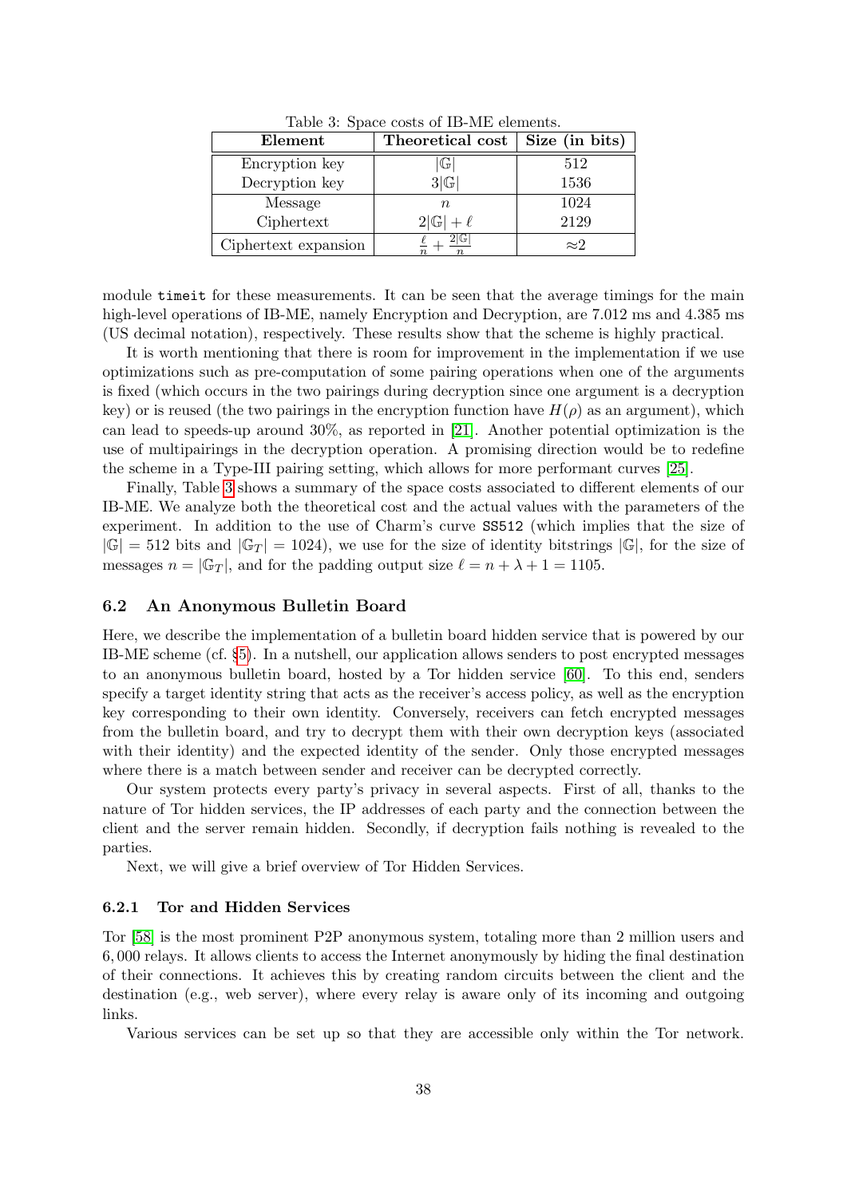Table 3: Space costs of IB-ME elements.

| Element | Theoretical cost | Size (in bits) |
|---|---|---|
| Encryption key | $\lvert\mathbb{G}\rvert$ | 512 |
| Decryption key | $3\lvert\mathbb{G}\rvert$ | 1536 |
| Message | $n$ | 1024 |
| Ciphertext | $2\lvert\mathbb{G}\rvert + \ell$ | 2129 |
| Ciphertext expansion | $\frac{\ell}{n} + \frac{2\lvert\mathbb{G}\rvert}{n}$ | $\approx$2 |

module `timeit` for these measurements. It can be seen that the average timings for the main high-level operations of IB-ME, namely Encryption and Decryption, are 7.012 ms and 4.385 ms (US decimal notation), respectively. These results show that the scheme is highly practical.

It is worth mentioning that there is room for improvement in the implementation if we use optimizations such as pre-computation of some pairing operations when one of the arguments is fixed (which occurs in the two pairings during decryption since one argument is a decryption key) or is reused (the two pairings in the encryption function have $H(\rho)$ as an argument), which can lead to speeds-up around 30%, as reported in [21]. Another potential optimization is the use of multipairings in the decryption operation. A promising direction would be to redefine the scheme in a Type-III pairing setting, which allows for more performant curves [25].

Finally, Table 3 shows a summary of the space costs associated to different elements of our IB-ME. We analyze both the theoretical cost and the actual values with the parameters of the experiment. In addition to the use of Charm's curve `SS512` (which implies that the size of $|\mathbb{G}| = 512$ bits and $|\mathbb{G}_T| = 1024$), we use for the size of identity bitstrings $|\mathbb{G}|$, for the size of messages $n = |\mathbb{G}_T|$, and for the padding output size $\ell = n + \lambda + 1 = 1105$.

### 6.2 An Anonymous Bulletin Board

Here, we describe the implementation of a bulletin board hidden service that is powered by our IB-ME scheme (cf. §5). In a nutshell, our application allows senders to post encrypted messages to an anonymous bulletin board, hosted by a Tor hidden service [60]. To this end, senders specify a target identity string that acts as the receiver's access policy, as well as the encryption key corresponding to their own identity. Conversely, receivers can fetch encrypted messages from the bulletin board, and try to decrypt them with their own decryption keys (associated with their identity) and the expected identity of the sender. Only those encrypted messages where there is a match between sender and receiver can be decrypted correctly.

Our system protects every party's privacy in several aspects. First of all, thanks to the nature of Tor hidden services, the IP addresses of each party and the connection between the client and the server remain hidden. Secondly, if decryption fails nothing is revealed to the parties.

Next, we will give a brief overview of Tor Hidden Services.

#### 6.2.1 Tor and Hidden Services

Tor [58] is the most prominent P2P anonymous system, totaling more than 2 million users and 6,000 relays. It allows clients to access the Internet anonymously by hiding the final destination of their connections. It achieves this by creating random circuits between the client and the destination (e.g., web server), where every relay is aware only of its incoming and outgoing links.

Various services can be set up so that they are accessible only within the Tor network.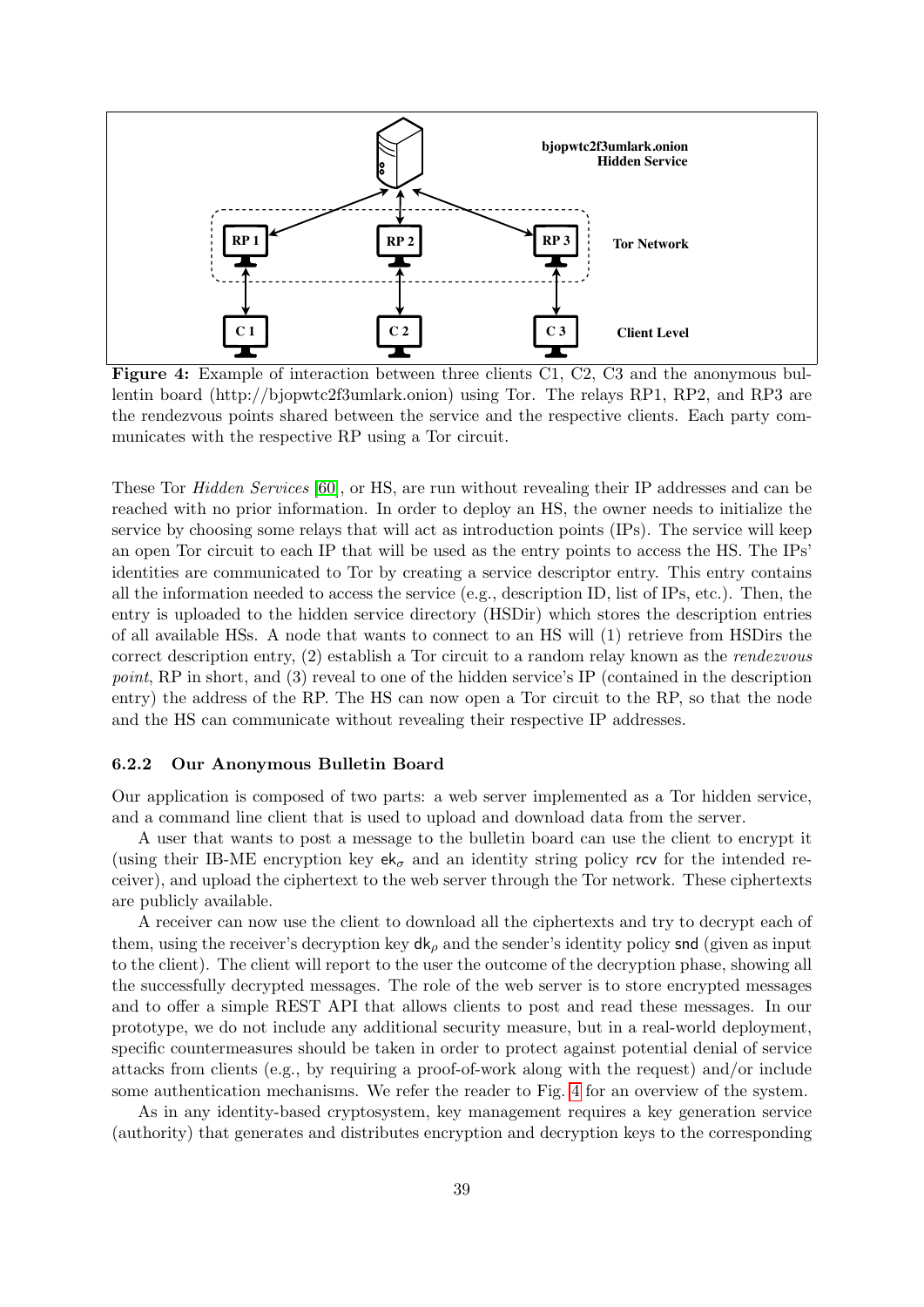Figure 4: Example of interaction between three clients C1, C2, C3 and the anonymous bullentin board (http://bjopwtc2f3umlark.onion) using Tor. The relays RP1, RP2, and RP3 are the rendezvous points shared between the service and the respective clients. Each party communicates with the respective RP using a Tor circuit.

These Tor *Hidden Services* [60], or HS, are run without revealing their IP addresses and can be reached with no prior information. In order to deploy an HS, the owner needs to initialize the service by choosing some relays that will act as introduction points (IPs). The service will keep an open Tor circuit to each IP that will be used as the entry points to access the HS. The IPs' identities are communicated to Tor by creating a service descriptor entry. This entry contains all the information needed to access the service (e.g., description ID, list of IPs, etc.). Then, the entry is uploaded to the hidden service directory (HSDir) which stores the description entries of all available HSs. A node that wants to connect to an HS will (1) retrieve from HSDirs the correct description entry, (2) establish a Tor circuit to a random relay known as the *rendezvous point*, RP in short, and (3) reveal to one of the hidden service's IP (contained in the description entry) the address of the RP. The HS can now open a Tor circuit to the RP, so that the node and the HS can communicate without revealing their respective IP addresses.

### 6.2.2 Our Anonymous Bulletin Board

Our application is composed of two parts: a web server implemented as a Tor hidden service, and a command line client that is used to upload and download data from the server.

A user that wants to post a message to the bulletin board can use the client to encrypt it (using their IB-ME encryption key $\mathsf{ek}_\sigma$ and an identity string policy $\mathsf{rcv}$ for the intended receiver), and upload the ciphertext to the web server through the Tor network. These ciphertexts are publicly available.

A receiver can now use the client to download all the ciphertexts and try to decrypt each of them, using the receiver's decryption key $\mathsf{dk}_\rho$ and the sender's identity policy $\mathsf{snd}$ (given as input to the client). The client will report to the user the outcome of the decryption phase, showing all the successfully decrypted messages. The role of the web server is to store encrypted messages and to offer a simple REST API that allows clients to post and read these messages. In our prototype, we do not include any additional security measure, but in a real-world deployment, specific countermeasures should be taken in order to protect against potential denial of service attacks from clients (e.g., by requiring a proof-of-work along with the request) and/or include some authentication mechanisms. We refer the reader to Fig. 4 for an overview of the system.

As in any identity-based cryptosystem, key management requires a key generation service (authority) that generates and distributes encryption and decryption keys to the corresponding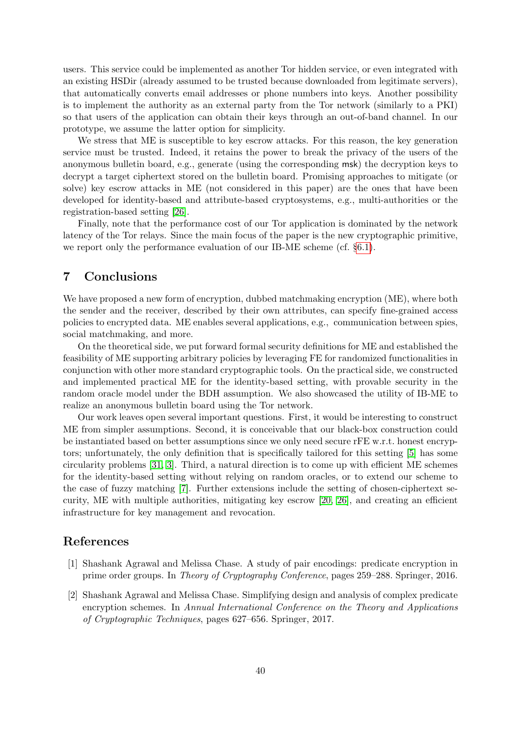users. This service could be implemented as another Tor hidden service, or even integrated with an existing HSDir (already assumed to be trusted because downloaded from legitimate servers), that automatically converts email addresses or phone numbers into keys. Another possibility is to implement the authority as an external party from the Tor network (similarly to a PKI) so that users of the application can obtain their keys through an out-of-band channel. In our prototype, we assume the latter option for simplicity.

We stress that ME is susceptible to key escrow attacks. For this reason, the key generation service must be trusted. Indeed, it retains the power to break the privacy of the users of the anonymous bulletin board, e.g., generate (using the corresponding $\mathsf{msk}$) the decryption keys to decrypt a target ciphertext stored on the bulletin board. Promising approaches to mitigate (or solve) key escrow attacks in ME (not considered in this paper) are the ones that have been developed for identity-based and attribute-based cryptosystems, e.g., multi-authorities or the registration-based setting [26].

Finally, note that the performance cost of our Tor application is dominated by the network latency of the Tor relays. Since the main focus of the paper is the new cryptographic primitive, we report only the performance evaluation of our IB-ME scheme (cf. §6.1).

## 7 Conclusions

We have proposed a new form of encryption, dubbed matchmaking encryption (ME), where both the sender and the receiver, described by their own attributes, can specify fine-grained access policies to encrypted data. ME enables several applications, e.g., communication between spies, social matchmaking, and more.

On the theoretical side, we put forward formal security definitions for ME and established the feasibility of ME supporting arbitrary policies by leveraging FE for randomized functionalities in conjunction with other more standard cryptographic tools. On the practical side, we constructed and implemented practical ME for the identity-based setting, with provable security in the random oracle model under the BDH assumption. We also showcased the utility of IB-ME to realize an anonymous bulletin board using the Tor network.

Our work leaves open several important questions. First, it would be interesting to construct ME from simpler assumptions. Second, it is conceivable that our black-box construction could be instantiated based on better assumptions since we only need secure rFE w.r.t. honest encryptors; unfortunately, the only definition that is specifically tailored for this setting [5] has some circularity problems [31, 3]. Third, a natural direction is to come up with efficient ME schemes for the identity-based setting without relying on random oracles, or to extend our scheme to the case of fuzzy matching [7]. Further extensions include the setting of chosen-ciphertext security, ME with multiple authorities, mitigating key escrow [20, 26], and creating an efficient infrastructure for key management and revocation.

## References

[1] Shashank Agrawal and Melissa Chase. A study of pair encodings: predicate encryption in prime order groups. In *Theory of Cryptography Conference*, pages 259–288. Springer, 2016.

[2] Shashank Agrawal and Melissa Chase. Simplifying design and analysis of complex predicate encryption schemes. In *Annual International Conference on the Theory and Applications of Cryptographic Techniques*, pages 627–656. Springer, 2017.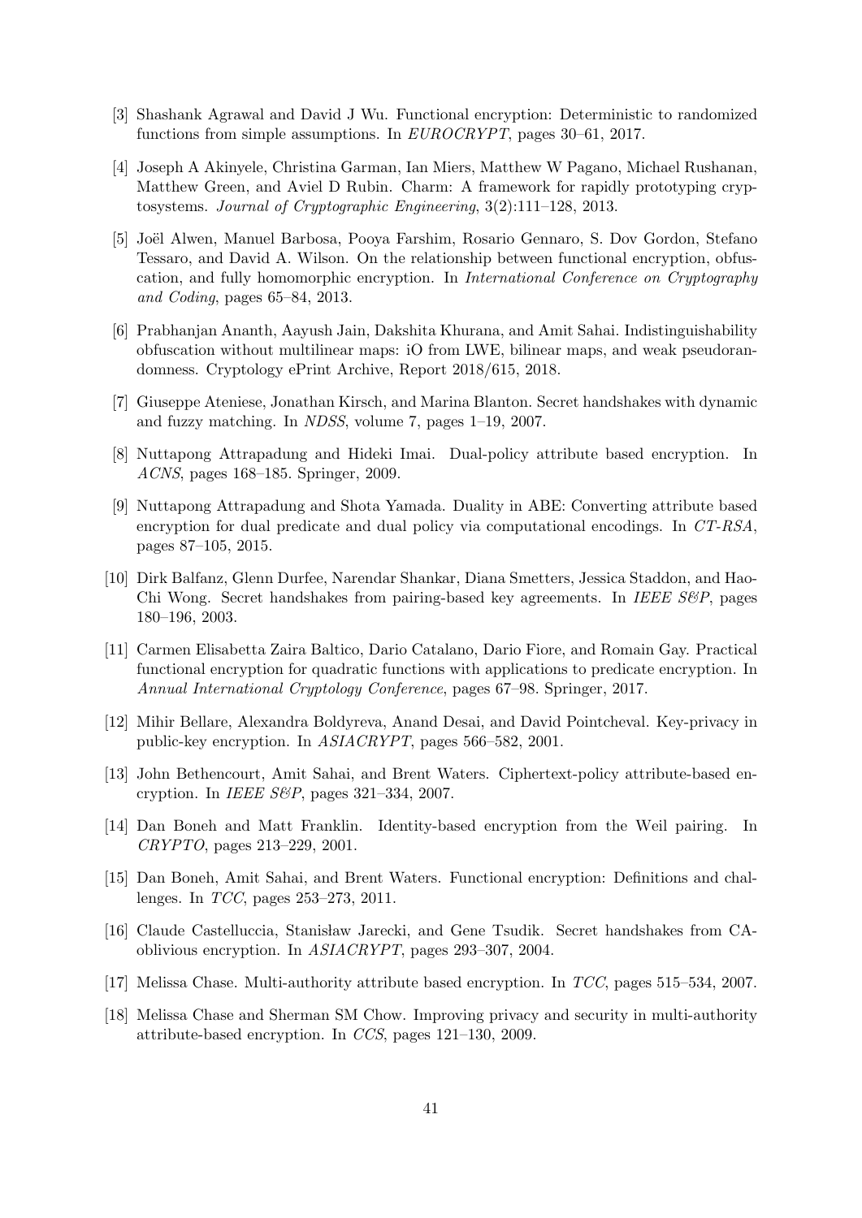[3] Shashank Agrawal and David J Wu. Functional encryption: Deterministic to randomized functions from simple assumptions. In *EUROCRYPT*, pages 30–61, 2017.

[4] Joseph A Akinyele, Christina Garman, Ian Miers, Matthew W Pagano, Michael Rushanan, Matthew Green, and Aviel D Rubin. Charm: A framework for rapidly prototyping cryptosystems. *Journal of Cryptographic Engineering*, 3(2):111–128, 2013.

[5] Joël Alwen, Manuel Barbosa, Pooya Farshim, Rosario Gennaro, S. Dov Gordon, Stefano Tessaro, and David A. Wilson. On the relationship between functional encryption, obfuscation, and fully homomorphic encryption. In *International Conference on Cryptography and Coding*, pages 65–84, 2013.

[6] Prabhanjan Ananth, Aayush Jain, Dakshita Khurana, and Amit Sahai. Indistinguishability obfuscation without multilinear maps: iO from LWE, bilinear maps, and weak pseudorandomness. Cryptology ePrint Archive, Report 2018/615, 2018.

[7] Giuseppe Ateniese, Jonathan Kirsch, and Marina Blanton. Secret handshakes with dynamic and fuzzy matching. In *NDSS*, volume 7, pages 1–19, 2007.

[8] Nuttapong Attrapadung and Hideki Imai. Dual-policy attribute based encryption. In *ACNS*, pages 168–185. Springer, 2009.

[9] Nuttapong Attrapadung and Shota Yamada. Duality in ABE: Converting attribute based encryption for dual predicate and dual policy via computational encodings. In *CT-RSA*, pages 87–105, 2015.

[10] Dirk Balfanz, Glenn Durfee, Narendar Shankar, Diana Smetters, Jessica Staddon, and Hao-Chi Wong. Secret handshakes from pairing-based key agreements. In *IEEE S&P*, pages 180–196, 2003.

[11] Carmen Elisabetta Zaira Baltico, Dario Catalano, Dario Fiore, and Romain Gay. Practical functional encryption for quadratic functions with applications to predicate encryption. In *Annual International Cryptology Conference*, pages 67–98. Springer, 2017.

[12] Mihir Bellare, Alexandra Boldyreva, Anand Desai, and David Pointcheval. Key-privacy in public-key encryption. In *ASIACRYPT*, pages 566–582, 2001.

[13] John Bethencourt, Amit Sahai, and Brent Waters. Ciphertext-policy attribute-based encryption. In *IEEE S&P*, pages 321–334, 2007.

[14] Dan Boneh and Matt Franklin. Identity-based encryption from the Weil pairing. In *CRYPTO*, pages 213–229, 2001.

[15] Dan Boneh, Amit Sahai, and Brent Waters. Functional encryption: Definitions and challenges. In *TCC*, pages 253–273, 2011.

[16] Claude Castelluccia, Stanisław Jarecki, and Gene Tsudik. Secret handshakes from CA-oblivious encryption. In *ASIACRYPT*, pages 293–307, 2004.

[17] Melissa Chase. Multi-authority attribute based encryption. In *TCC*, pages 515–534, 2007.

[18] Melissa Chase and Sherman SM Chow. Improving privacy and security in multi-authority attribute-based encryption. In *CCS*, pages 121–130, 2009.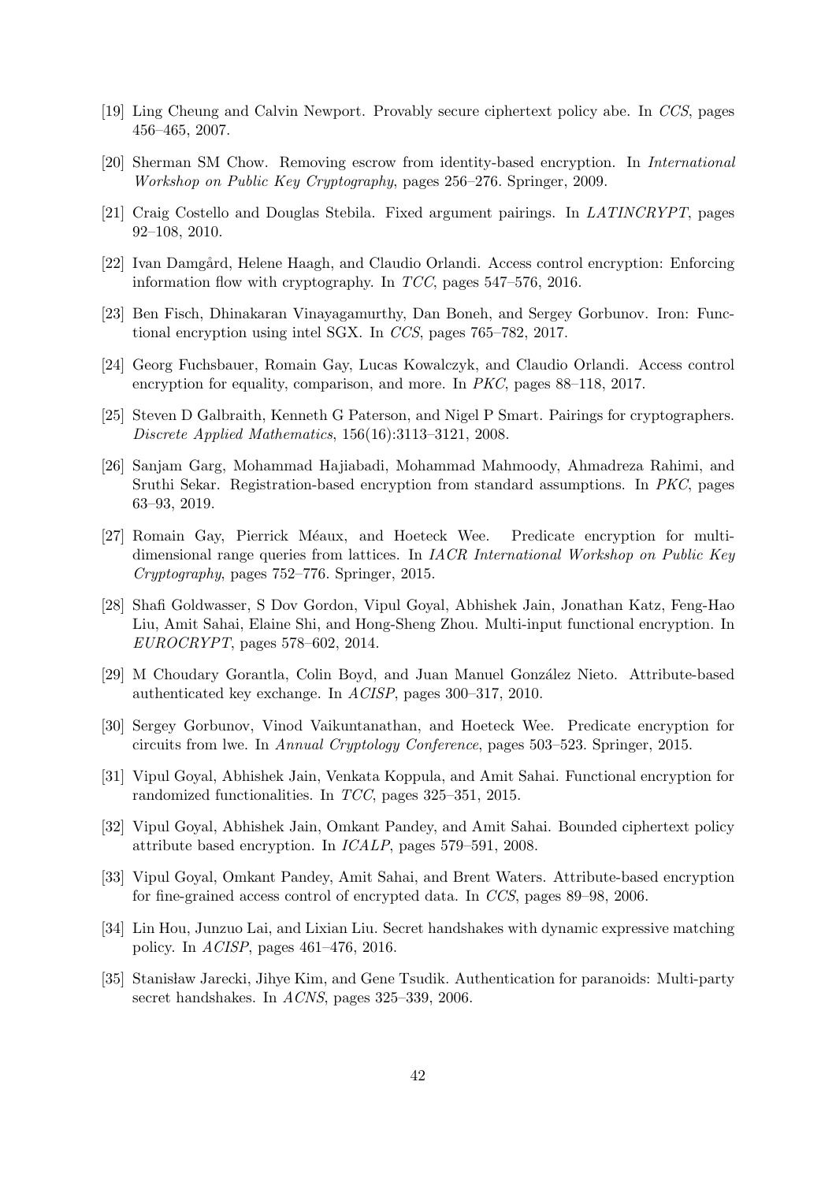[19] Ling Cheung and Calvin Newport. Provably secure ciphertext policy abe. In *CCS*, pages 456–465, 2007.

[20] Sherman SM Chow. Removing escrow from identity-based encryption. In *International Workshop on Public Key Cryptography*, pages 256–276. Springer, 2009.

[21] Craig Costello and Douglas Stebila. Fixed argument pairings. In *LATINCRYPT*, pages 92–108, 2010.

[22] Ivan Damgård, Helene Haagh, and Claudio Orlandi. Access control encryption: Enforcing information flow with cryptography. In *TCC*, pages 547–576, 2016.

[23] Ben Fisch, Dhinakaran Vinayagamurthy, Dan Boneh, and Sergey Gorbunov. Iron: Functional encryption using intel SGX. In *CCS*, pages 765–782, 2017.

[24] Georg Fuchsbauer, Romain Gay, Lucas Kowalczyk, and Claudio Orlandi. Access control encryption for equality, comparison, and more. In *PKC*, pages 88–118, 2017.

[25] Steven D Galbraith, Kenneth G Paterson, and Nigel P Smart. Pairings for cryptographers. *Discrete Applied Mathematics*, 156(16):3113–3121, 2008.

[26] Sanjam Garg, Mohammad Hajiabadi, Mohammad Mahmoody, Ahmadreza Rahimi, and Sruthi Sekar. Registration-based encryption from standard assumptions. In *PKC*, pages 63–93, 2019.

[27] Romain Gay, Pierrick Méaux, and Hoeteck Wee. Predicate encryption for multi-dimensional range queries from lattices. In *IACR International Workshop on Public Key Cryptography*, pages 752–776. Springer, 2015.

[28] Shafi Goldwasser, S Dov Gordon, Vipul Goyal, Abhishek Jain, Jonathan Katz, Feng-Hao Liu, Amit Sahai, Elaine Shi, and Hong-Sheng Zhou. Multi-input functional encryption. In *EUROCRYPT*, pages 578–602, 2014.

[29] M Choudary Gorantla, Colin Boyd, and Juan Manuel González Nieto. Attribute-based authenticated key exchange. In *ACISP*, pages 300–317, 2010.

[30] Sergey Gorbunov, Vinod Vaikuntanathan, and Hoeteck Wee. Predicate encryption for circuits from lwe. In *Annual Cryptology Conference*, pages 503–523. Springer, 2015.

[31] Vipul Goyal, Abhishek Jain, Venkata Koppula, and Amit Sahai. Functional encryption for randomized functionalities. In *TCC*, pages 325–351, 2015.

[32] Vipul Goyal, Abhishek Jain, Omkant Pandey, and Amit Sahai. Bounded ciphertext policy attribute based encryption. In *ICALP*, pages 579–591, 2008.

[33] Vipul Goyal, Omkant Pandey, Amit Sahai, and Brent Waters. Attribute-based encryption for fine-grained access control of encrypted data. In *CCS*, pages 89–98, 2006.

[34] Lin Hou, Junzuo Lai, and Lixian Liu. Secret handshakes with dynamic expressive matching policy. In *ACISP*, pages 461–476, 2016.

[35] Stanisław Jarecki, Jihye Kim, and Gene Tsudik. Authentication for paranoids: Multi-party secret handshakes. In *ACNS*, pages 325–339, 2006.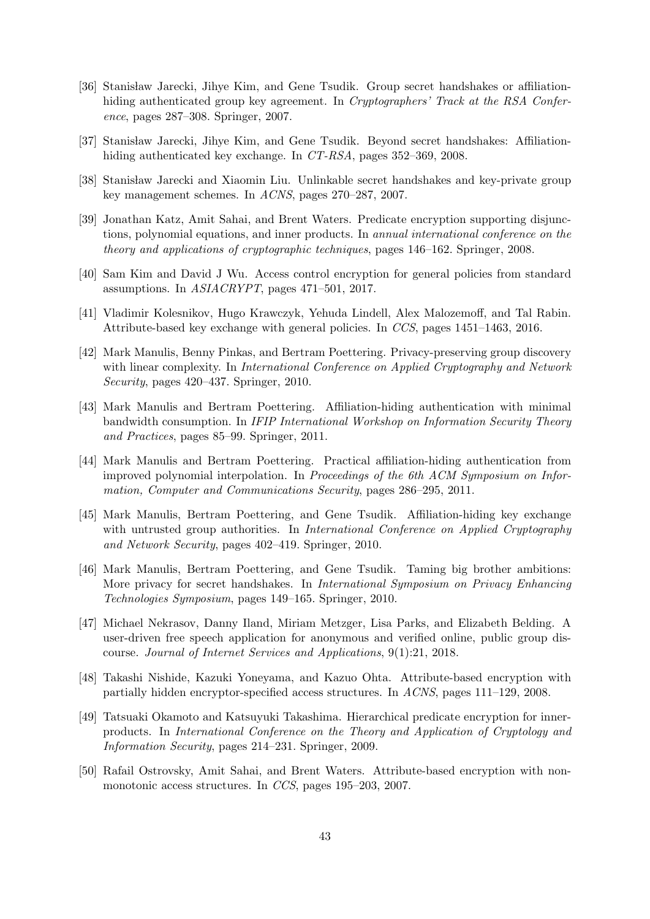[36] Stanisław Jarecki, Jihye Kim, and Gene Tsudik. Group secret handshakes or affiliation-hiding authenticated group key agreement. In *Cryptographers' Track at the RSA Conference*, pages 287–308. Springer, 2007.

[37] Stanisław Jarecki, Jihye Kim, and Gene Tsudik. Beyond secret handshakes: Affiliation-hiding authenticated key exchange. In *CT-RSA*, pages 352–369, 2008.

[38] Stanisław Jarecki and Xiaomin Liu. Unlinkable secret handshakes and key-private group key management schemes. In *ACNS*, pages 270–287, 2007.

[39] Jonathan Katz, Amit Sahai, and Brent Waters. Predicate encryption supporting disjunctions, polynomial equations, and inner products. In *annual international conference on the theory and applications of cryptographic techniques*, pages 146–162. Springer, 2008.

[40] Sam Kim and David J Wu. Access control encryption for general policies from standard assumptions. In *ASIACRYPT*, pages 471–501, 2017.

[41] Vladimir Kolesnikov, Hugo Krawczyk, Yehuda Lindell, Alex Malozemoff, and Tal Rabin. Attribute-based key exchange with general policies. In *CCS*, pages 1451–1463, 2016.

[42] Mark Manulis, Benny Pinkas, and Bertram Poettering. Privacy-preserving group discovery with linear complexity. In *International Conference on Applied Cryptography and Network Security*, pages 420–437. Springer, 2010.

[43] Mark Manulis and Bertram Poettering. Affiliation-hiding authentication with minimal bandwidth consumption. In *IFIP International Workshop on Information Security Theory and Practices*, pages 85–99. Springer, 2011.

[44] Mark Manulis and Bertram Poettering. Practical affiliation-hiding authentication from improved polynomial interpolation. In *Proceedings of the 6th ACM Symposium on Information, Computer and Communications Security*, pages 286–295, 2011.

[45] Mark Manulis, Bertram Poettering, and Gene Tsudik. Affiliation-hiding key exchange with untrusted group authorities. In *International Conference on Applied Cryptography and Network Security*, pages 402–419. Springer, 2010.

[46] Mark Manulis, Bertram Poettering, and Gene Tsudik. Taming big brother ambitions: More privacy for secret handshakes. In *International Symposium on Privacy Enhancing Technologies Symposium*, pages 149–165. Springer, 2010.

[47] Michael Nekrasov, Danny Iland, Miriam Metzger, Lisa Parks, and Elizabeth Belding. A user-driven free speech application for anonymous and verified online, public group discourse. *Journal of Internet Services and Applications*, 9(1):21, 2018.

[48] Takashi Nishide, Kazuki Yoneyama, and Kazuo Ohta. Attribute-based encryption with partially hidden encryptor-specified access structures. In *ACNS*, pages 111–129, 2008.

[49] Tatsuaki Okamoto and Katsuyuki Takashima. Hierarchical predicate encryption for inner-products. In *International Conference on the Theory and Application of Cryptology and Information Security*, pages 214–231. Springer, 2009.

[50] Rafail Ostrovsky, Amit Sahai, and Brent Waters. Attribute-based encryption with non-monotonic access structures. In *CCS*, pages 195–203, 2007.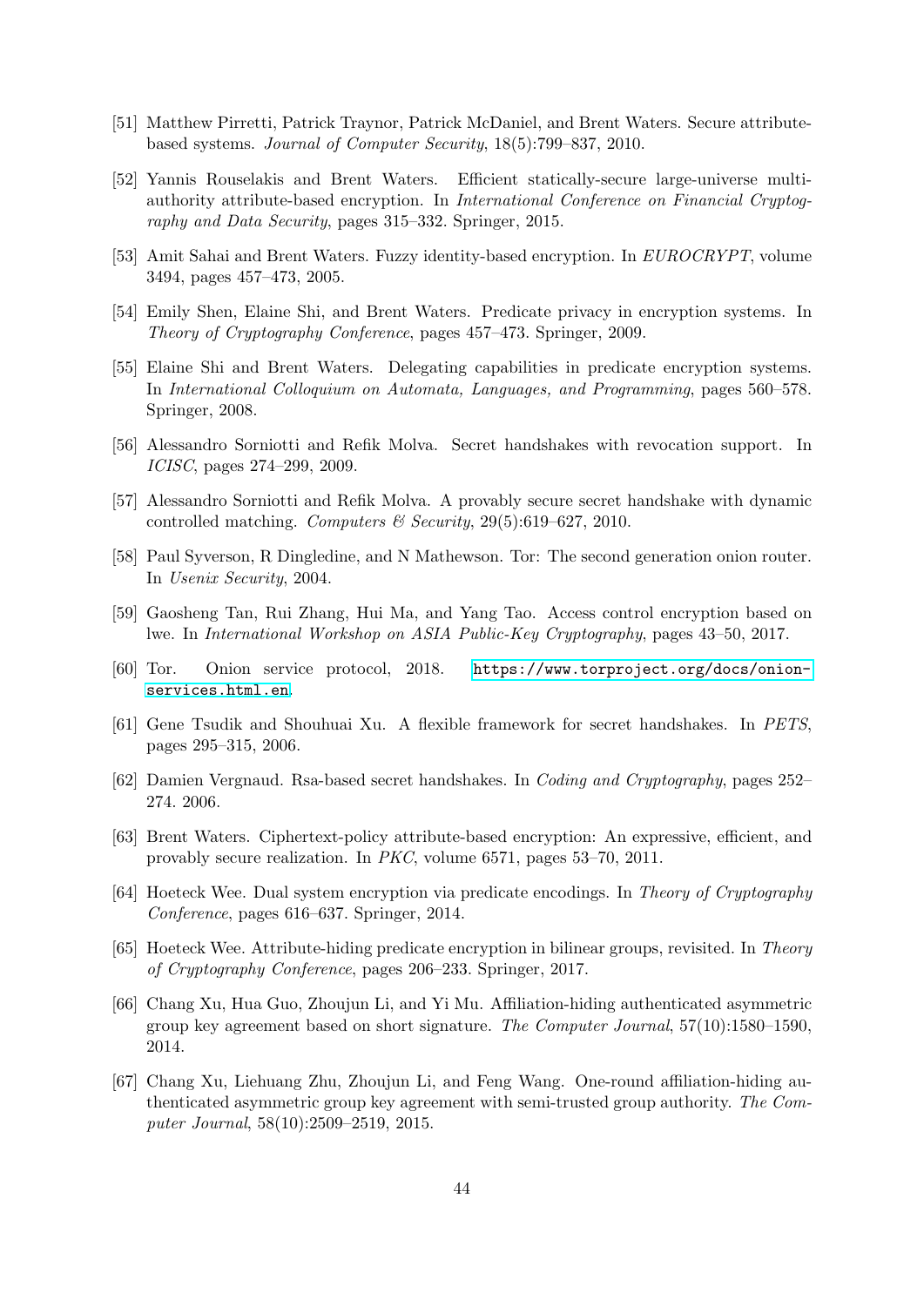[51] Matthew Pirretti, Patrick Traynor, Patrick McDaniel, and Brent Waters. Secure attribute-based systems. *Journal of Computer Security*, 18(5):799–837, 2010.

[52] Yannis Rouselakis and Brent Waters. Efficient statically-secure large-universe multi-authority attribute-based encryption. In *International Conference on Financial Cryptography and Data Security*, pages 315–332. Springer, 2015.

[53] Amit Sahai and Brent Waters. Fuzzy identity-based encryption. In *EUROCRYPT*, volume 3494, pages 457–473, 2005.

[54] Emily Shen, Elaine Shi, and Brent Waters. Predicate privacy in encryption systems. In *Theory of Cryptography Conference*, pages 457–473. Springer, 2009.

[55] Elaine Shi and Brent Waters. Delegating capabilities in predicate encryption systems. In *International Colloquium on Automata, Languages, and Programming*, pages 560–578. Springer, 2008.

[56] Alessandro Sorniotti and Refik Molva. Secret handshakes with revocation support. In *ICISC*, pages 274–299, 2009.

[57] Alessandro Sorniotti and Refik Molva. A provably secure secret handshake with dynamic controlled matching. *Computers & Security*, 29(5):619–627, 2010.

[58] Paul Syverson, R Dingledine, and N Mathewson. Tor: The second generation onion router. In *Usenix Security*, 2004.

[59] Gaosheng Tan, Rui Zhang, Hui Ma, and Yang Tao. Access control encryption based on lwe. In *International Workshop on ASIA Public-Key Cryptography*, pages 43–50, 2017.

[60] Tor. Onion service protocol, 2018. https://www.torproject.org/docs/onion-services.html.en.

[61] Gene Tsudik and Shouhuai Xu. A flexible framework for secret handshakes. In *PETS*, pages 295–315, 2006.

[62] Damien Vergnaud. Rsa-based secret handshakes. In *Coding and Cryptography*, pages 252–274. 2006.

[63] Brent Waters. Ciphertext-policy attribute-based encryption: An expressive, efficient, and provably secure realization. In *PKC*, volume 6571, pages 53–70, 2011.

[64] Hoeteck Wee. Dual system encryption via predicate encodings. In *Theory of Cryptography Conference*, pages 616–637. Springer, 2014.

[65] Hoeteck Wee. Attribute-hiding predicate encryption in bilinear groups, revisited. In *Theory of Cryptography Conference*, pages 206–233. Springer, 2017.

[66] Chang Xu, Hua Guo, Zhoujun Li, and Yi Mu. Affiliation-hiding authenticated asymmetric group key agreement based on short signature. *The Computer Journal*, 57(10):1580–1590, 2014.

[67] Chang Xu, Liehuang Zhu, Zhoujun Li, and Feng Wang. One-round affiliation-hiding authenticated asymmetric group key agreement with semi-trusted group authority. *The Computer Journal*, 58(10):2509–2519, 2015.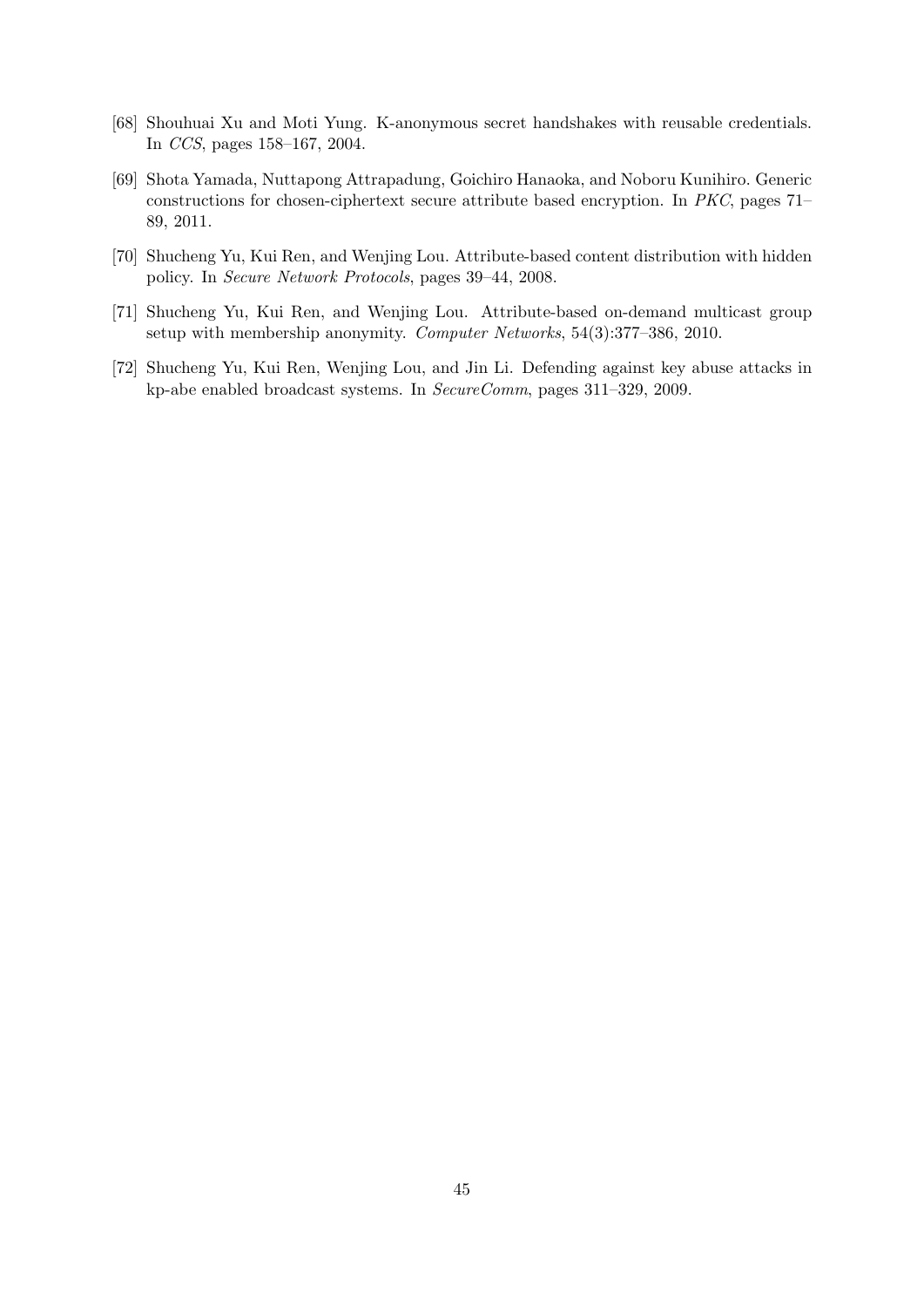[68] Shouhuai Xu and Moti Yung. K-anonymous secret handshakes with reusable credentials. In *CCS*, pages 158–167, 2004.

[69] Shota Yamada, Nuttapong Attrapadung, Goichiro Hanaoka, and Noboru Kunihiro. Generic constructions for chosen-ciphertext secure attribute based encryption. In *PKC*, pages 71–89, 2011.

[70] Shucheng Yu, Kui Ren, and Wenjing Lou. Attribute-based content distribution with hidden policy. In *Secure Network Protocols*, pages 39–44, 2008.

[71] Shucheng Yu, Kui Ren, and Wenjing Lou. Attribute-based on-demand multicast group setup with membership anonymity. *Computer Networks*, 54(3):377–386, 2010.

[72] Shucheng Yu, Kui Ren, Wenjing Lou, and Jin Li. Defending against key abuse attacks in kp-abe enabled broadcast systems. In *SecureComm*, pages 311–329, 2009.